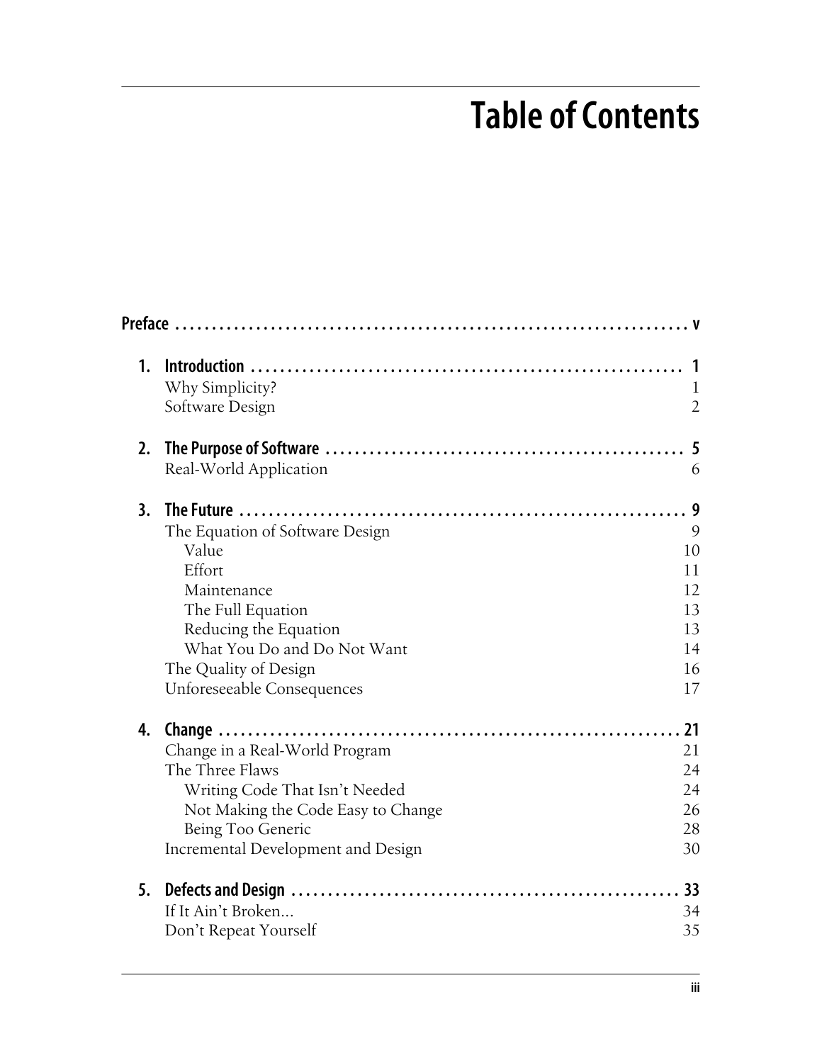# Table of Contents

**Preface** ..... v

**1. Introduction** ..... 1

- Why Simplicity? ..... 1
- Software Design ..... 2

**2. The Purpose of Software** ..... 5

- Real-World Application ..... 6

**3. The Future** ..... 9

- The Equation of Software Design ..... 9
  - Value ..... 10
  - Effort ..... 11
  - Maintenance ..... 12
  - The Full Equation ..... 13
  - Reducing the Equation ..... 13
  - What You Do and Do Not Want ..... 14
- The Quality of Design ..... 16
- Unforeseeable Consequences ..... 17

**4. Change** ..... 21

- Change in a Real-World Program ..... 21
- The Three Flaws ..... 24
  - Writing Code That Isn't Needed ..... 24
  - Not Making the Code Easy to Change ..... 26
  - Being Too Generic ..... 28
- Incremental Development and Design ..... 30

**5. Defects and Design** ..... 33

- If It Ain't Broken... ..... 34
- Don't Repeat Yourself ..... 35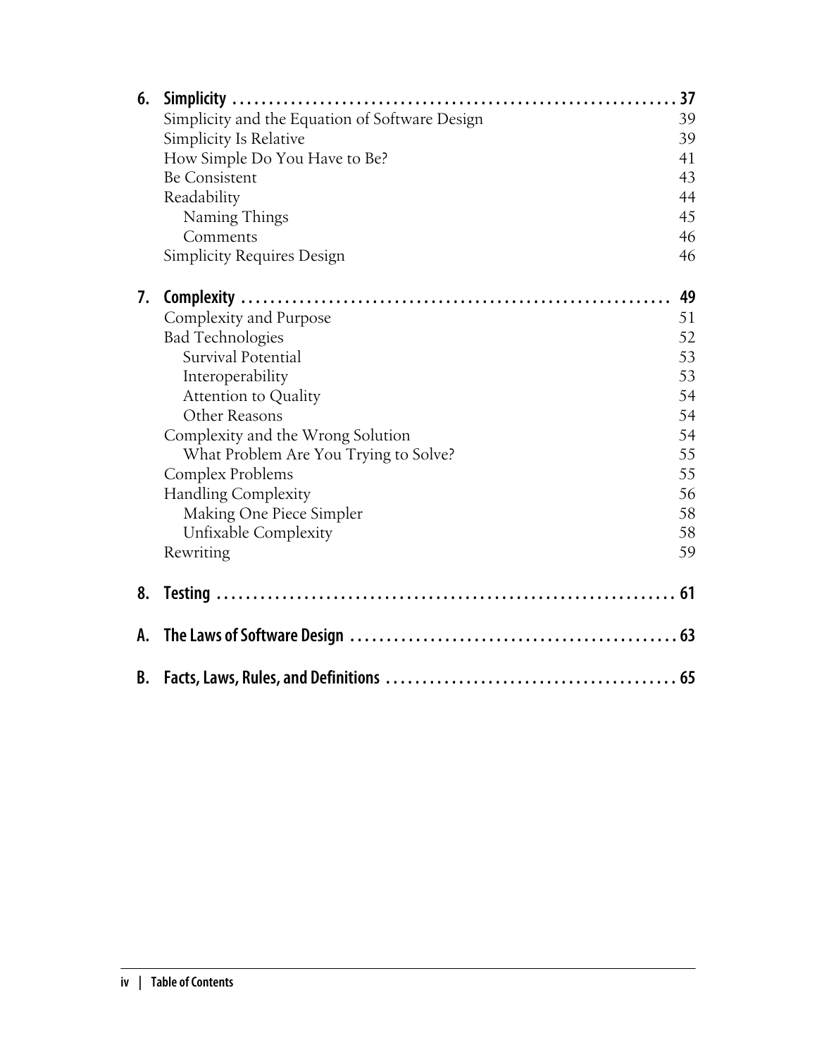6. **Simplicity** ........................................................ 37
  - Simplicity and the Equation of Software Design 39
  - Simplicity Is Relative 39
  - How Simple Do You Have to Be? 41
  - Be Consistent 43
  - Readability 44
    - Naming Things 45
    - Comments 46
  - Simplicity Requires Design 46

7. **Complexity** ........................................................ 49
  - Complexity and Purpose 51
  - Bad Technologies 52
    - Survival Potential 53
    - Interoperability 53
    - Attention to Quality 54
    - Other Reasons 54
  - Complexity and the Wrong Solution 54
    - What Problem Are You Trying to Solve? 55
  - Complex Problems 55
  - Handling Complexity 56
    - Making One Piece Simpler 58
    - Unfixable Complexity 58
  - Rewriting 59

8. **Testing** ........................................................ 61

A. **The Laws of Software Design** ........................................................ 63

B. **Facts, Laws, Rules, and Definitions** ........................................................ 65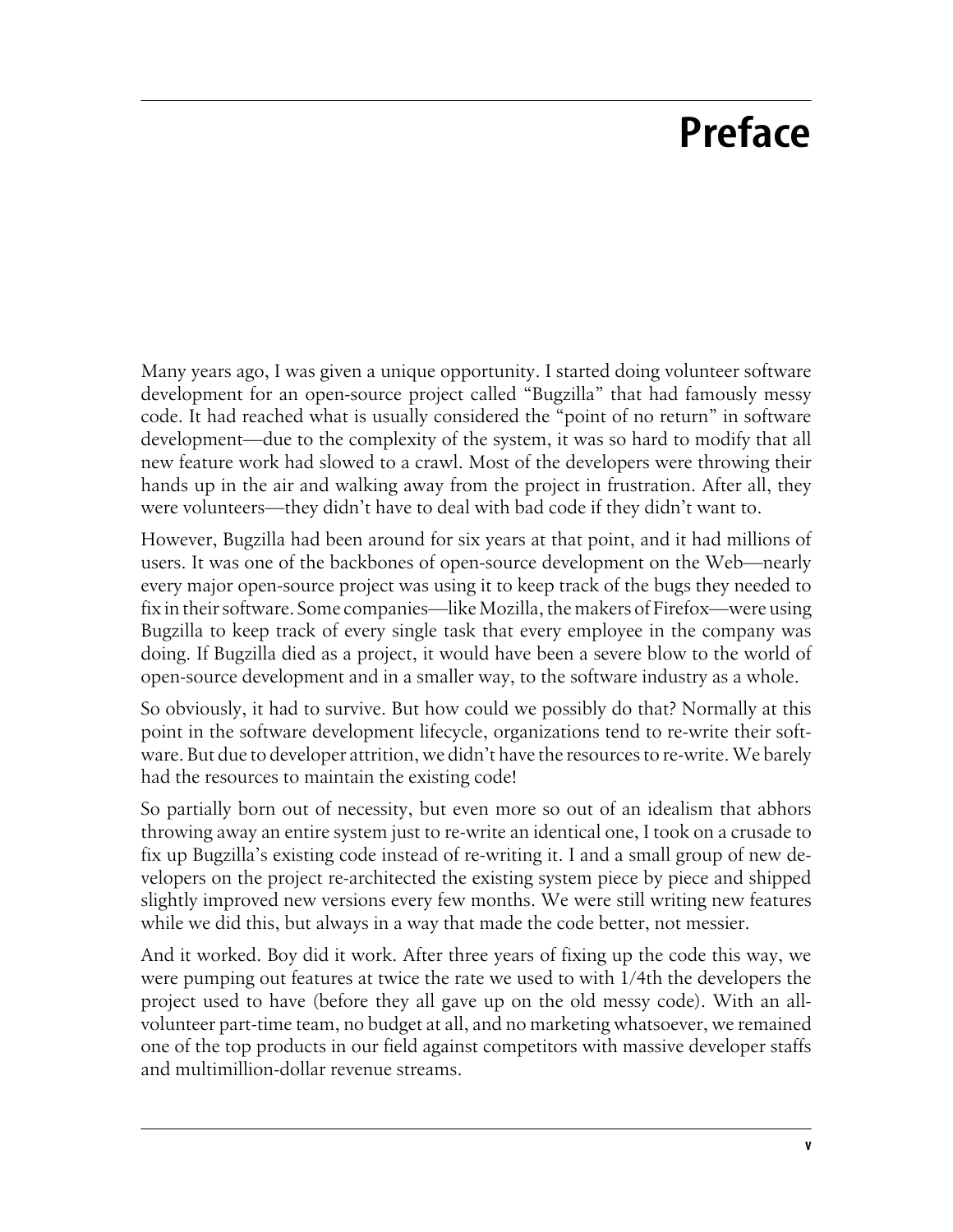# Preface

Many years ago, I was given a unique opportunity. I started doing volunteer software development for an open-source project called "Bugzilla" that had famously messy code. It had reached what is usually considered the "point of no return" in software development—due to the complexity of the system, it was so hard to modify that all new feature work had slowed to a crawl. Most of the developers were throwing their hands up in the air and walking away from the project in frustration. After all, they were volunteers—they didn't have to deal with bad code if they didn't want to.

However, Bugzilla had been around for six years at that point, and it had millions of users. It was one of the backbones of open-source development on the Web—nearly every major open-source project was using it to keep track of the bugs they needed to fix in their software. Some companies—like Mozilla, the makers of Firefox—were using Bugzilla to keep track of every single task that every employee in the company was doing. If Bugzilla died as a project, it would have been a severe blow to the world of open-source development and in a smaller way, to the software industry as a whole.

So obviously, it had to survive. But how could we possibly do that? Normally at this point in the software development lifecycle, organizations tend to re-write their software. But due to developer attrition, we didn't have the resources to re-write. We barely had the resources to maintain the existing code!

So partially born out of necessity, but even more so out of an idealism that abhors throwing away an entire system just to re-write an identical one, I took on a crusade to fix up Bugzilla's existing code instead of re-writing it. I and a small group of new developers on the project re-architected the existing system piece by piece and shipped slightly improved new versions every few months. We were still writing new features while we did this, but always in a way that made the code better, not messier.

And it worked. Boy did it work. After three years of fixing up the code this way, we were pumping out features at twice the rate we used to with 1/4th the developers the project used to have (before they all gave up on the old messy code). With an all-volunteer part-time team, no budget at all, and no marketing whatsoever, we remained one of the top products in our field against competitors with massive developer staffs and multimillion-dollar revenue streams.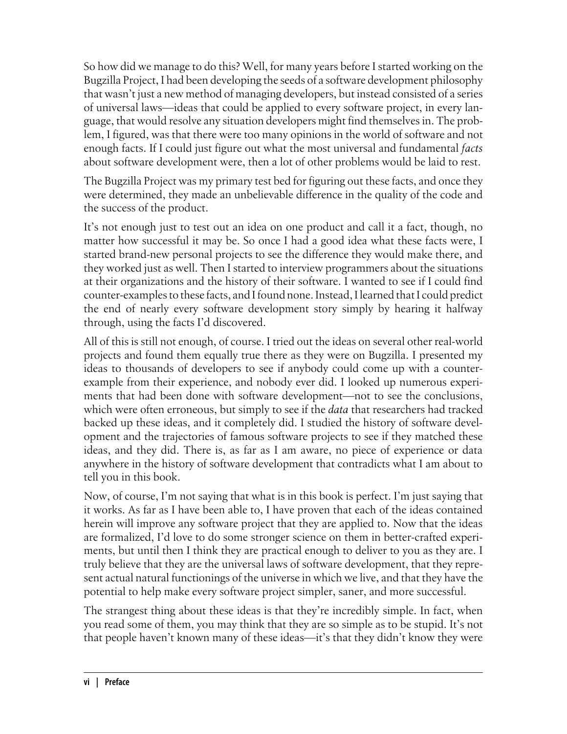So how did we manage to do this? Well, for many years before I started working on the Bugzilla Project, I had been developing the seeds of a software development philosophy that wasn't just a new method of managing developers, but instead consisted of a series of universal laws—ideas that could be applied to every software project, in every language, that would resolve any situation developers might find themselves in. The problem, I figured, was that there were too many opinions in the world of software and not enough facts. If I could just figure out what the most universal and fundamental *facts* about software development were, then a lot of other problems would be laid to rest.

The Bugzilla Project was my primary test bed for figuring out these facts, and once they were determined, they made an unbelievable difference in the quality of the code and the success of the product.

It's not enough just to test out an idea on one product and call it a fact, though, no matter how successful it may be. So once I had a good idea what these facts were, I started brand-new personal projects to see the difference they would make there, and they worked just as well. Then I started to interview programmers about the situations at their organizations and the history of their software. I wanted to see if I could find counter-examples to these facts, and I found none. Instead, I learned that I could predict the end of nearly every software development story simply by hearing it halfway through, using the facts I'd discovered.

All of this is still not enough, of course. I tried out the ideas on several other real-world projects and found them equally true there as they were on Bugzilla. I presented my ideas to thousands of developers to see if anybody could come up with a counter-example from their experience, and nobody ever did. I looked up numerous experiments that had been done with software development—not to see the conclusions, which were often erroneous, but simply to see if the *data* that researchers had tracked backed up these ideas, and it completely did. I studied the history of software development and the trajectories of famous software projects to see if they matched these ideas, and they did. There is, as far as I am aware, no piece of experience or data anywhere in the history of software development that contradicts what I am about to tell you in this book.

Now, of course, I'm not saying that what is in this book is perfect. I'm just saying that it works. As far as I have been able to, I have proven that each of the ideas contained herein will improve any software project that they are applied to. Now that the ideas are formalized, I'd love to do some stronger science on them in better-crafted experiments, but until then I think they are practical enough to deliver to you as they are. I truly believe that they are the universal laws of software development, that they represent actual natural functionings of the universe in which we live, and that they have the potential to help make every software project simpler, saner, and more successful.

The strangest thing about these ideas is that they're incredibly simple. In fact, when you read some of them, you may think that they are so simple as to be stupid. It's not that people haven't known many of these ideas—it's that they didn't know they were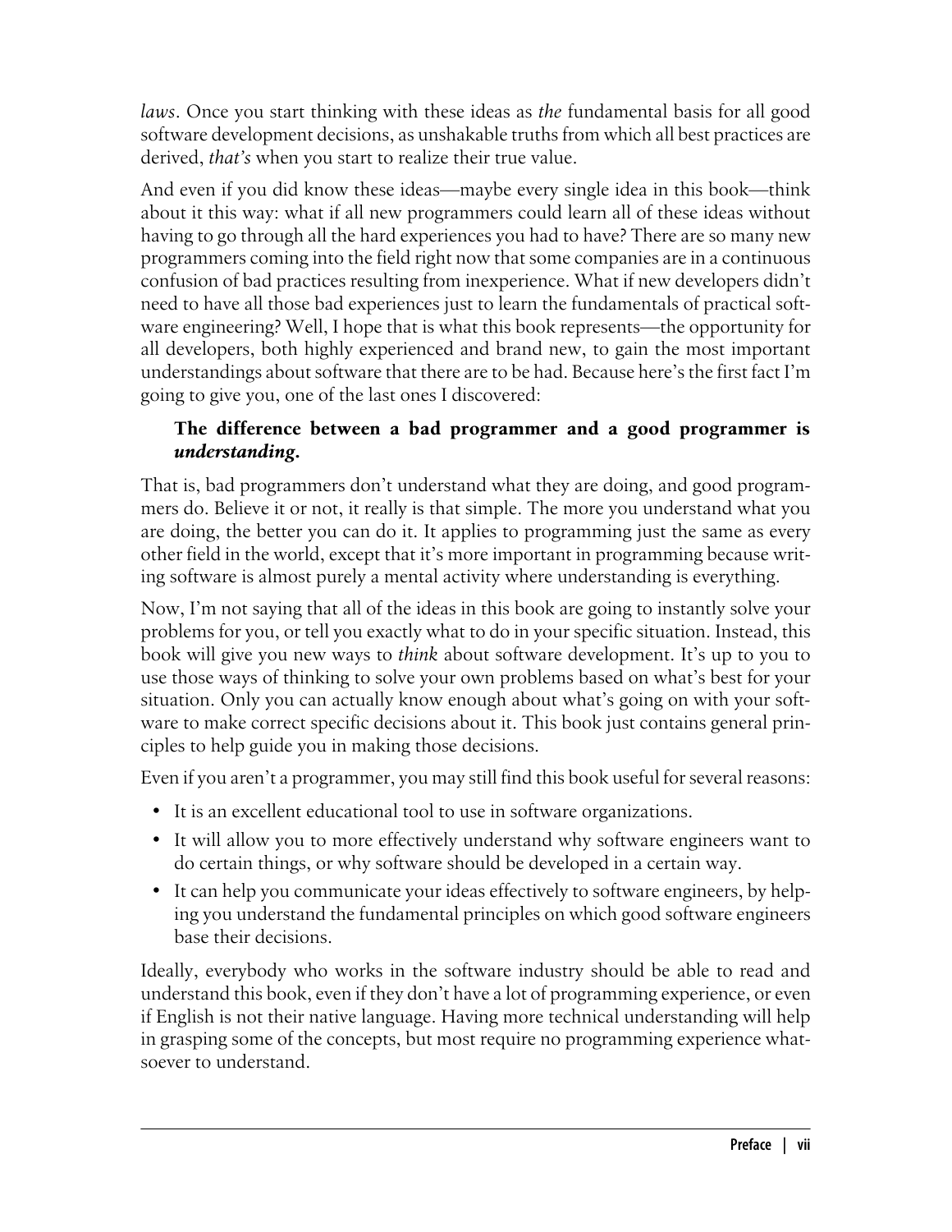*laws*. Once you start thinking with these ideas as *the* fundamental basis for all good software development decisions, as unshakable truths from which all best practices are derived, *that's* when you start to realize their true value.

And even if you did know these ideas—maybe every single idea in this book—think about it this way: what if all new programmers could learn all of these ideas without having to go through all the hard experiences you had to have? There are so many new programmers coming into the field right now that some companies are in a continuous confusion of bad practices resulting from inexperience. What if new developers didn't need to have all those bad experiences just to learn the fundamentals of practical software engineering? Well, I hope that is what this book represents—the opportunity for all developers, both highly experienced and brand new, to gain the most important understandings about software that there are to be had. Because here's the first fact I'm going to give you, one of the last ones I discovered:

> **The difference between a bad programmer and a good programmer is *understanding*.**

That is, bad programmers don't understand what they are doing, and good programmers do. Believe it or not, it really is that simple. The more you understand what you are doing, the better you can do it. It applies to programming just the same as every other field in the world, except that it's more important in programming because writing software is almost purely a mental activity where understanding is everything.

Now, I'm not saying that all of the ideas in this book are going to instantly solve your problems for you, or tell you exactly what to do in your specific situation. Instead, this book will give you new ways to *think* about software development. It's up to you to use those ways of thinking to solve your own problems based on what's best for your situation. Only you can actually know enough about what's going on with your software to make correct specific decisions about it. This book just contains general principles to help guide you in making those decisions.

Even if you aren't a programmer, you may still find this book useful for several reasons:

- It is an excellent educational tool to use in software organizations.
- It will allow you to more effectively understand why software engineers want to do certain things, or why software should be developed in a certain way.
- It can help you communicate your ideas effectively to software engineers, by helping you understand the fundamental principles on which good software engineers base their decisions.

Ideally, everybody who works in the software industry should be able to read and understand this book, even if they don't have a lot of programming experience, or even if English is not their native language. Having more technical understanding will help in grasping some of the concepts, but most require no programming experience whatsoever to understand.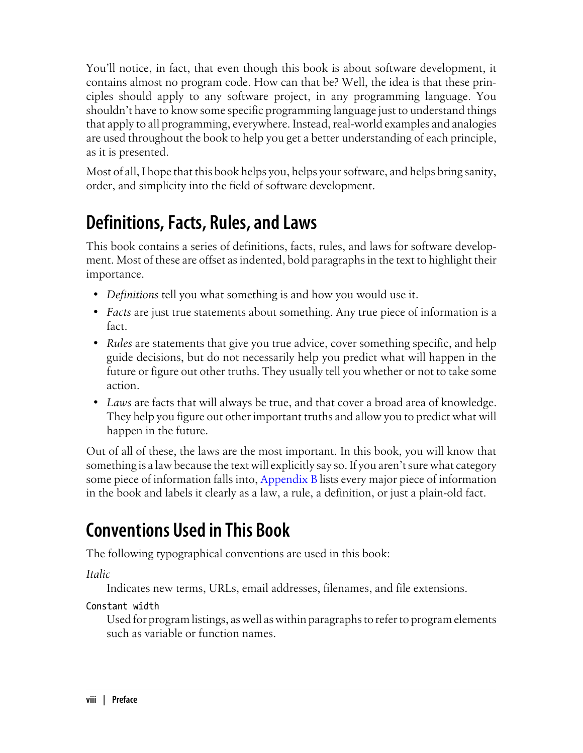You'll notice, in fact, that even though this book is about software development, it contains almost no program code. How can that be? Well, the idea is that these principles should apply to any software project, in any programming language. You shouldn't have to know some specific programming language just to understand things that apply to all programming, everywhere. Instead, real-world examples and analogies are used throughout the book to help you get a better understanding of each principle, as it is presented.

Most of all, I hope that this book helps you, helps your software, and helps bring sanity, order, and simplicity into the field of software development.

## Definitions, Facts, Rules, and Laws

This book contains a series of definitions, facts, rules, and laws for software development. Most of these are offset as indented, bold paragraphs in the text to highlight their importance.

- *Definitions* tell you what something is and how you would use it.
- *Facts* are just true statements about something. Any true piece of information is a fact.
- *Rules* are statements that give you true advice, cover something specific, and help guide decisions, but do not necessarily help you predict what will happen in the future or figure out other truths. They usually tell you whether or not to take some action.
- *Laws* are facts that will always be true, and that cover a broad area of knowledge. They help you figure out other important truths and allow you to predict what will happen in the future.

Out of all of these, the laws are the most important. In this book, you will know that something is a law because the text will explicitly say so. If you aren't sure what category some piece of information falls into, Appendix B lists every major piece of information in the book and labels it clearly as a law, a rule, a definition, or just a plain-old fact.

## Conventions Used in This Book

The following typographical conventions are used in this book:

*Italic*
: Indicates new terms, URLs, email addresses, filenames, and file extensions.

`Constant width`
: Used for program listings, as well as within paragraphs to refer to program elements such as variable or function names.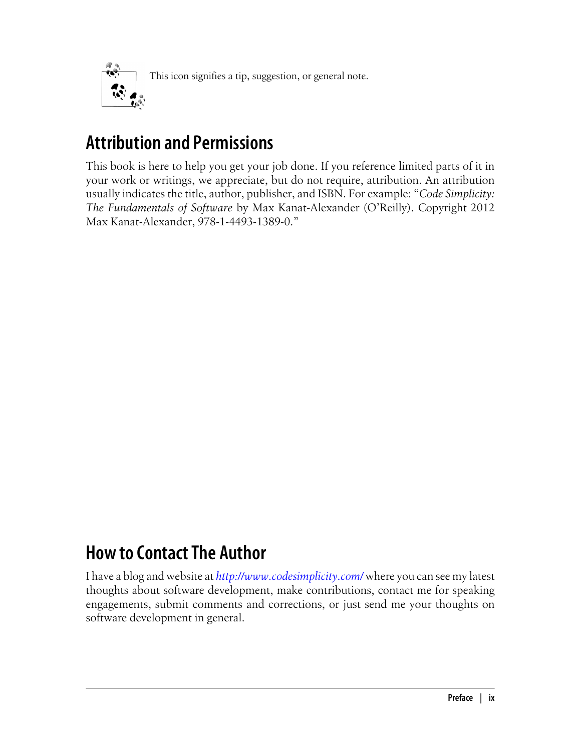This icon signifies a tip, suggestion, or general note.

## Attribution and Permissions

This book is here to help you get your job done. If you reference limited parts of it in your work or writings, we appreciate, but do not require, attribution. An attribution usually indicates the title, author, publisher, and ISBN. For example: "*Code Simplicity: The Fundamentals of Software* by Max Kanat-Alexander (O'Reilly). Copyright 2012 Max Kanat-Alexander, 978-1-4493-1389-0."

## How to Contact The Author

I have a blog and website at *http://www.codesimplicity.com/* where you can see my latest thoughts about software development, make contributions, contact me for speaking engagements, submit comments and corrections, or just send me your thoughts on software development in general.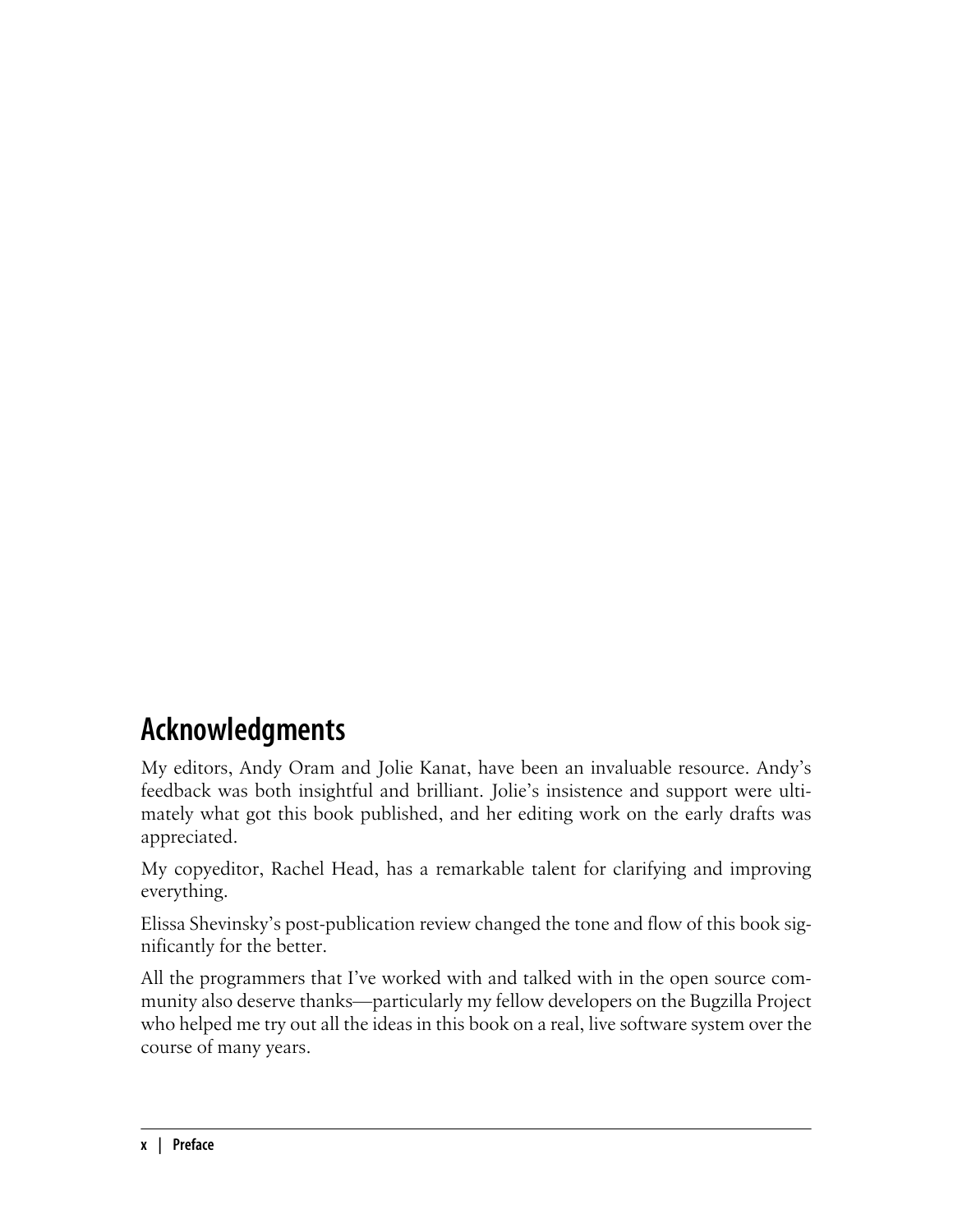## Acknowledgments

My editors, Andy Oram and Jolie Kanat, have been an invaluable resource. Andy's feedback was both insightful and brilliant. Jolie's insistence and support were ultimately what got this book published, and her editing work on the early drafts was appreciated.

My copyeditor, Rachel Head, has a remarkable talent for clarifying and improving everything.

Elissa Shevinsky's post-publication review changed the tone and flow of this book significantly for the better.

All the programmers that I've worked with and talked with in the open source community also deserve thanks—particularly my fellow developers on the Bugzilla Project who helped me try out all the ideas in this book on a real, live software system over the course of many years.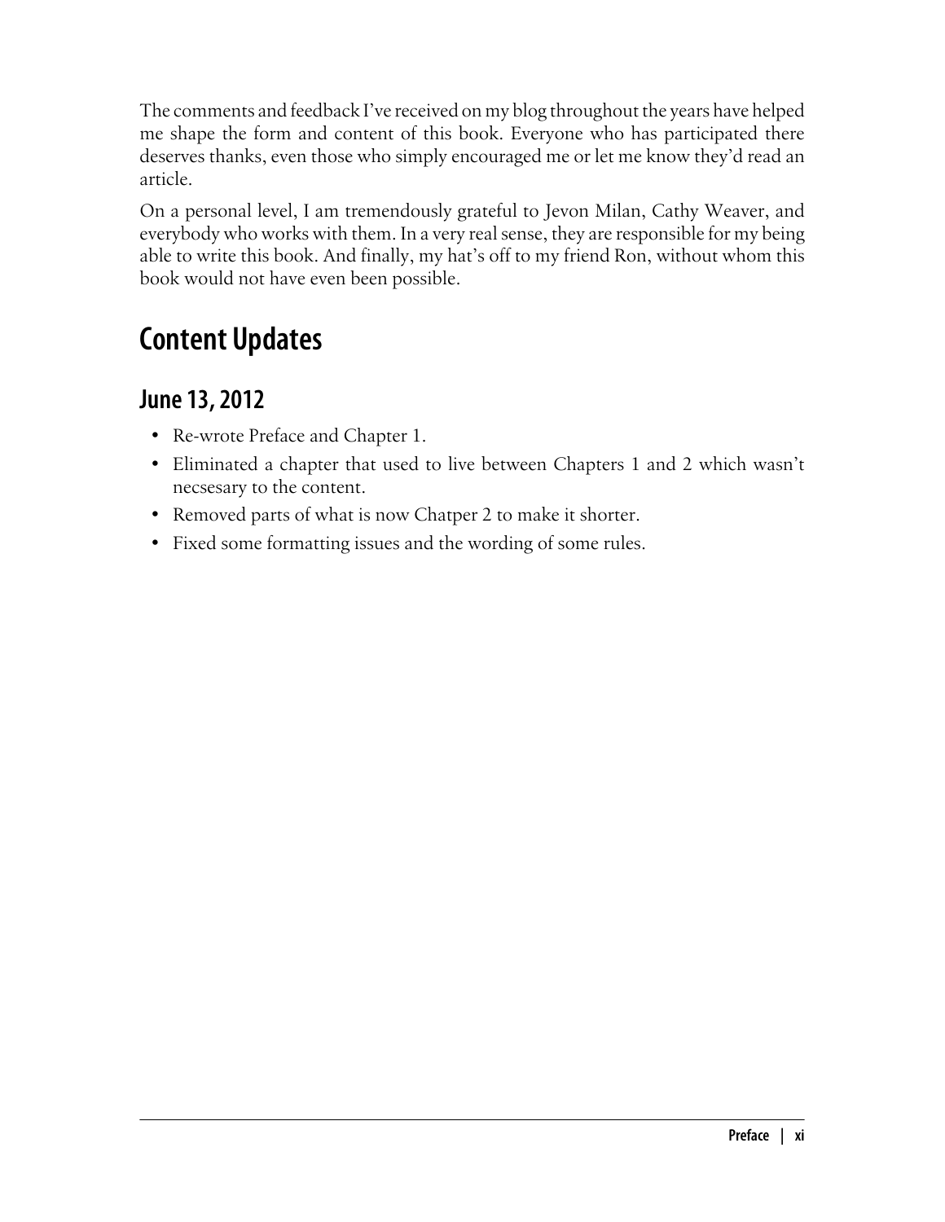The comments and feedback I've received on my blog throughout the years have helped me shape the form and content of this book. Everyone who has participated there deserves thanks, even those who simply encouraged me or let me know they'd read an article.

On a personal level, I am tremendously grateful to Jevon Milan, Cathy Weaver, and everybody who works with them. In a very real sense, they are responsible for my being able to write this book. And finally, my hat's off to my friend Ron, without whom this book would not have even been possible.

## Content Updates

### June 13, 2012

- Re-wrote Preface and Chapter 1.
- Eliminated a chapter that used to live between Chapters 1 and 2 which wasn't necsesary to the content.
- Removed parts of what is now Chatper 2 to make it shorter.
- Fixed some formatting issues and the wording of some rules.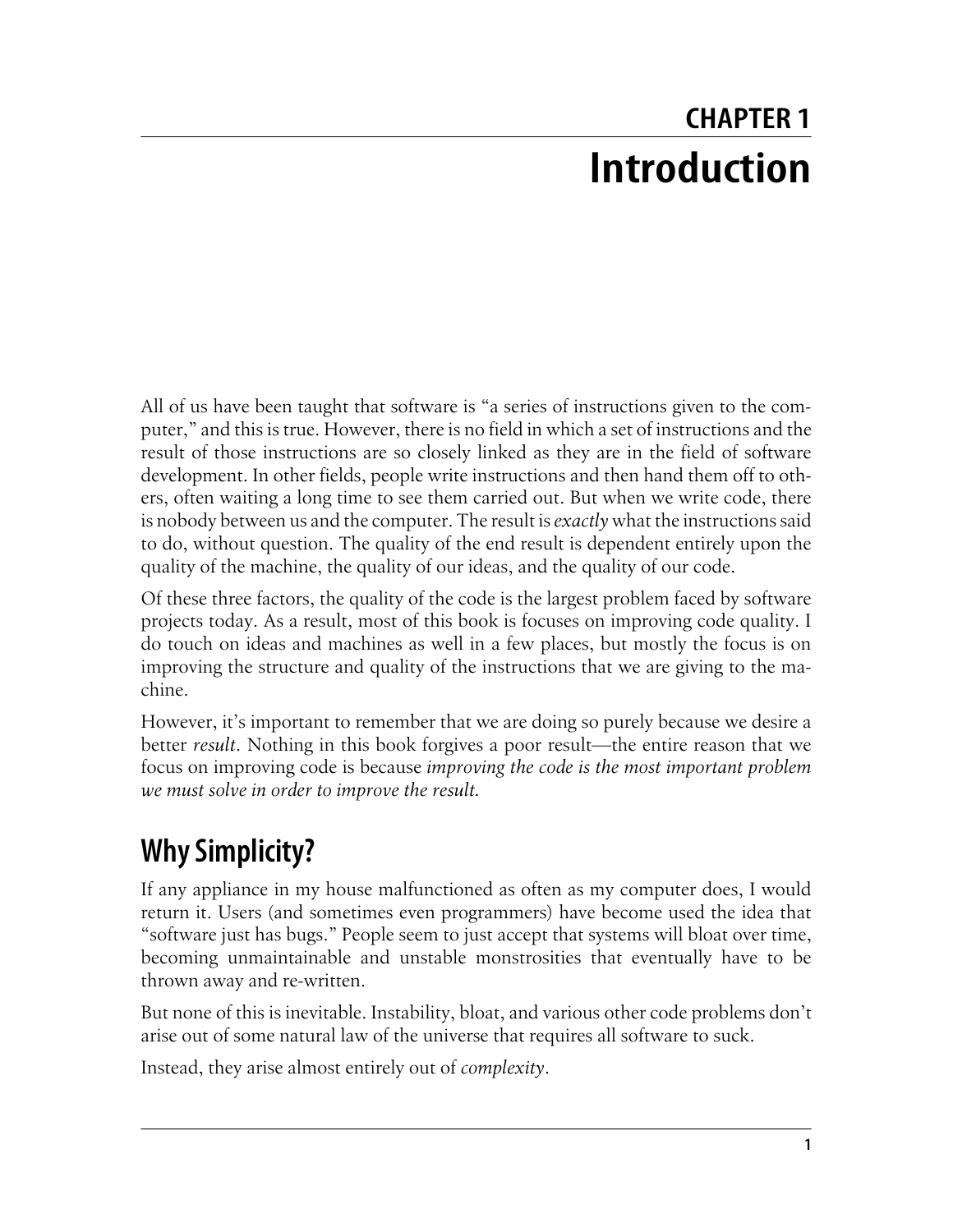# CHAPTER 1
# Introduction

All of us have been taught that software is "a series of instructions given to the computer," and this is true. However, there is no field in which a set of instructions and the result of those instructions are so closely linked as they are in the field of software development. In other fields, people write instructions and then hand them off to others, often waiting a long time to see them carried out. But when we write code, there is nobody between us and the computer. The result is *exactly* what the instructions said to do, without question. The quality of the end result is dependent entirely upon the quality of the machine, the quality of our ideas, and the quality of our code.

Of these three factors, the quality of the code is the largest problem faced by software projects today. As a result, most of this book is focuses on improving code quality. I do touch on ideas and machines as well in a few places, but mostly the focus is on improving the structure and quality of the instructions that we are giving to the machine.

However, it's important to remember that we are doing so purely because we desire a better *result*. Nothing in this book forgives a poor result—the entire reason that we focus on improving code is because *improving the code is the most important problem we must solve in order to improve the result.*

## Why Simplicity?

If any appliance in my house malfunctioned as often as my computer does, I would return it. Users (and sometimes even programmers) have become used the idea that "software just has bugs." People seem to just accept that systems will bloat over time, becoming unmaintainable and unstable monstrosities that eventually have to be thrown away and re-written.

But none of this is inevitable. Instability, bloat, and various other code problems don't arise out of some natural law of the universe that requires all software to suck.

Instead, they arise almost entirely out of *complexity*.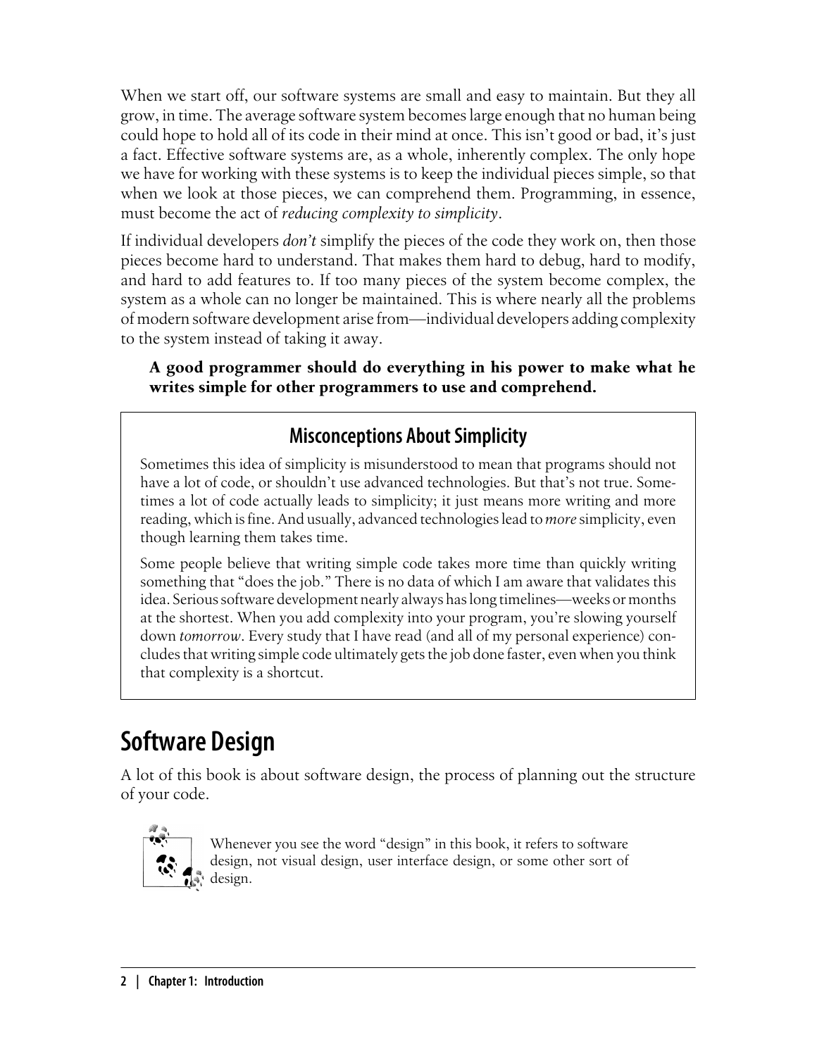When we start off, our software systems are small and easy to maintain. But they all grow, in time. The average software system becomes large enough that no human being could hope to hold all of its code in their mind at once. This isn't good or bad, it's just a fact. Effective software systems are, as a whole, inherently complex. The only hope we have for working with these systems is to keep the individual pieces simple, so that when we look at those pieces, we can comprehend them. Programming, in essence, must become the act of *reducing complexity to simplicity*.

If individual developers *don't* simplify the pieces of the code they work on, then those pieces become hard to understand. That makes them hard to debug, hard to modify, and hard to add features to. If too many pieces of the system become complex, the system as a whole can no longer be maintained. This is where nearly all the problems of modern software development arise from—individual developers adding complexity to the system instead of taking it away.

> **A good programmer should do everything in his power to make what he writes simple for other programmers to use and comprehend.**

### Misconceptions About Simplicity

Sometimes this idea of simplicity is misunderstood to mean that programs should not have a lot of code, or shouldn't use advanced technologies. But that's not true. Sometimes a lot of code actually leads to simplicity; it just means more writing and more reading, which is fine. And usually, advanced technologies lead to *more* simplicity, even though learning them takes time.

Some people believe that writing simple code takes more time than quickly writing something that "does the job." There is no data of which I am aware that validates this idea. Serious software development nearly always has long timelines—weeks or months at the shortest. When you add complexity into your program, you're slowing yourself down *tomorrow*. Every study that I have read (and all of my personal experience) concludes that writing simple code ultimately gets the job done faster, even when you think that complexity is a shortcut.

## Software Design

A lot of this book is about software design, the process of planning out the structure of your code.

> Whenever you see the word "design" in this book, it refers to software design, not visual design, user interface design, or some other sort of design.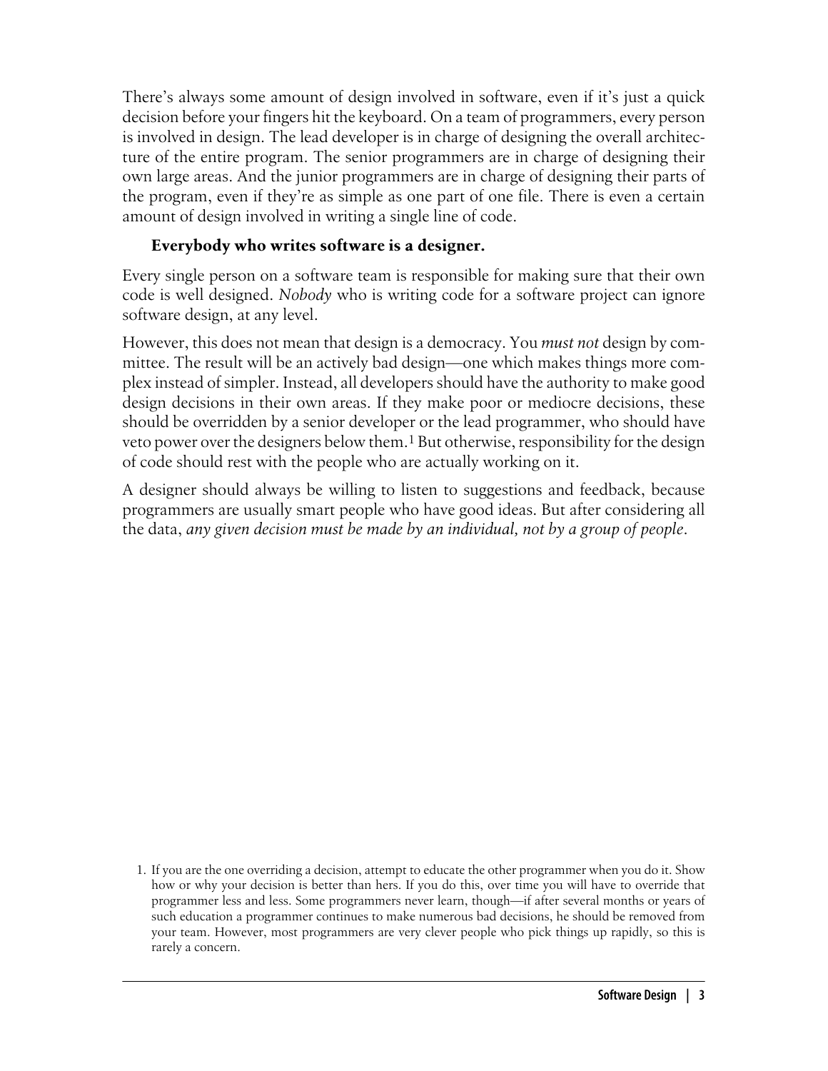There's always some amount of design involved in software, even if it's just a quick decision before your fingers hit the keyboard. On a team of programmers, every person is involved in design. The lead developer is in charge of designing the overall architecture of the entire program. The senior programmers are in charge of designing their own large areas. And the junior programmers are in charge of designing their parts of the program, even if they're as simple as one part of one file. There is even a certain amount of design involved in writing a single line of code.

**Everybody who writes software is a designer.**

Every single person on a software team is responsible for making sure that their own code is well designed. *Nobody* who is writing code for a software project can ignore software design, at any level.

However, this does not mean that design is a democracy. You *must not* design by committee. The result will be an actively bad design—one which makes things more complex instead of simpler. Instead, all developers should have the authority to make good design decisions in their own areas. If they make poor or mediocre decisions, these should be overridden by a senior developer or the lead programmer, who should have veto power over the designers below them.[1] But otherwise, responsibility for the design of code should rest with the people who are actually working on it.

A designer should always be willing to listen to suggestions and feedback, because programmers are usually smart people who have good ideas. But after considering all the data, *any given decision must be made by an individual, not by a group of people*.

1. If you are the one overriding a decision, attempt to educate the other programmer when you do it. Show how or why your decision is better than hers. If you do this, over time you will have to override that programmer less and less. Some programmers never learn, though—if after several months or years of such education a programmer continues to make numerous bad decisions, he should be removed from your team. However, most programmers are very clever people who pick things up rapidly, so this is rarely a concern.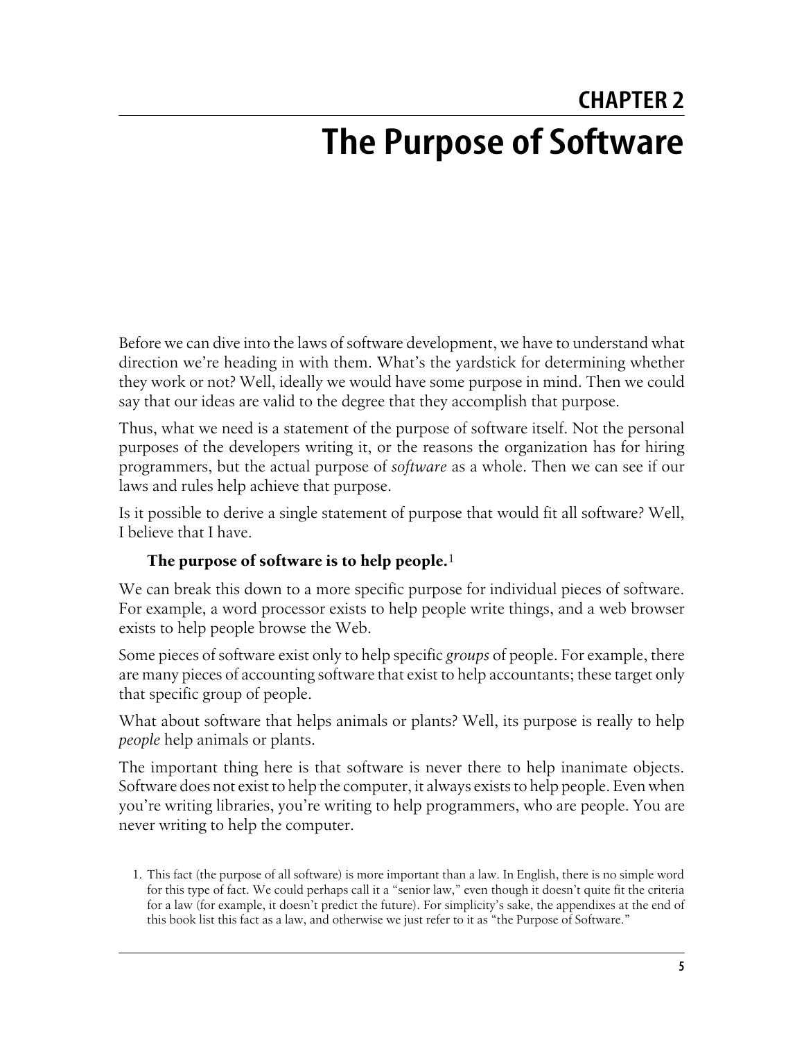# CHAPTER 2

# The Purpose of Software

Before we can dive into the laws of software development, we have to understand what direction we're heading in with them. What's the yardstick for determining whether they work or not? Well, ideally we would have some purpose in mind. Then we could say that our ideas are valid to the degree that they accomplish that purpose.

Thus, what we need is a statement of the purpose of software itself. Not the personal purposes of the developers writing it, or the reasons the organization has for hiring programmers, but the actual purpose of *software* as a whole. Then we can see if our laws and rules help achieve that purpose.

Is it possible to derive a single statement of purpose that would fit all software? Well, I believe that I have.

> **The purpose of software is to help people.**[1]

We can break this down to a more specific purpose for individual pieces of software. For example, a word processor exists to help people write things, and a web browser exists to help people browse the Web.

Some pieces of software exist only to help specific *groups* of people. For example, there are many pieces of accounting software that exist to help accountants; these target only that specific group of people.

What about software that helps animals or plants? Well, its purpose is really to help *people* help animals or plants.

The important thing here is that software is never there to help inanimate objects. Software does not exist to help the computer, it always exists to help people. Even when you're writing libraries, you're writing to help programmers, who are people. You are never writing to help the computer.

1. This fact (the purpose of all software) is more important than a law. In English, there is no simple word for this type of fact. We could perhaps call it a "senior law," even though it doesn't quite fit the criteria for a law (for example, it doesn't predict the future). For simplicity's sake, the appendixes at the end of this book list this fact as a law, and otherwise we just refer to it as "the Purpose of Software."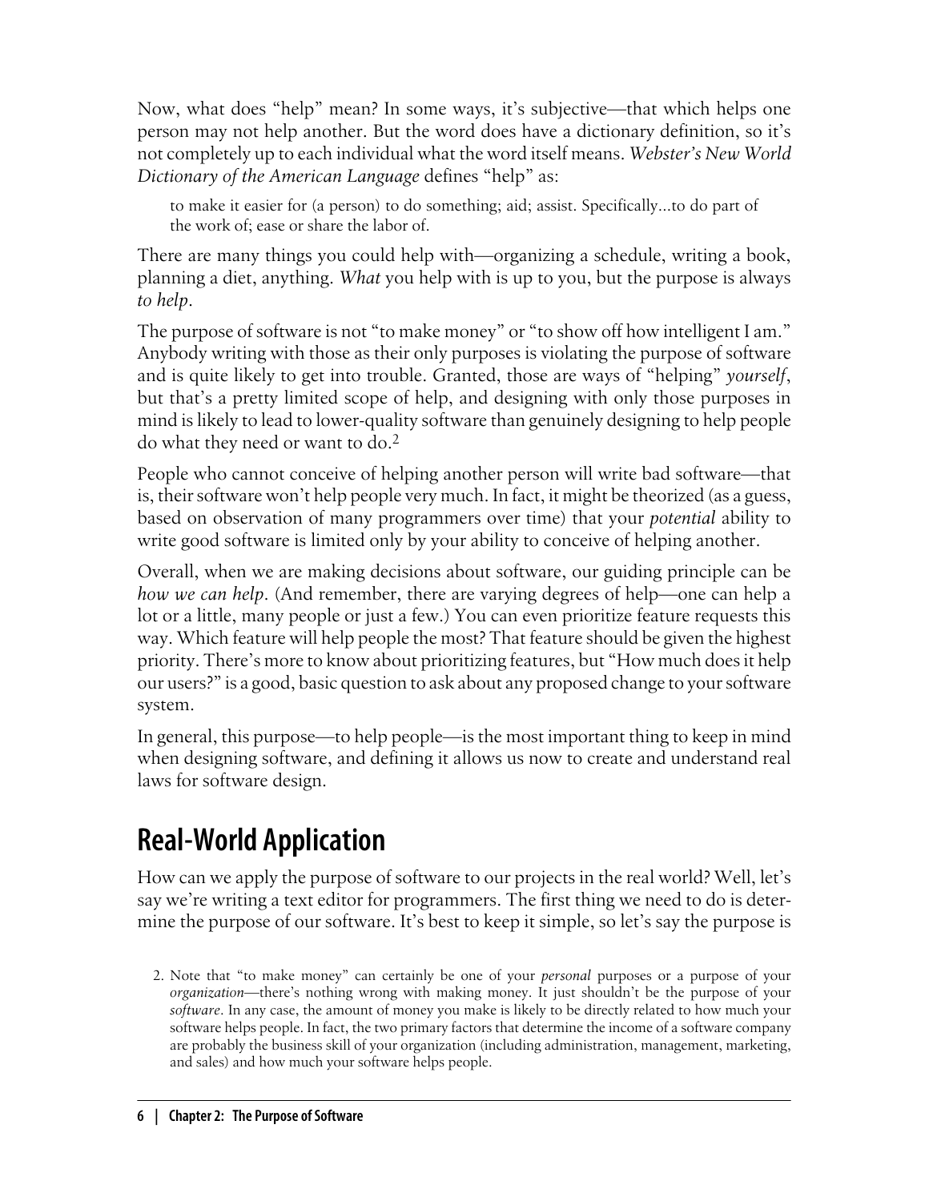Now, what does "help" mean? In some ways, it's subjective—that which helps one person may not help another. But the word does have a dictionary definition, so it's not completely up to each individual what the word itself means. *Webster's New World Dictionary of the American Language* defines "help" as:

> to make it easier for (a person) to do something; aid; assist. Specifically...to do part of the work of; ease or share the labor of.

There are many things you could help with—organizing a schedule, writing a book, planning a diet, anything. *What* you help with is up to you, but the purpose is always *to help*.

The purpose of software is not "to make money" or "to show off how intelligent I am." Anybody writing with those as their only purposes is violating the purpose of software and is quite likely to get into trouble. Granted, those are ways of "helping" *yourself*, but that's a pretty limited scope of help, and designing with only those purposes in mind is likely to lead to lower-quality software than genuinely designing to help people do what they need or want to do.[2]

People who cannot conceive of helping another person will write bad software—that is, their software won't help people very much. In fact, it might be theorized (as a guess, based on observation of many programmers over time) that your *potential* ability to write good software is limited only by your ability to conceive of helping another.

Overall, when we are making decisions about software, our guiding principle can be *how we can help*. (And remember, there are varying degrees of help—one can help a lot or a little, many people or just a few.) You can even prioritize feature requests this way. Which feature will help people the most? That feature should be given the highest priority. There's more to know about prioritizing features, but "How much does it help our users?" is a good, basic question to ask about any proposed change to your software system.

In general, this purpose—to help people—is the most important thing to keep in mind when designing software, and defining it allows us now to create and understand real laws for software design.

## Real-World Application

How can we apply the purpose of software to our projects in the real world? Well, let's say we're writing a text editor for programmers. The first thing we need to do is determine the purpose of our software. It's best to keep it simple, so let's say the purpose is

2. Note that "to make money" can certainly be one of your *personal* purposes or a purpose of your *organization*—there's nothing wrong with making money. It just shouldn't be the purpose of your *software*. In any case, the amount of money you make is likely to be directly related to how much your software helps people. In fact, the two primary factors that determine the income of a software company are probably the business skill of your organization (including administration, management, marketing, and sales) and how much your software helps people.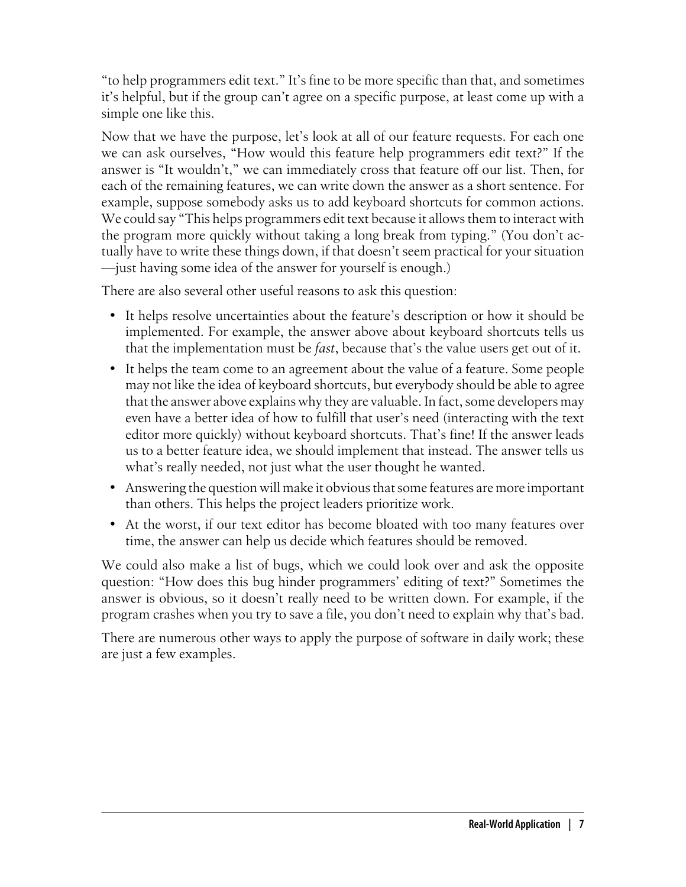"to help programmers edit text." It's fine to be more specific than that, and sometimes it's helpful, but if the group can't agree on a specific purpose, at least come up with a simple one like this.

Now that we have the purpose, let's look at all of our feature requests. For each one we can ask ourselves, "How would this feature help programmers edit text?" If the answer is "It wouldn't," we can immediately cross that feature off our list. Then, for each of the remaining features, we can write down the answer as a short sentence. For example, suppose somebody asks us to add keyboard shortcuts for common actions. We could say "This helps programmers edit text because it allows them to interact with the program more quickly without taking a long break from typing." (You don't actually have to write these things down, if that doesn't seem practical for your situation —just having some idea of the answer for yourself is enough.)

There are also several other useful reasons to ask this question:

- It helps resolve uncertainties about the feature's description or how it should be implemented. For example, the answer above about keyboard shortcuts tells us that the implementation must be *fast*, because that's the value users get out of it.
- It helps the team come to an agreement about the value of a feature. Some people may not like the idea of keyboard shortcuts, but everybody should be able to agree that the answer above explains why they are valuable. In fact, some developers may even have a better idea of how to fulfill that user's need (interacting with the text editor more quickly) without keyboard shortcuts. That's fine! If the answer leads us to a better feature idea, we should implement that instead. The answer tells us what's really needed, not just what the user thought he wanted.
- Answering the question will make it obvious that some features are more important than others. This helps the project leaders prioritize work.
- At the worst, if our text editor has become bloated with too many features over time, the answer can help us decide which features should be removed.

We could also make a list of bugs, which we could look over and ask the opposite question: "How does this bug hinder programmers' editing of text?" Sometimes the answer is obvious, so it doesn't really need to be written down. For example, if the program crashes when you try to save a file, you don't need to explain why that's bad.

There are numerous other ways to apply the purpose of software in daily work; these are just a few examples.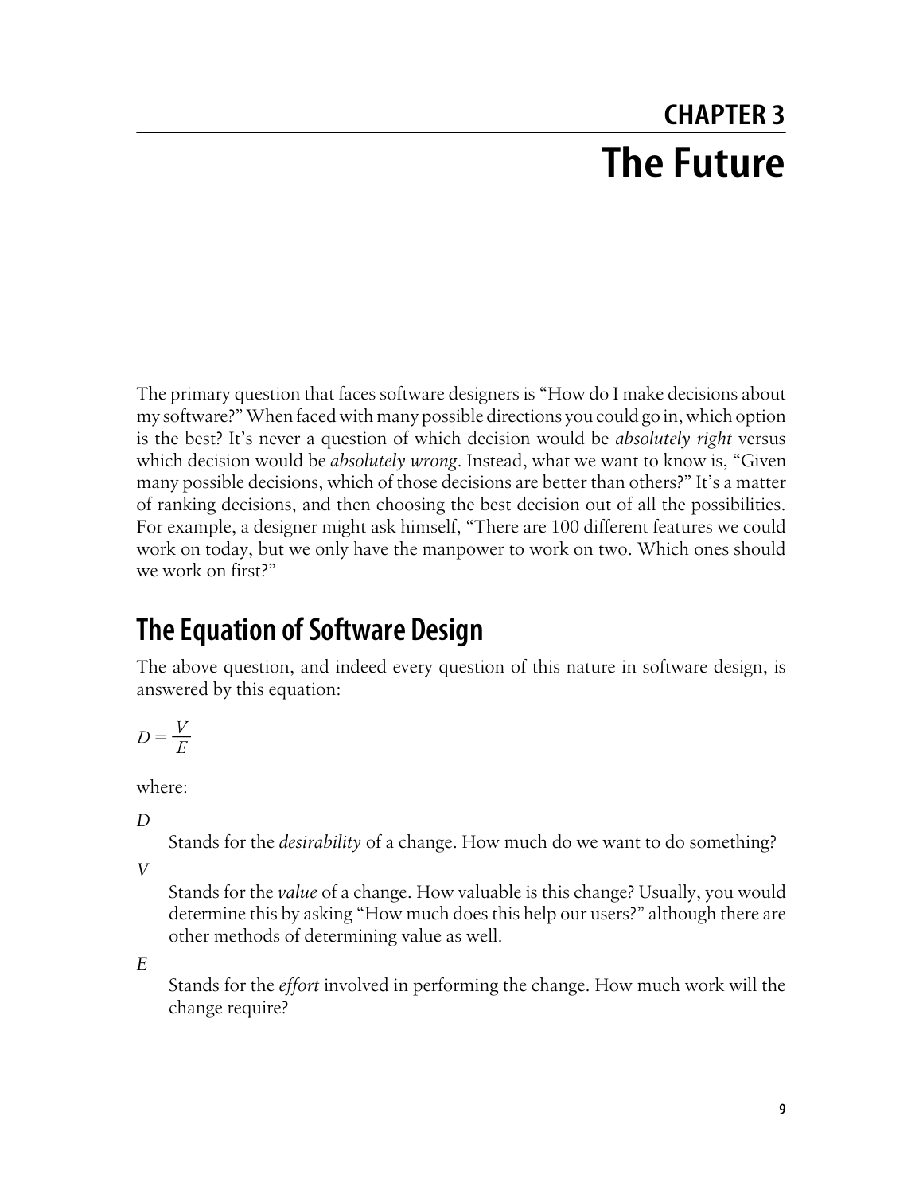# CHAPTER 3
# The Future

The primary question that faces software designers is "How do I make decisions about my software?" When faced with many possible directions you could go in, which option is the best? It's never a question of which decision would be *absolutely right* versus which decision would be *absolutely wrong*. Instead, what we want to know is, "Given many possible decisions, which of those decisions are better than others?" It's a matter of ranking decisions, and then choosing the best decision out of all the possibilities. For example, a designer might ask himself, "There are 100 different features we could work on today, but we only have the manpower to work on two. Which ones should we work on first?"

## The Equation of Software Design

The above question, and indeed every question of this nature in software design, is answered by this equation:

$$D = \frac{V}{E}$$

where:

$D$
: Stands for the *desirability* of a change. How much do we want to do something?

$V$
: Stands for the *value* of a change. How valuable is this change? Usually, you would determine this by asking "How much does this help our users?" although there are other methods of determining value as well.

$E$
: Stands for the *effort* involved in performing the change. How much work will the change require?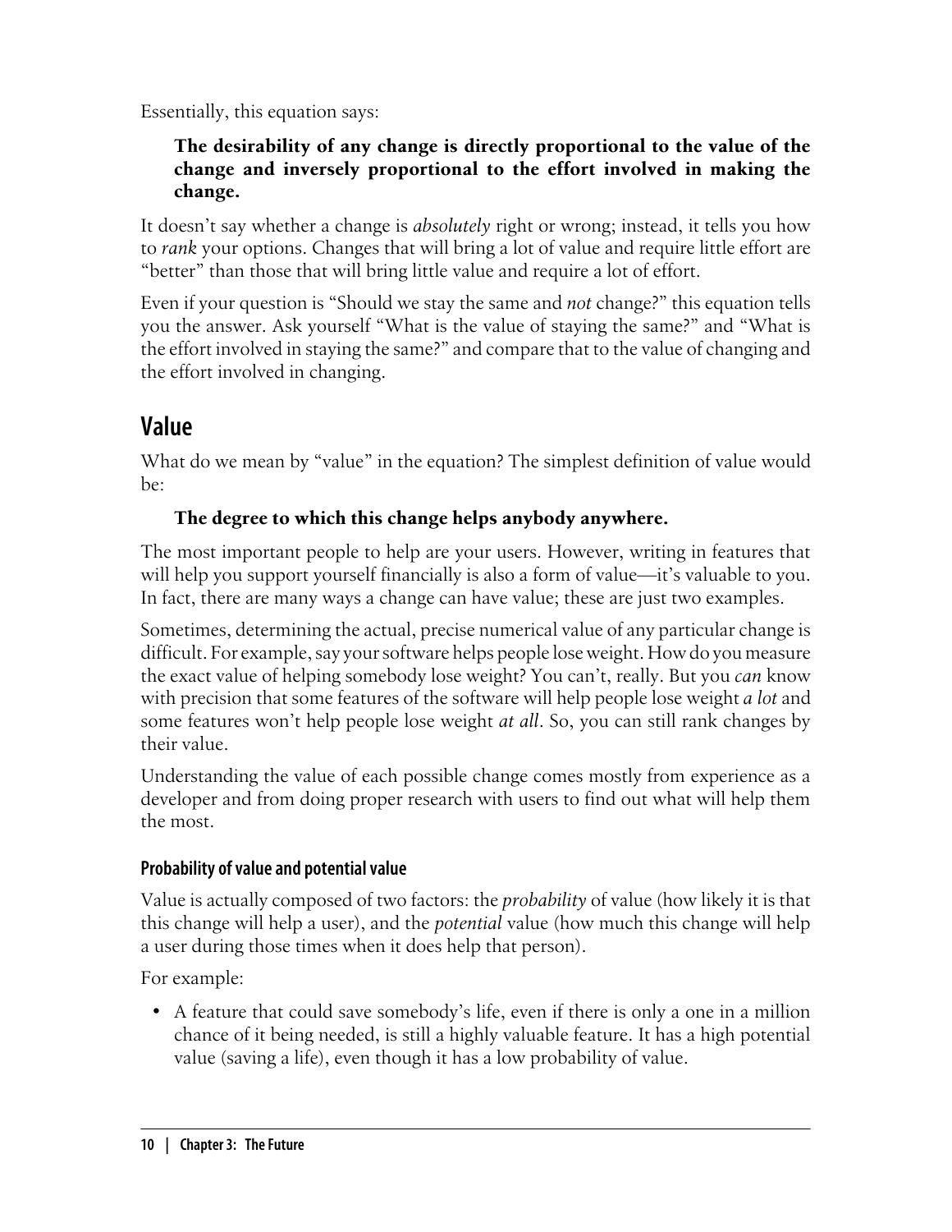Essentially, this equation says:

> **The desirability of any change is directly proportional to the value of the change and inversely proportional to the effort involved in making the change.**

It doesn't say whether a change is *absolutely* right or wrong; instead, it tells you how to *rank* your options. Changes that will bring a lot of value and require little effort are "better" than those that will bring little value and require a lot of effort.

Even if your question is "Should we stay the same and *not* change?" this equation tells you the answer. Ask yourself "What is the value of staying the same?" and "What is the effort involved in staying the same?" and compare that to the value of changing and the effort involved in changing.

## Value

What do we mean by "value" in the equation? The simplest definition of value would be:

> **The degree to which this change helps anybody anywhere.**

The most important people to help are your users. However, writing in features that will help you support yourself financially is also a form of value—it's valuable to you. In fact, there are many ways a change can have value; these are just two examples.

Sometimes, determining the actual, precise numerical value of any particular change is difficult. For example, say your software helps people lose weight. How do you measure the exact value of helping somebody lose weight? You can't, really. But you *can* know with precision that some features of the software will help people lose weight *a lot* and some features won't help people lose weight *at all*. So, you can still rank changes by their value.

Understanding the value of each possible change comes mostly from experience as a developer and from doing proper research with users to find out what will help them the most.

### Probability of value and potential value

Value is actually composed of two factors: the *probability* of value (how likely it is that this change will help a user), and the *potential* value (how much this change will help a user during those times when it does help that person).

For example:

- A feature that could save somebody's life, even if there is only a one in a million chance of it being needed, is still a highly valuable feature. It has a high potential value (saving a life), even though it has a low probability of value.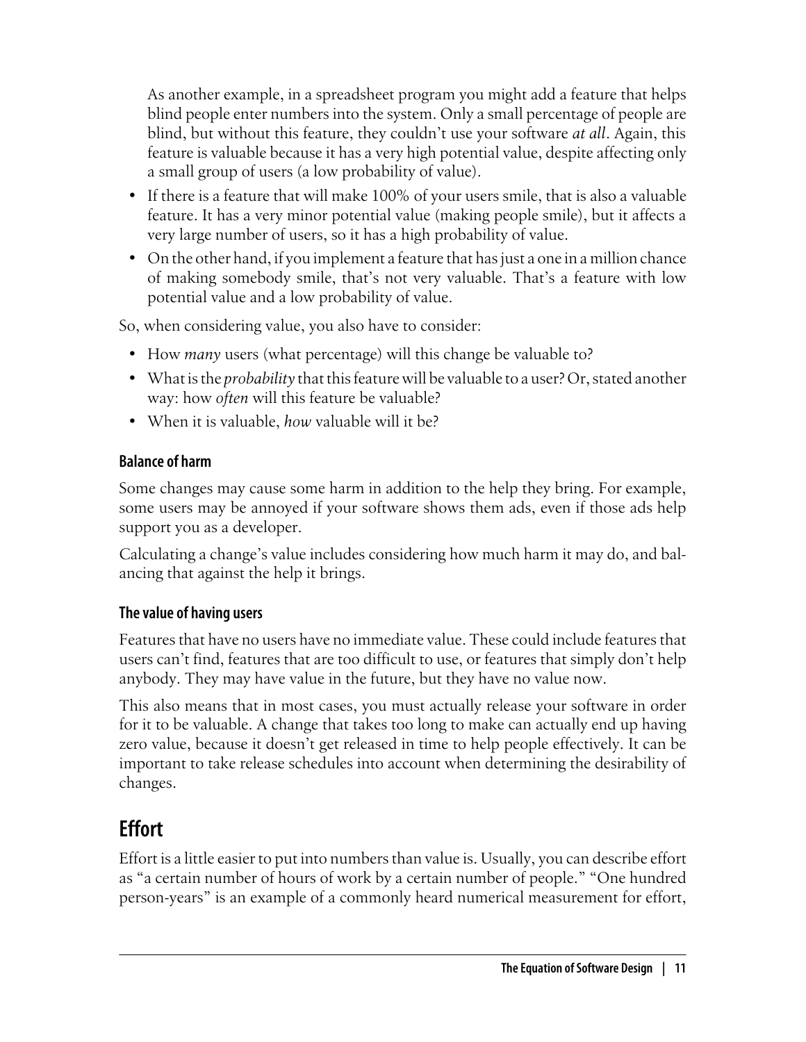As another example, in a spreadsheet program you might add a feature that helps blind people enter numbers into the system. Only a small percentage of people are blind, but without this feature, they couldn't use your software *at all*. Again, this feature is valuable because it has a very high potential value, despite affecting only a small group of users (a low probability of value).

- If there is a feature that will make 100% of your users smile, that is also a valuable feature. It has a very minor potential value (making people smile), but it affects a very large number of users, so it has a high probability of value.
- On the other hand, if you implement a feature that has just a one in a million chance of making somebody smile, that's not very valuable. That's a feature with low potential value and a low probability of value.

So, when considering value, you also have to consider:

- How *many* users (what percentage) will this change be valuable to?
- What is the *probability* that this feature will be valuable to a user? Or, stated another way: how *often* will this feature be valuable?
- When it is valuable, *how* valuable will it be?

#### Balance of harm

Some changes may cause some harm in addition to the help they bring. For example, some users may be annoyed if your software shows them ads, even if those ads help support you as a developer.

Calculating a change's value includes considering how much harm it may do, and balancing that against the help it brings.

#### The value of having users

Features that have no users have no immediate value. These could include features that users can't find, features that are too difficult to use, or features that simply don't help anybody. They may have value in the future, but they have no value now.

This also means that in most cases, you must actually release your software in order for it to be valuable. A change that takes too long to make can actually end up having zero value, because it doesn't get released in time to help people effectively. It can be important to take release schedules into account when determining the desirability of changes.

## Effort

Effort is a little easier to put into numbers than value is. Usually, you can describe effort as "a certain number of hours of work by a certain number of people." "One hundred person-years" is an example of a commonly heard numerical measurement for effort,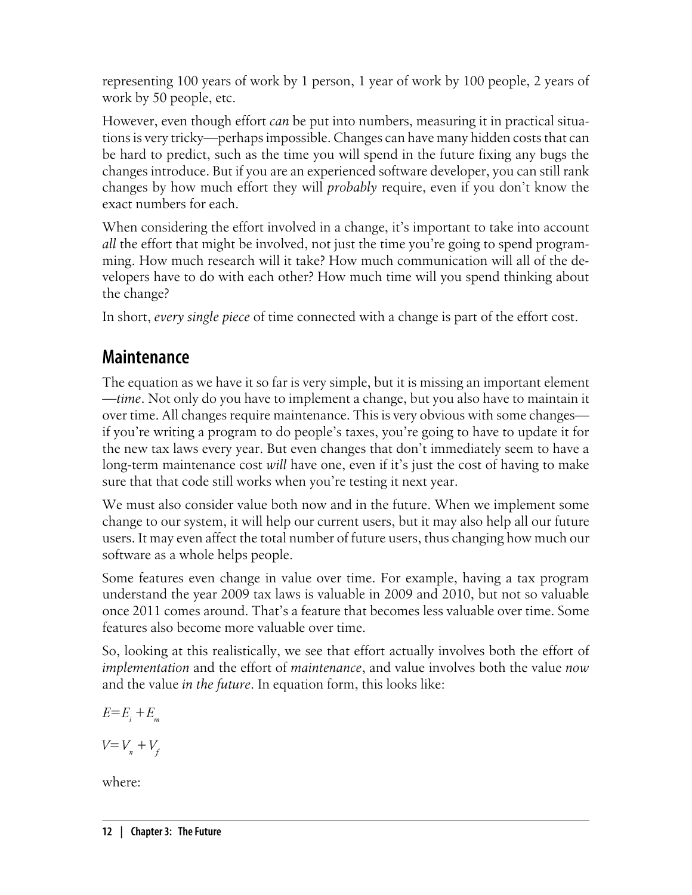representing 100 years of work by 1 person, 1 year of work by 100 people, 2 years of work by 50 people, etc.

However, even though effort *can* be put into numbers, measuring it in practical situations is very tricky—perhaps impossible. Changes can have many hidden costs that can be hard to predict, such as the time you will spend in the future fixing any bugs the changes introduce. But if you are an experienced software developer, you can still rank changes by how much effort they will *probably* require, even if you don't know the exact numbers for each.

When considering the effort involved in a change, it's important to take into account *all* the effort that might be involved, not just the time you're going to spend programming. How much research will it take? How much communication will all of the developers have to do with each other? How much time will you spend thinking about the change?

In short, *every single piece* of time connected with a change is part of the effort cost.

## Maintenance

The equation as we have it so far is very simple, but it is missing an important element —*time*. Not only do you have to implement a change, but you also have to maintain it over time. All changes require maintenance. This is very obvious with some changes—if you're writing a program to do people's taxes, you're going to have to update it for the new tax laws every year. But even changes that don't immediately seem to have a long-term maintenance cost *will* have one, even if it's just the cost of having to make sure that that code still works when you're testing it next year.

We must also consider value both now and in the future. When we implement some change to our system, it will help our current users, but it may also help all our future users. It may even affect the total number of future users, thus changing how much our software as a whole helps people.

Some features even change in value over time. For example, having a tax program understand the year 2009 tax laws is valuable in 2009 and 2010, but not so valuable once 2011 comes around. That's a feature that becomes less valuable over time. Some features also become more valuable over time.

So, looking at this realistically, we see that effort actually involves both the effort of *implementation* and the effort of *maintenance*, and value involves both the value *now* and the value *in the future*. In equation form, this looks like:

$$E = E_i + E_m$$

$$V = V_n + V_f$$

where: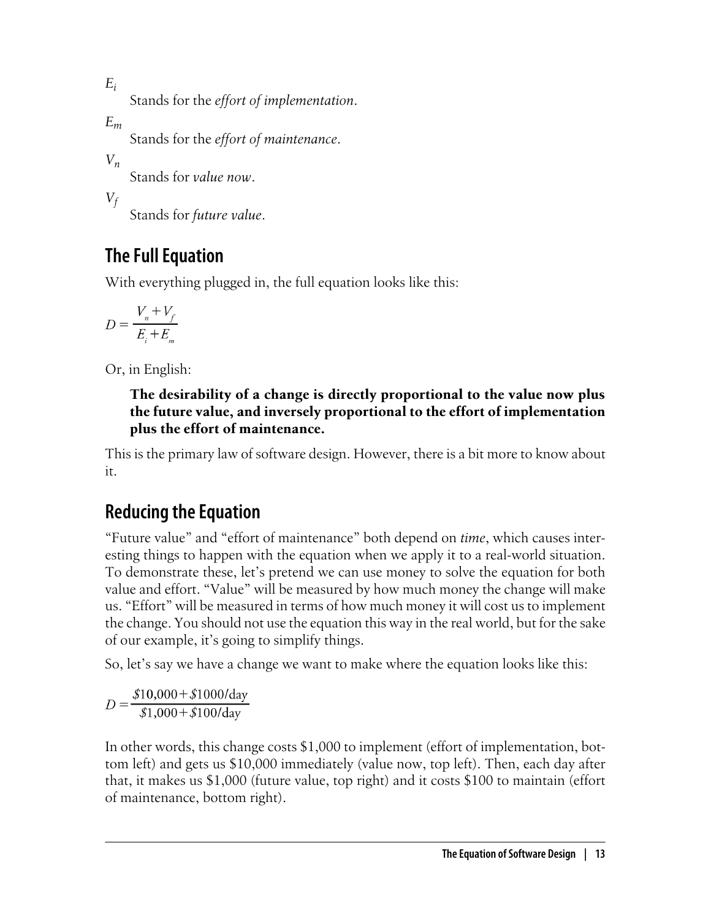$E_i$
: Stands for the *effort of implementation*.

$E_m$
: Stands for the *effort of maintenance*.

$V_n$
: Stands for *value now*.

$V_f$
: Stands for *future value*.

## The Full Equation

With everything plugged in, the full equation looks like this:

$$D = \frac{V_n + V_f}{E_i + E_m}$$

Or, in English:

> **The desirability of a change is directly proportional to the value now plus the future value, and inversely proportional to the effort of implementation plus the effort of maintenance.**

This is the primary law of software design. However, there is a bit more to know about it.

## Reducing the Equation

"Future value" and "effort of maintenance" both depend on *time*, which causes interesting things to happen with the equation when we apply it to a real-world situation. To demonstrate these, let's pretend we can use money to solve the equation for both value and effort. "Value" will be measured by how much money the change will make us. "Effort" will be measured in terms of how much money it will cost us to implement the change. You should not use the equation this way in the real world, but for the sake of our example, it's going to simplify things.

So, let's say we have a change we want to make where the equation looks like this:

$$D = \frac{\$10{,}000 + \$1000/\text{day}}{\$1{,}000 + \$100/\text{day}}$$

In other words, this change costs \$1,000 to implement (effort of implementation, bottom left) and gets us \$10,000 immediately (value now, top left). Then, each day after that, it makes us \$1,000 (future value, top right) and it costs \$100 to maintain (effort of maintenance, bottom right).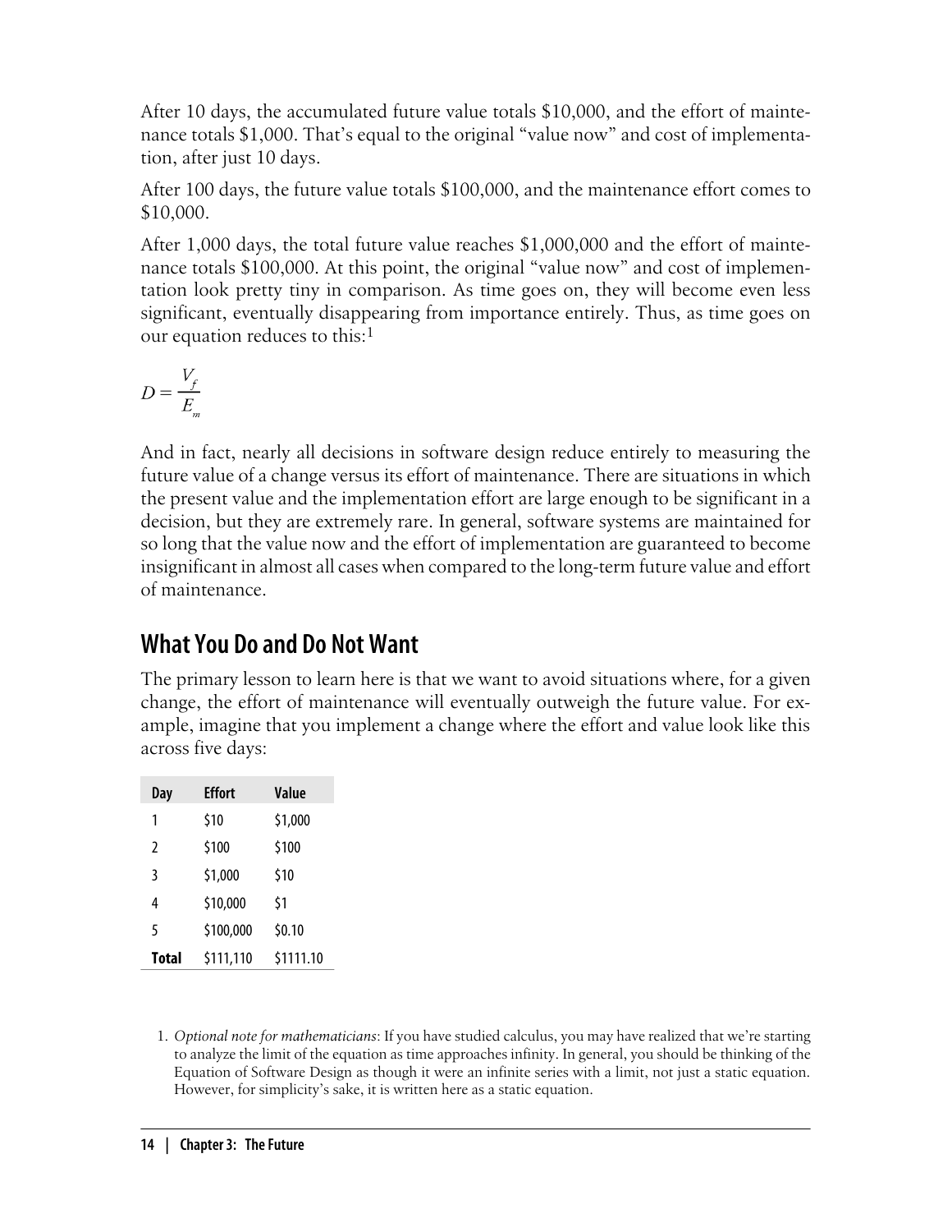After 10 days, the accumulated future value totals $10,000, and the effort of maintenance totals $1,000. That's equal to the original "value now" and cost of implementation, after just 10 days.

After 100 days, the future value totals $100,000, and the maintenance effort comes to $10,000.

After 1,000 days, the total future value reaches $1,000,000 and the effort of maintenance totals $100,000. At this point, the original "value now" and cost of implementation look pretty tiny in comparison. As time goes on, they will become even less significant, eventually disappearing from importance entirely. Thus, as time goes on our equation reduces to this:[1]

$$D = \frac{V_f}{E_m}$$

And in fact, nearly all decisions in software design reduce entirely to measuring the future value of a change versus its effort of maintenance. There are situations in which the present value and the implementation effort are large enough to be significant in a decision, but they are extremely rare. In general, software systems are maintained for so long that the value now and the effort of implementation are guaranteed to become insignificant in almost all cases when compared to the long-term future value and effort of maintenance.

## What You Do and Do Not Want

The primary lesson to learn here is that we want to avoid situations where, for a given change, the effort of maintenance will eventually outweigh the future value. For example, imagine that you implement a change where the effort and value look like this across five days:

| Day | Effort | Value |
|---|---|---|
| 1 | $10 | $1,000 |
| 2 | $100 | $100 |
| 3 | $1,000 | $10 |
| 4 | $10,000 | $1 |
| 5 | $100,000 | $0.10 |
| **Total** | $111,110 | $1111.10 |

1. *Optional note for mathematicians*: If you have studied calculus, you may have realized that we're starting to analyze the limit of the equation as time approaches infinity. In general, you should be thinking of the Equation of Software Design as though it were an infinite series with a limit, not just a static equation. However, for simplicity's sake, it is written here as a static equation.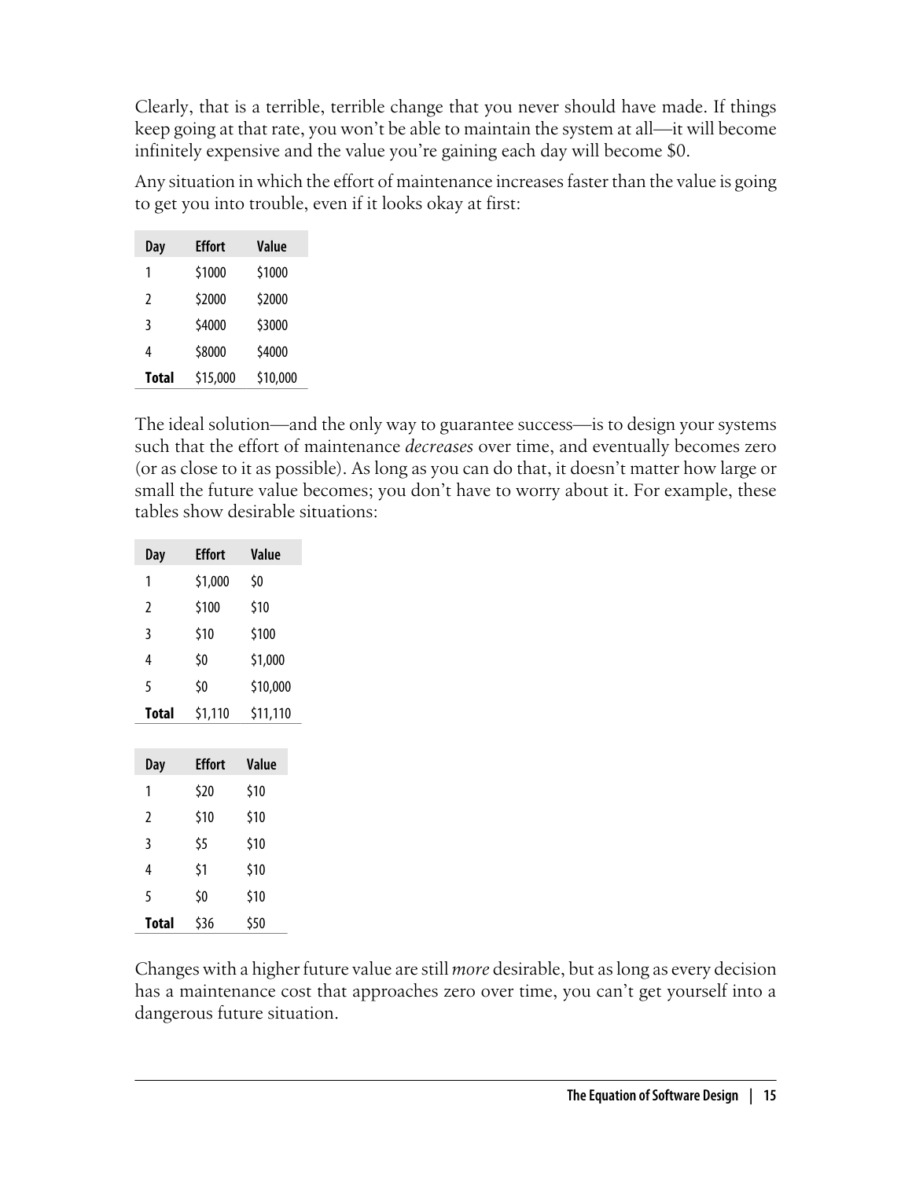Clearly, that is a terrible, terrible change that you never should have made. If things keep going at that rate, you won't be able to maintain the system at all—it will become infinitely expensive and the value you're gaining each day will become $0.

Any situation in which the effort of maintenance increases faster than the value is going to get you into trouble, even if it looks okay at first:

| Day | Effort | Value |
|---|---|---|
| 1 | $1000 | $1000 |
| 2 | $2000 | $2000 |
| 3 | $4000 | $3000 |
| 4 | $8000 | $4000 |
| **Total** | $15,000 | $10,000 |

The ideal solution—and the only way to guarantee success—is to design your systems such that the effort of maintenance *decreases* over time, and eventually becomes zero (or as close to it as possible). As long as you can do that, it doesn't matter how large or small the future value becomes; you don't have to worry about it. For example, these tables show desirable situations:

| Day | Effort | Value |
|---|---|---|
| 1 | $1,000 | $0 |
| 2 | $100 | $10 |
| 3 | $10 | $100 |
| 4 | $0 | $1,000 |
| 5 | $0 | $10,000 |
| **Total** | $1,110 | $11,110 |

| Day | Effort | Value |
|---|---|---|
| 1 | $20 | $10 |
| 2 | $10 | $10 |
| 3 | $5 | $10 |
| 4 | $1 | $10 |
| 5 | $0 | $10 |
| **Total** | $36 | $50 |

Changes with a higher future value are still *more* desirable, but as long as every decision has a maintenance cost that approaches zero over time, you can't get yourself into a dangerous future situation.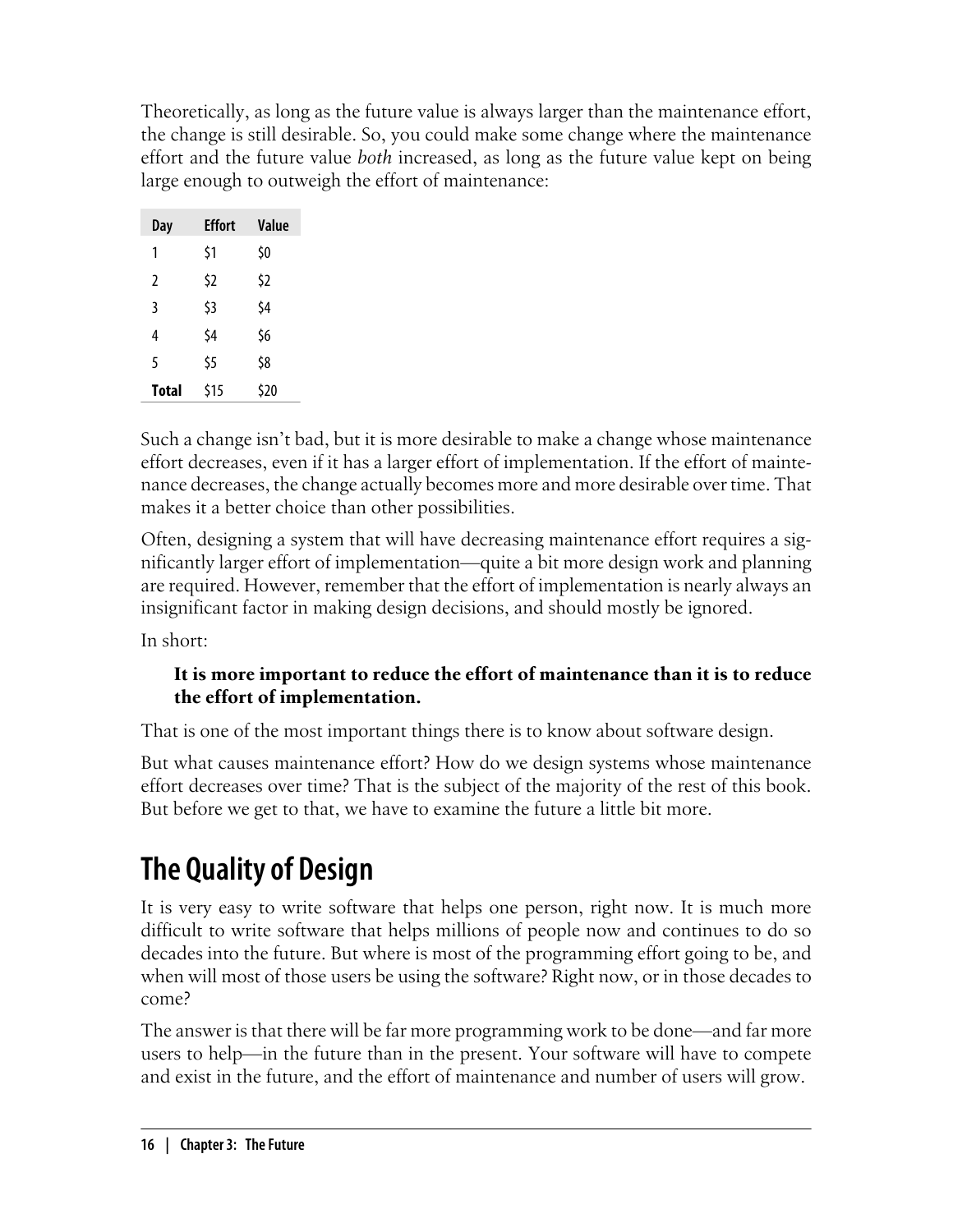Theoretically, as long as the future value is always larger than the maintenance effort, the change is still desirable. So, you could make some change where the maintenance effort and the future value *both* increased, as long as the future value kept on being large enough to outweigh the effort of maintenance:

| Day | Effort | Value |
|---|---|---|
| 1 | $1 | $0 |
| 2 | $2 | $2 |
| 3 | $3 | $4 |
| 4 | $4 | $6 |
| 5 | $5 | $8 |
| **Total** | $15 | $20 |

Such a change isn't bad, but it is more desirable to make a change whose maintenance effort decreases, even if it has a larger effort of implementation. If the effort of maintenance decreases, the change actually becomes more and more desirable over time. That makes it a better choice than other possibilities.

Often, designing a system that will have decreasing maintenance effort requires a significantly larger effort of implementation—quite a bit more design work and planning are required. However, remember that the effort of implementation is nearly always an insignificant factor in making design decisions, and should mostly be ignored.

In short:

> **It is more important to reduce the effort of maintenance than it is to reduce the effort of implementation.**

That is one of the most important things there is to know about software design.

But what causes maintenance effort? How do we design systems whose maintenance effort decreases over time? That is the subject of the majority of the rest of this book. But before we get to that, we have to examine the future a little bit more.

## The Quality of Design

It is very easy to write software that helps one person, right now. It is much more difficult to write software that helps millions of people now and continues to do so decades into the future. But where is most of the programming effort going to be, and when will most of those users be using the software? Right now, or in those decades to come?

The answer is that there will be far more programming work to be done—and far more users to help—in the future than in the present. Your software will have to compete and exist in the future, and the effort of maintenance and number of users will grow.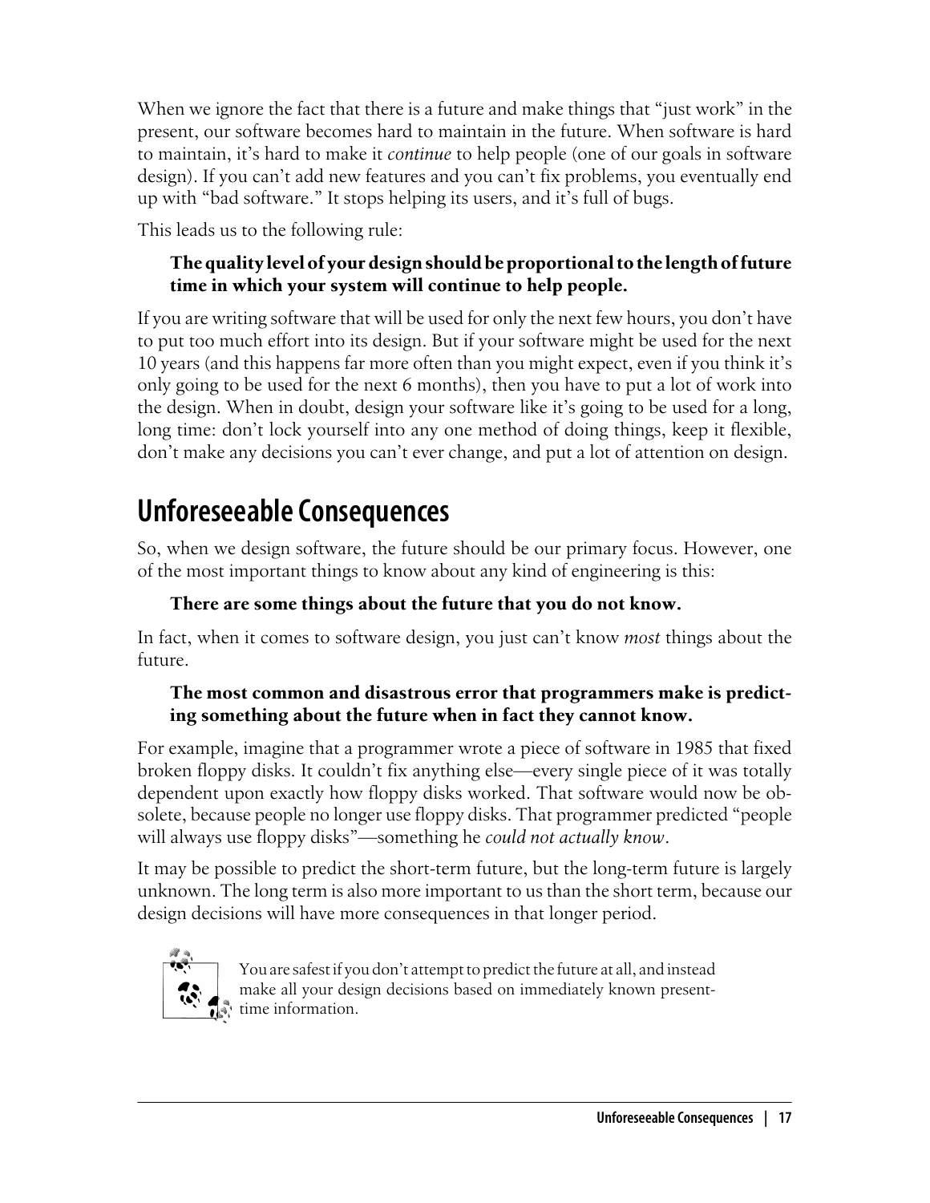When we ignore the fact that there is a future and make things that "just work" in the present, our software becomes hard to maintain in the future. When software is hard to maintain, it's hard to make it *continue* to help people (one of our goals in software design). If you can't add new features and you can't fix problems, you eventually end up with "bad software." It stops helping its users, and it's full of bugs.

This leads us to the following rule:

> **The quality level of your design should be proportional to the length of future time in which your system will continue to help people.**

If you are writing software that will be used for only the next few hours, you don't have to put too much effort into its design. But if your software might be used for the next 10 years (and this happens far more often than you might expect, even if you think it's only going to be used for the next 6 months), then you have to put a lot of work into the design. When in doubt, design your software like it's going to be used for a long, long time: don't lock yourself into any one method of doing things, keep it flexible, don't make any decisions you can't ever change, and put a lot of attention on design.

## Unforeseeable Consequences

So, when we design software, the future should be our primary focus. However, one of the most important things to know about any kind of engineering is this:

> **There are some things about the future that you do not know.**

In fact, when it comes to software design, you just can't know *most* things about the future.

> **The most common and disastrous error that programmers make is predicting something about the future when in fact they cannot know.**

For example, imagine that a programmer wrote a piece of software in 1985 that fixed broken floppy disks. It couldn't fix anything else—every single piece of it was totally dependent upon exactly how floppy disks worked. That software would now be obsolete, because people no longer use floppy disks. That programmer predicted "people will always use floppy disks"—something he *could not actually know*.

It may be possible to predict the short-term future, but the long-term future is largely unknown. The long term is also more important to us than the short term, because our design decisions will have more consequences in that longer period.

> You are safest if you don't attempt to predict the future at all, and instead make all your design decisions based on immediately known present-time information.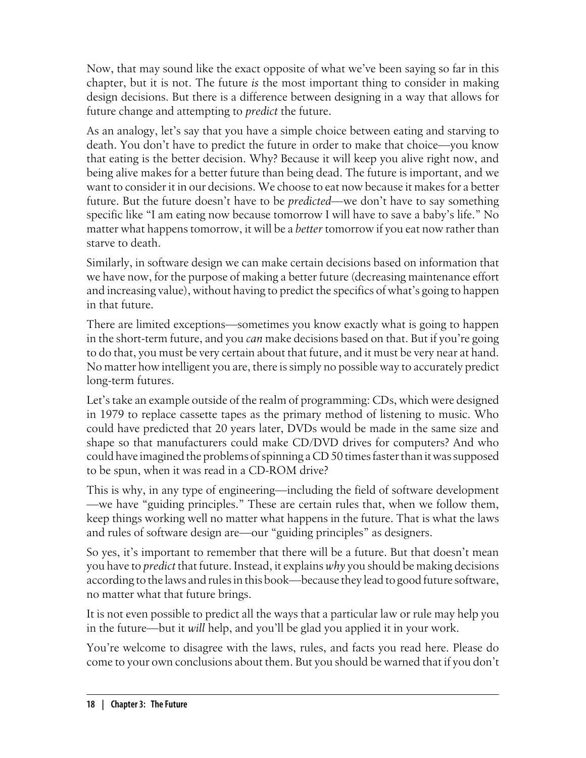Now, that may sound like the exact opposite of what we've been saying so far in this chapter, but it is not. The future *is* the most important thing to consider in making design decisions. But there is a difference between designing in a way that allows for future change and attempting to *predict* the future.

As an analogy, let's say that you have a simple choice between eating and starving to death. You don't have to predict the future in order to make that choice—you know that eating is the better decision. Why? Because it will keep you alive right now, and being alive makes for a better future than being dead. The future is important, and we want to consider it in our decisions. We choose to eat now because it makes for a better future. But the future doesn't have to be *predicted*—we don't have to say something specific like "I am eating now because tomorrow I will have to save a baby's life." No matter what happens tomorrow, it will be a *better* tomorrow if you eat now rather than starve to death.

Similarly, in software design we can make certain decisions based on information that we have now, for the purpose of making a better future (decreasing maintenance effort and increasing value), without having to predict the specifics of what's going to happen in that future.

There are limited exceptions—sometimes you know exactly what is going to happen in the short-term future, and you *can* make decisions based on that. But if you're going to do that, you must be very certain about that future, and it must be very near at hand. No matter how intelligent you are, there is simply no possible way to accurately predict long-term futures.

Let's take an example outside of the realm of programming: CDs, which were designed in 1979 to replace cassette tapes as the primary method of listening to music. Who could have predicted that 20 years later, DVDs would be made in the same size and shape so that manufacturers could make CD/DVD drives for computers? And who could have imagined the problems of spinning a CD 50 times faster than it was supposed to be spun, when it was read in a CD-ROM drive?

This is why, in any type of engineering—including the field of software development—we have "guiding principles." These are certain rules that, when we follow them, keep things working well no matter what happens in the future. That is what the laws and rules of software design are—our "guiding principles" as designers.

So yes, it's important to remember that there will be a future. But that doesn't mean you have to *predict* that future. Instead, it explains *why* you should be making decisions according to the laws and rules in this book—because they lead to good future software, no matter what that future brings.

It is not even possible to predict all the ways that a particular law or rule may help you in the future—but it *will* help, and you'll be glad you applied it in your work.

You're welcome to disagree with the laws, rules, and facts you read here. Please do come to your own conclusions about them. But you should be warned that if you don't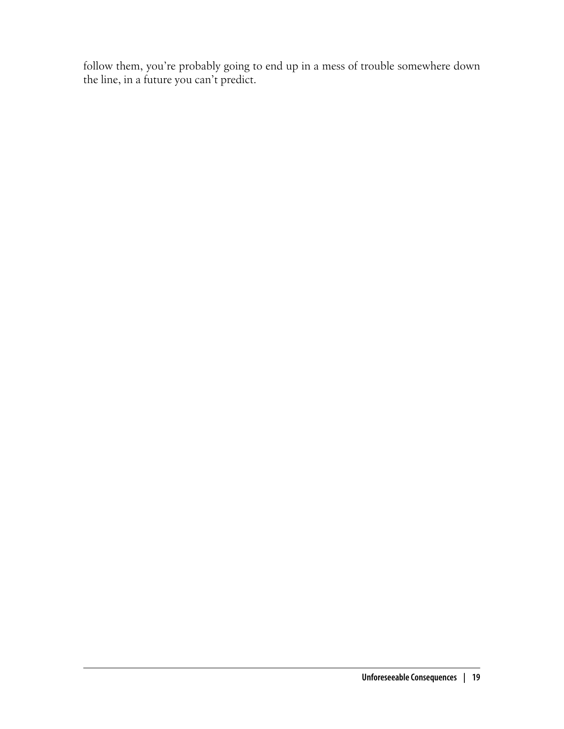follow them, you're probably going to end up in a mess of trouble somewhere down the line, in a future you can't predict.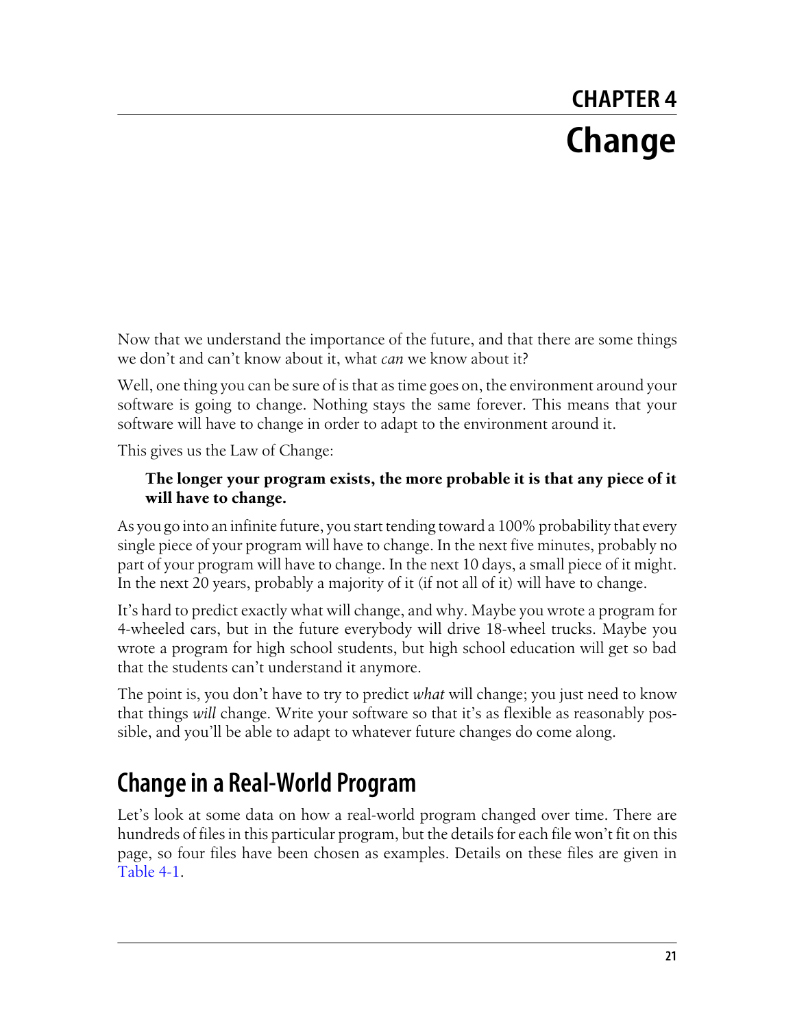# CHAPTER 4
# Change

Now that we understand the importance of the future, and that there are some things we don't and can't know about it, what *can* we know about it?

Well, one thing you can be sure of is that as time goes on, the environment around your software is going to change. Nothing stays the same forever. This means that your software will have to change in order to adapt to the environment around it.

This gives us the Law of Change:

> **The longer your program exists, the more probable it is that any piece of it will have to change.**

As you go into an infinite future, you start tending toward a 100% probability that every single piece of your program will have to change. In the next five minutes, probably no part of your program will have to change. In the next 10 days, a small piece of it might. In the next 20 years, probably a majority of it (if not all of it) will have to change.

It's hard to predict exactly what will change, and why. Maybe you wrote a program for 4-wheeled cars, but in the future everybody will drive 18-wheel trucks. Maybe you wrote a program for high school students, but high school education will get so bad that the students can't understand it anymore.

The point is, you don't have to try to predict *what* will change; you just need to know that things *will* change. Write your software so that it's as flexible as reasonably possible, and you'll be able to adapt to whatever future changes do come along.

## Change in a Real-World Program

Let's look at some data on how a real-world program changed over time. There are hundreds of files in this particular program, but the details for each file won't fit on this page, so four files have been chosen as examples. Details on these files are given in Table 4-1.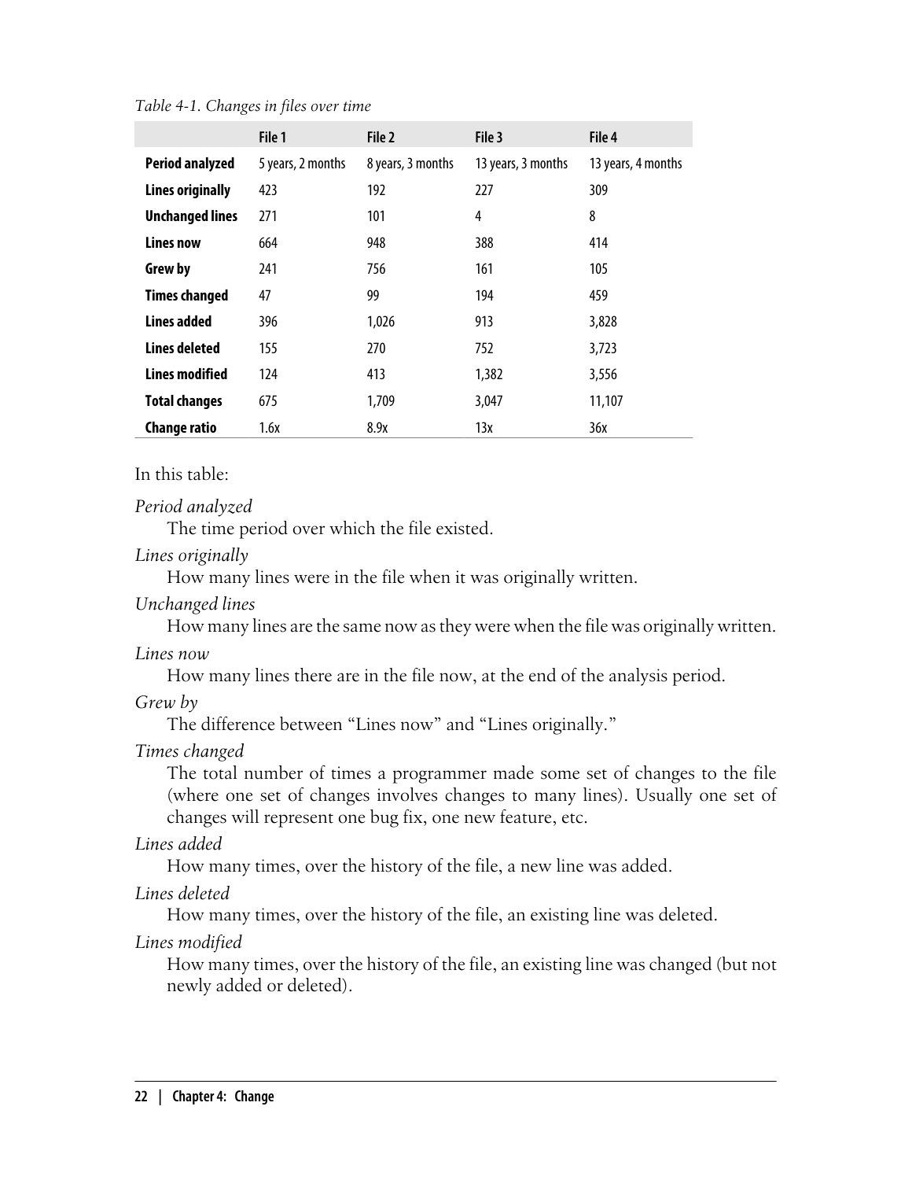*Table 4-1. Changes in files over time*

| | File 1 | File 2 | File 3 | File 4 |
|---|---|---|---|---|
| **Period analyzed** | 5 years, 2 months | 8 years, 3 months | 13 years, 3 months | 13 years, 4 months |
| **Lines originally** | 423 | 192 | 227 | 309 |
| **Unchanged lines** | 271 | 101 | 4 | 8 |
| **Lines now** | 664 | 948 | 388 | 414 |
| **Grew by** | 241 | 756 | 161 | 105 |
| **Times changed** | 47 | 99 | 194 | 459 |
| **Lines added** | 396 | 1,026 | 913 | 3,828 |
| **Lines deleted** | 155 | 270 | 752 | 3,723 |
| **Lines modified** | 124 | 413 | 1,382 | 3,556 |
| **Total changes** | 675 | 1,709 | 3,047 | 11,107 |
| **Change ratio** | 1.6x | 8.9x | 13x | 36x |

In this table:

*Period analyzed*
: The time period over which the file existed.

*Lines originally*
: How many lines were in the file when it was originally written.

*Unchanged lines*
: How many lines are the same now as they were when the file was originally written.

*Lines now*
: How many lines there are in the file now, at the end of the analysis period.

*Grew by*
: The difference between "Lines now" and "Lines originally."

*Times changed*
: The total number of times a programmer made some set of changes to the file (where one set of changes involves changes to many lines). Usually one set of changes will represent one bug fix, one new feature, etc.

*Lines added*
: How many times, over the history of the file, a new line was added.

*Lines deleted*
: How many times, over the history of the file, an existing line was deleted.

*Lines modified*
: How many times, over the history of the file, an existing line was changed (but not newly added or deleted).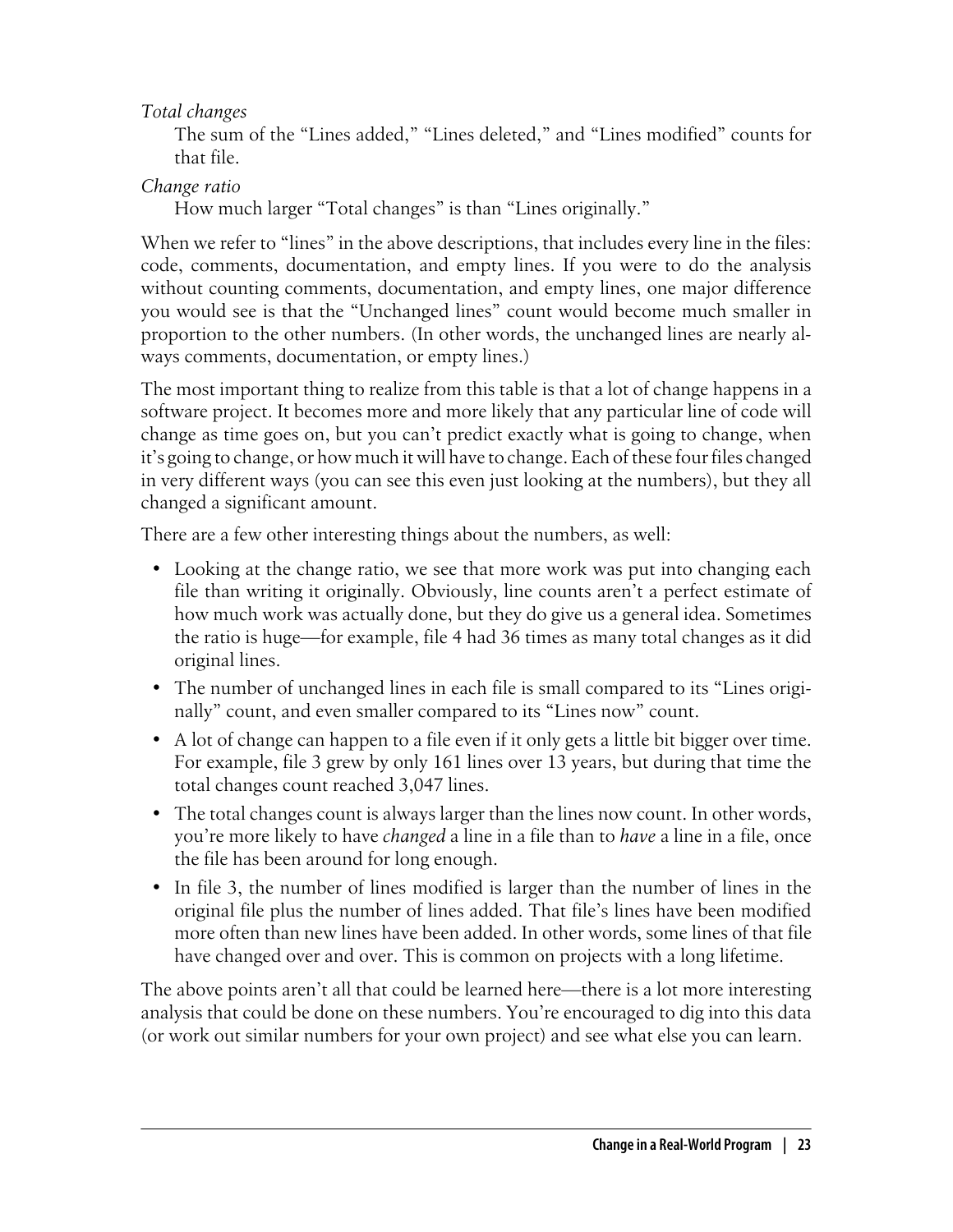*Total changes*

The sum of the “Lines added,” “Lines deleted,” and “Lines modified” counts for that file.

*Change ratio*

How much larger “Total changes” is than “Lines originally.”

When we refer to “lines” in the above descriptions, that includes every line in the files: code, comments, documentation, and empty lines. If you were to do the analysis without counting comments, documentation, and empty lines, one major difference you would see is that the “Unchanged lines” count would become much smaller in proportion to the other numbers. (In other words, the unchanged lines are nearly always comments, documentation, or empty lines.)

The most important thing to realize from this table is that a lot of change happens in a software project. It becomes more and more likely that any particular line of code will change as time goes on, but you can’t predict exactly what is going to change, when it’s going to change, or how much it will have to change. Each of these four files changed in very different ways (you can see this even just looking at the numbers), but they all changed a significant amount.

There are a few other interesting things about the numbers, as well:

- Looking at the change ratio, we see that more work was put into changing each file than writing it originally. Obviously, line counts aren’t a perfect estimate of how much work was actually done, but they do give us a general idea. Sometimes the ratio is huge—for example, file 4 had 36 times as many total changes as it did original lines.
- The number of unchanged lines in each file is small compared to its “Lines originally” count, and even smaller compared to its “Lines now” count.
- A lot of change can happen to a file even if it only gets a little bit bigger over time. For example, file 3 grew by only 161 lines over 13 years, but during that time the total changes count reached 3,047 lines.
- The total changes count is always larger than the lines now count. In other words, you’re more likely to have *changed* a line in a file than to *have* a line in a file, once the file has been around for long enough.
- In file 3, the number of lines modified is larger than the number of lines in the original file plus the number of lines added. That file’s lines have been modified more often than new lines have been added. In other words, some lines of that file have changed over and over. This is common on projects with a long lifetime.

The above points aren’t all that could be learned here—there is a lot more interesting analysis that could be done on these numbers. You’re encouraged to dig into this data (or work out similar numbers for your own project) and see what else you can learn.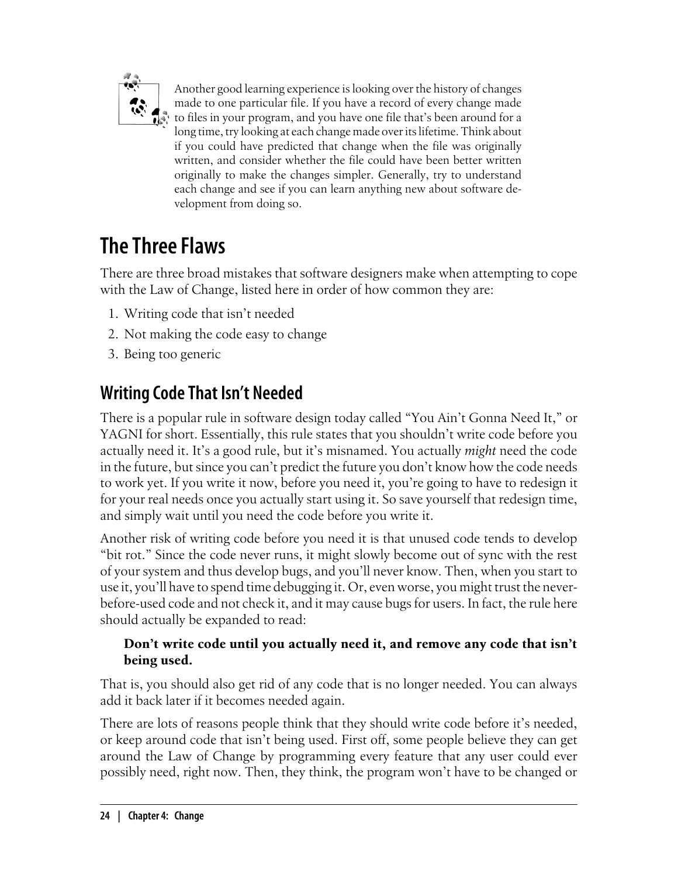> Another good learning experience is looking over the history of changes made to one particular file. If you have a record of every change made to files in your program, and you have one file that's been around for a long time, try looking at each change made over its lifetime. Think about if you could have predicted that change when the file was originally written, and consider whether the file could have been better written originally to make the changes simpler. Generally, try to understand each change and see if you can learn anything new about software development from doing so.

## The Three Flaws

There are three broad mistakes that software designers make when attempting to cope with the Law of Change, listed here in order of how common they are:

1. Writing code that isn't needed
2. Not making the code easy to change
3. Being too generic

### Writing Code That Isn't Needed

There is a popular rule in software design today called "You Ain't Gonna Need It," or YAGNI for short. Essentially, this rule states that you shouldn't write code before you actually need it. It's a good rule, but it's misnamed. You actually *might* need the code in the future, but since you can't predict the future you don't know how the code needs to work yet. If you write it now, before you need it, you're going to have to redesign it for your real needs once you actually start using it. So save yourself that redesign time, and simply wait until you need the code before you write it.

Another risk of writing code before you need it is that unused code tends to develop "bit rot." Since the code never runs, it might slowly become out of sync with the rest of your system and thus develop bugs, and you'll never know. Then, when you start to use it, you'll have to spend time debugging it. Or, even worse, you might trust the never-before-used code and not check it, and it may cause bugs for users. In fact, the rule here should actually be expanded to read:

> **Don't write code until you actually need it, and remove any code that isn't being used.**

That is, you should also get rid of any code that is no longer needed. You can always add it back later if it becomes needed again.

There are lots of reasons people think that they should write code before it's needed, or keep around code that isn't being used. First off, some people believe they can get around the Law of Change by programming every feature that any user could ever possibly need, right now. Then, they think, the program won't have to be changed or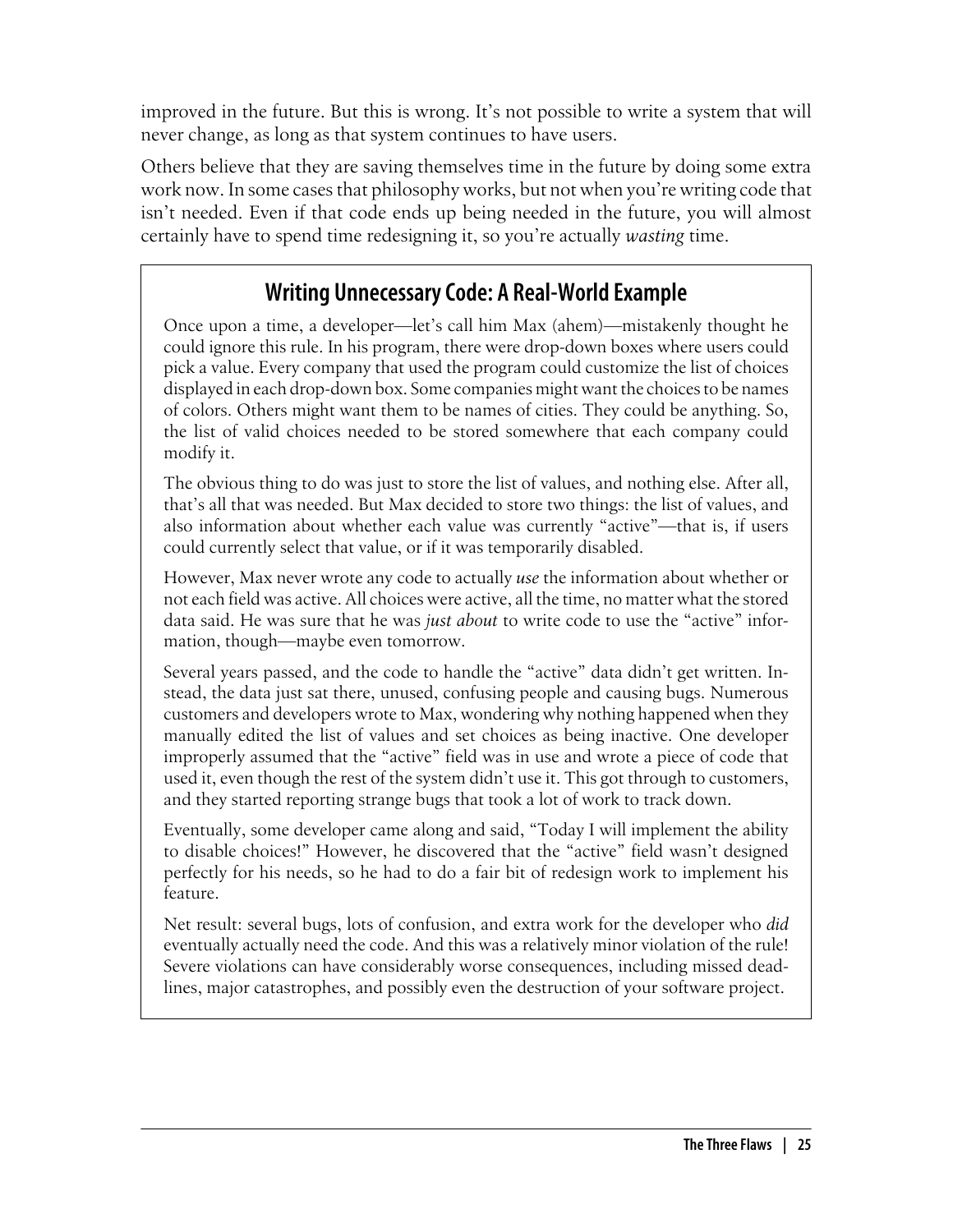improved in the future. But this is wrong. It's not possible to write a system that will never change, as long as that system continues to have users.

Others believe that they are saving themselves time in the future by doing some extra work now. In some cases that philosophy works, but not when you're writing code that isn't needed. Even if that code ends up being needed in the future, you will almost certainly have to spend time redesigning it, so you're actually *wasting* time.

### Writing Unnecessary Code: A Real-World Example

Once upon a time, a developer—let's call him Max (ahem)—mistakenly thought he could ignore this rule. In his program, there were drop-down boxes where users could pick a value. Every company that used the program could customize the list of choices displayed in each drop-down box. Some companies might want the choices to be names of colors. Others might want them to be names of cities. They could be anything. So, the list of valid choices needed to be stored somewhere that each company could modify it.

The obvious thing to do was just to store the list of values, and nothing else. After all, that's all that was needed. But Max decided to store two things: the list of values, and also information about whether each value was currently "active"—that is, if users could currently select that value, or if it was temporarily disabled.

However, Max never wrote any code to actually *use* the information about whether or not each field was active. All choices were active, all the time, no matter what the stored data said. He was sure that he was *just about* to write code to use the "active" information, though—maybe even tomorrow.

Several years passed, and the code to handle the "active" data didn't get written. Instead, the data just sat there, unused, confusing people and causing bugs. Numerous customers and developers wrote to Max, wondering why nothing happened when they manually edited the list of values and set choices as being inactive. One developer improperly assumed that the "active" field was in use and wrote a piece of code that used it, even though the rest of the system didn't use it. This got through to customers, and they started reporting strange bugs that took a lot of work to track down.

Eventually, some developer came along and said, "Today I will implement the ability to disable choices!" However, he discovered that the "active" field wasn't designed perfectly for his needs, so he had to do a fair bit of redesign work to implement his feature.

Net result: several bugs, lots of confusion, and extra work for the developer who *did* eventually actually need the code. And this was a relatively minor violation of the rule! Severe violations can have considerably worse consequences, including missed deadlines, major catastrophes, and possibly even the destruction of your software project.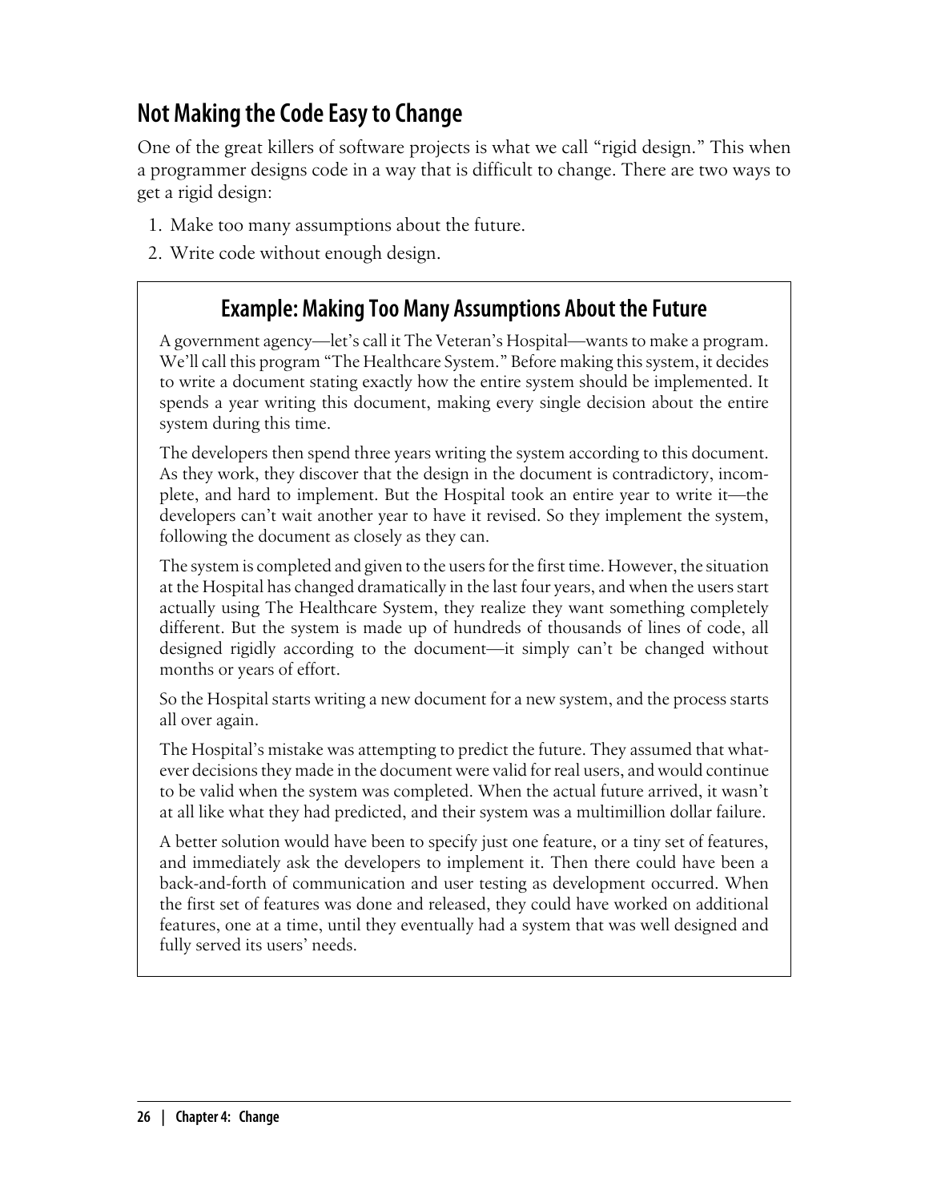## Not Making the Code Easy to Change

One of the great killers of software projects is what we call "rigid design." This when a programmer designs code in a way that is difficult to change. There are two ways to get a rigid design:

1. Make too many assumptions about the future.
2. Write code without enough design.

### Example: Making Too Many Assumptions About the Future

A government agency—let's call it The Veteran's Hospital—wants to make a program. We'll call this program "The Healthcare System." Before making this system, it decides to write a document stating exactly how the entire system should be implemented. It spends a year writing this document, making every single decision about the entire system during this time.

The developers then spend three years writing the system according to this document. As they work, they discover that the design in the document is contradictory, incomplete, and hard to implement. But the Hospital took an entire year to write it—the developers can't wait another year to have it revised. So they implement the system, following the document as closely as they can.

The system is completed and given to the users for the first time. However, the situation at the Hospital has changed dramatically in the last four years, and when the users start actually using The Healthcare System, they realize they want something completely different. But the system is made up of hundreds of thousands of lines of code, all designed rigidly according to the document—it simply can't be changed without months or years of effort.

So the Hospital starts writing a new document for a new system, and the process starts all over again.

The Hospital's mistake was attempting to predict the future. They assumed that whatever decisions they made in the document were valid for real users, and would continue to be valid when the system was completed. When the actual future arrived, it wasn't at all like what they had predicted, and their system was a multimillion dollar failure.

A better solution would have been to specify just one feature, or a tiny set of features, and immediately ask the developers to implement it. Then there could have been a back-and-forth of communication and user testing as development occurred. When the first set of features was done and released, they could have worked on additional features, one at a time, until they eventually had a system that was well designed and fully served its users' needs.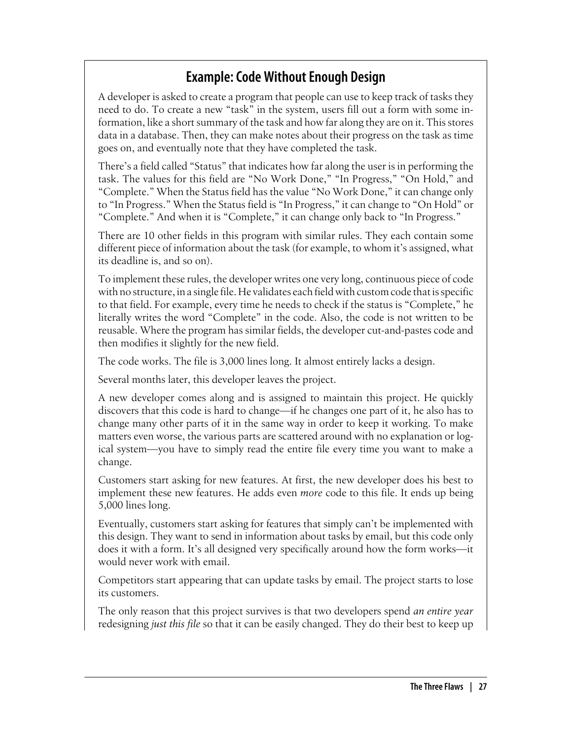## Example: Code Without Enough Design

A developer is asked to create a program that people can use to keep track of tasks they need to do. To create a new "task" in the system, users fill out a form with some information, like a short summary of the task and how far along they are on it. This stores data in a database. Then, they can make notes about their progress on the task as time goes on, and eventually note that they have completed the task.

There's a field called "Status" that indicates how far along the user is in performing the task. The values for this field are "No Work Done," "In Progress," "On Hold," and "Complete." When the Status field has the value "No Work Done," it can change only to "In Progress." When the Status field is "In Progress," it can change to "On Hold" or "Complete." And when it is "Complete," it can change only back to "In Progress."

There are 10 other fields in this program with similar rules. They each contain some different piece of information about the task (for example, to whom it's assigned, what its deadline is, and so on).

To implement these rules, the developer writes one very long, continuous piece of code with no structure, in a single file. He validates each field with custom code that is specific to that field. For example, every time he needs to check if the status is "Complete," he literally writes the word "Complete" in the code. Also, the code is not written to be reusable. Where the program has similar fields, the developer cut-and-pastes code and then modifies it slightly for the new field.

The code works. The file is 3,000 lines long. It almost entirely lacks a design.

Several months later, this developer leaves the project.

A new developer comes along and is assigned to maintain this project. He quickly discovers that this code is hard to change—if he changes one part of it, he also has to change many other parts of it in the same way in order to keep it working. To make matters even worse, the various parts are scattered around with no explanation or logical system—you have to simply read the entire file every time you want to make a change.

Customers start asking for new features. At first, the new developer does his best to implement these new features. He adds even *more* code to this file. It ends up being 5,000 lines long.

Eventually, customers start asking for features that simply can't be implemented with this design. They want to send in information about tasks by email, but this code only does it with a form. It's all designed very specifically around how the form works—it would never work with email.

Competitors start appearing that can update tasks by email. The project starts to lose its customers.

The only reason that this project survives is that two developers spend *an entire year* redesigning *just this file* so that it can be easily changed. They do their best to keep up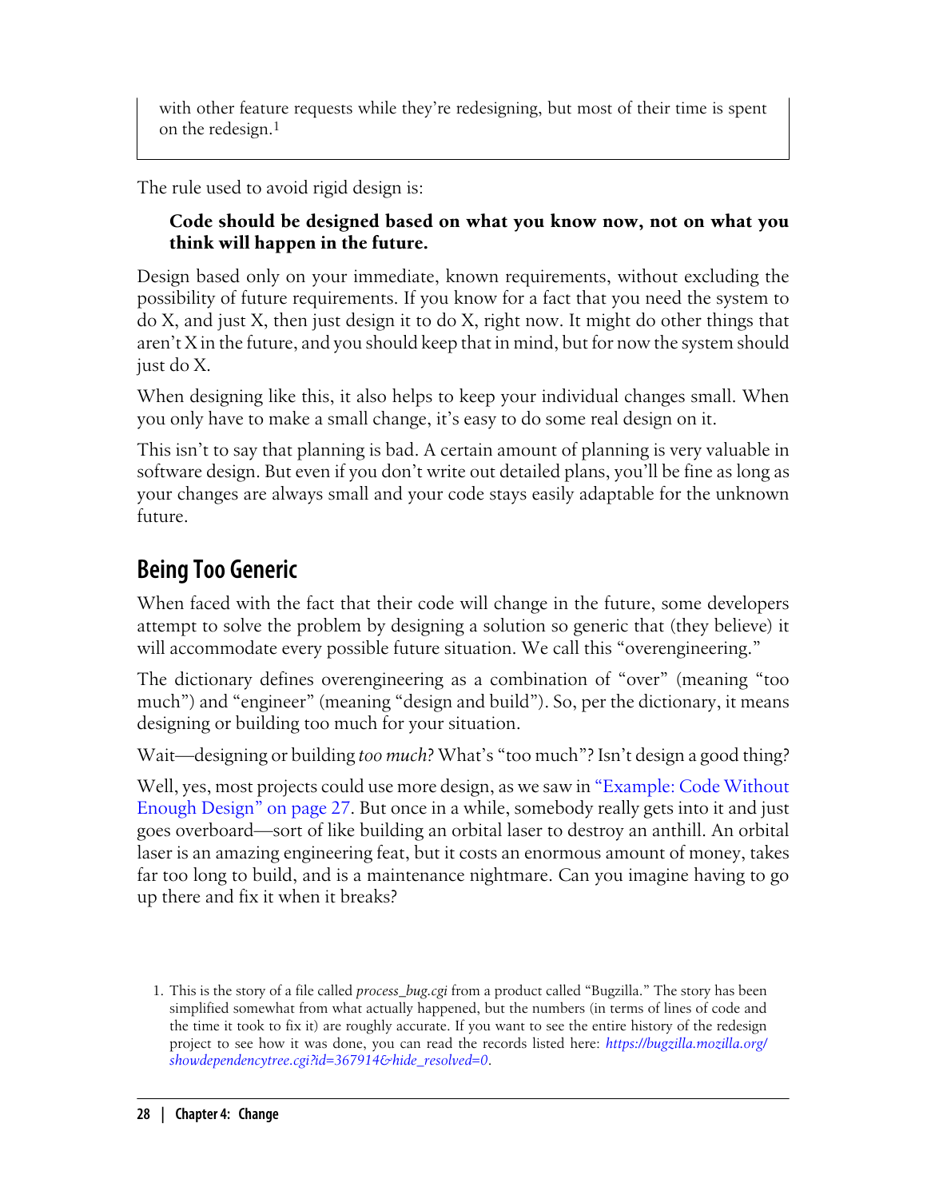with other feature requests while they're redesigning, but most of their time is spent on the redesign.[1]

The rule used to avoid rigid design is:

> **Code should be designed based on what you know now, not on what you think will happen in the future.**

Design based only on your immediate, known requirements, without excluding the possibility of future requirements. If you know for a fact that you need the system to do X, and just X, then just design it to do X, right now. It might do other things that aren't X in the future, and you should keep that in mind, but for now the system should just do X.

When designing like this, it also helps to keep your individual changes small. When you only have to make a small change, it's easy to do some real design on it.

This isn't to say that planning is bad. A certain amount of planning is very valuable in software design. But even if you don't write out detailed plans, you'll be fine as long as your changes are always small and your code stays easily adaptable for the unknown future.

## Being Too Generic

When faced with the fact that their code will change in the future, some developers attempt to solve the problem by designing a solution so generic that (they believe) it will accommodate every possible future situation. We call this "overengineering."

The dictionary defines overengineering as a combination of "over" (meaning "too much") and "engineer" (meaning "design and build"). So, per the dictionary, it means designing or building too much for your situation.

Wait—designing or building *too much*? What's "too much"? Isn't design a good thing?

Well, yes, most projects could use more design, as we saw in "Example: Code Without Enough Design" on page 27. But once in a while, somebody really gets into it and just goes overboard—sort of like building an orbital laser to destroy an anthill. An orbital laser is an amazing engineering feat, but it costs an enormous amount of money, takes far too long to build, and is a maintenance nightmare. Can you imagine having to go up there and fix it when it breaks?

1. This is the story of a file called *process_bug.cgi* from a product called "Bugzilla." The story has been simplified somewhat from what actually happened, but the numbers (in terms of lines of code and the time it took to fix it) are roughly accurate. If you want to see the entire history of the redesign project to see how it was done, you can read the records listed here: *https://bugzilla.mozilla.org/showdependencytree.cgi?id=367914&hide_resolved=0*.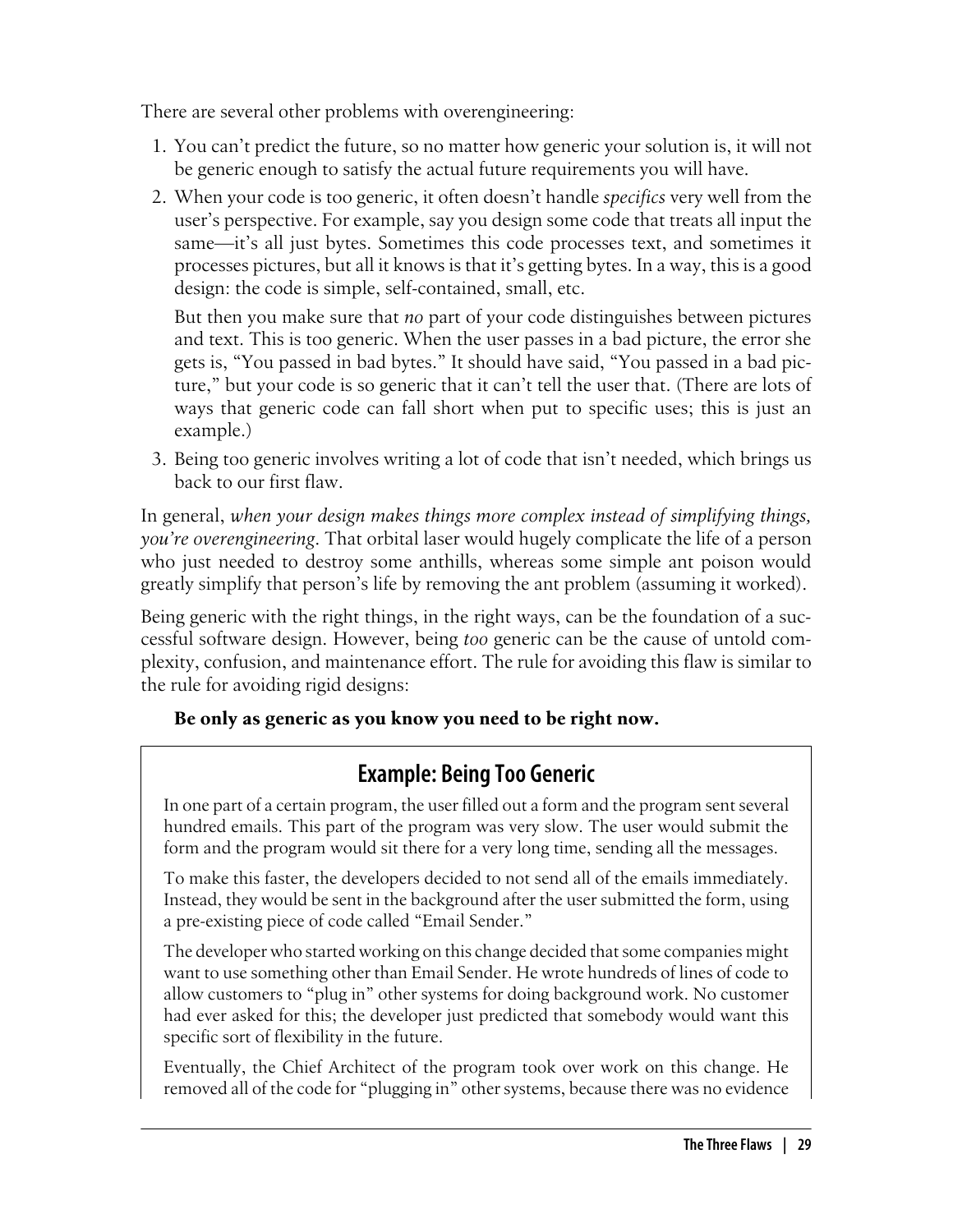There are several other problems with overengineering:

1. You can't predict the future, so no matter how generic your solution is, it will not be generic enough to satisfy the actual future requirements you will have.
2. When your code is too generic, it often doesn't handle *specifics* very well from the user's perspective. For example, say you design some code that treats all input the same—it's all just bytes. Sometimes this code processes text, and sometimes it processes pictures, but all it knows is that it's getting bytes. In a way, this is a good design: the code is simple, self-contained, small, etc.

   But then you make sure that *no* part of your code distinguishes between pictures and text. This is too generic. When the user passes in a bad picture, the error she gets is, "You passed in bad bytes." It should have said, "You passed in a bad picture," but your code is so generic that it can't tell the user that. (There are lots of ways that generic code can fall short when put to specific uses; this is just an example.)
3. Being too generic involves writing a lot of code that isn't needed, which brings us back to our first flaw.

In general, *when your design makes things more complex instead of simplifying things, you're overengineering*. That orbital laser would hugely complicate the life of a person who just needed to destroy some anthills, whereas some simple ant poison would greatly simplify that person's life by removing the ant problem (assuming it worked).

Being generic with the right things, in the right ways, can be the foundation of a successful software design. However, being *too* generic can be the cause of untold complexity, confusion, and maintenance effort. The rule for avoiding this flaw is similar to the rule for avoiding rigid designs:

**Be only as generic as you know you need to be right now.**

## Example: Being Too Generic

In one part of a certain program, the user filled out a form and the program sent several hundred emails. This part of the program was very slow. The user would submit the form and the program would sit there for a very long time, sending all the messages.

To make this faster, the developers decided to not send all of the emails immediately. Instead, they would be sent in the background after the user submitted the form, using a pre-existing piece of code called "Email Sender."

The developer who started working on this change decided that some companies might want to use something other than Email Sender. He wrote hundreds of lines of code to allow customers to "plug in" other systems for doing background work. No customer had ever asked for this; the developer just predicted that somebody would want this specific sort of flexibility in the future.

Eventually, the Chief Architect of the program took over work on this change. He removed all of the code for "plugging in" other systems, because there was no evidence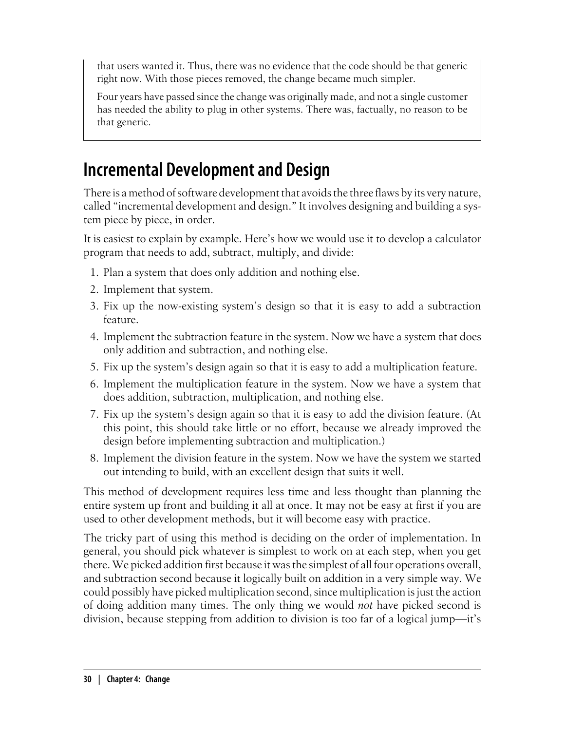that users wanted it. Thus, there was no evidence that the code should be that generic right now. With those pieces removed, the change became much simpler.

Four years have passed since the change was originally made, and not a single customer has needed the ability to plug in other systems. There was, factually, no reason to be that generic.

## Incremental Development and Design

There is a method of software development that avoids the three flaws by its very nature, called "incremental development and design." It involves designing and building a system piece by piece, in order.

It is easiest to explain by example. Here's how we would use it to develop a calculator program that needs to add, subtract, multiply, and divide:

1. Plan a system that does only addition and nothing else.
2. Implement that system.
3. Fix up the now-existing system's design so that it is easy to add a subtraction feature.
4. Implement the subtraction feature in the system. Now we have a system that does only addition and subtraction, and nothing else.
5. Fix up the system's design again so that it is easy to add a multiplication feature.
6. Implement the multiplication feature in the system. Now we have a system that does addition, subtraction, multiplication, and nothing else.
7. Fix up the system's design again so that it is easy to add the division feature. (At this point, this should take little or no effort, because we already improved the design before implementing subtraction and multiplication.)
8. Implement the division feature in the system. Now we have the system we started out intending to build, with an excellent design that suits it well.

This method of development requires less time and less thought than planning the entire system up front and building it all at once. It may not be easy at first if you are used to other development methods, but it will become easy with practice.

The tricky part of using this method is deciding on the order of implementation. In general, you should pick whatever is simplest to work on at each step, when you get there. We picked addition first because it was the simplest of all four operations overall, and subtraction second because it logically built on addition in a very simple way. We could possibly have picked multiplication second, since multiplication is just the action of doing addition many times. The only thing we would *not* have picked second is division, because stepping from addition to division is too far of a logical jump—it's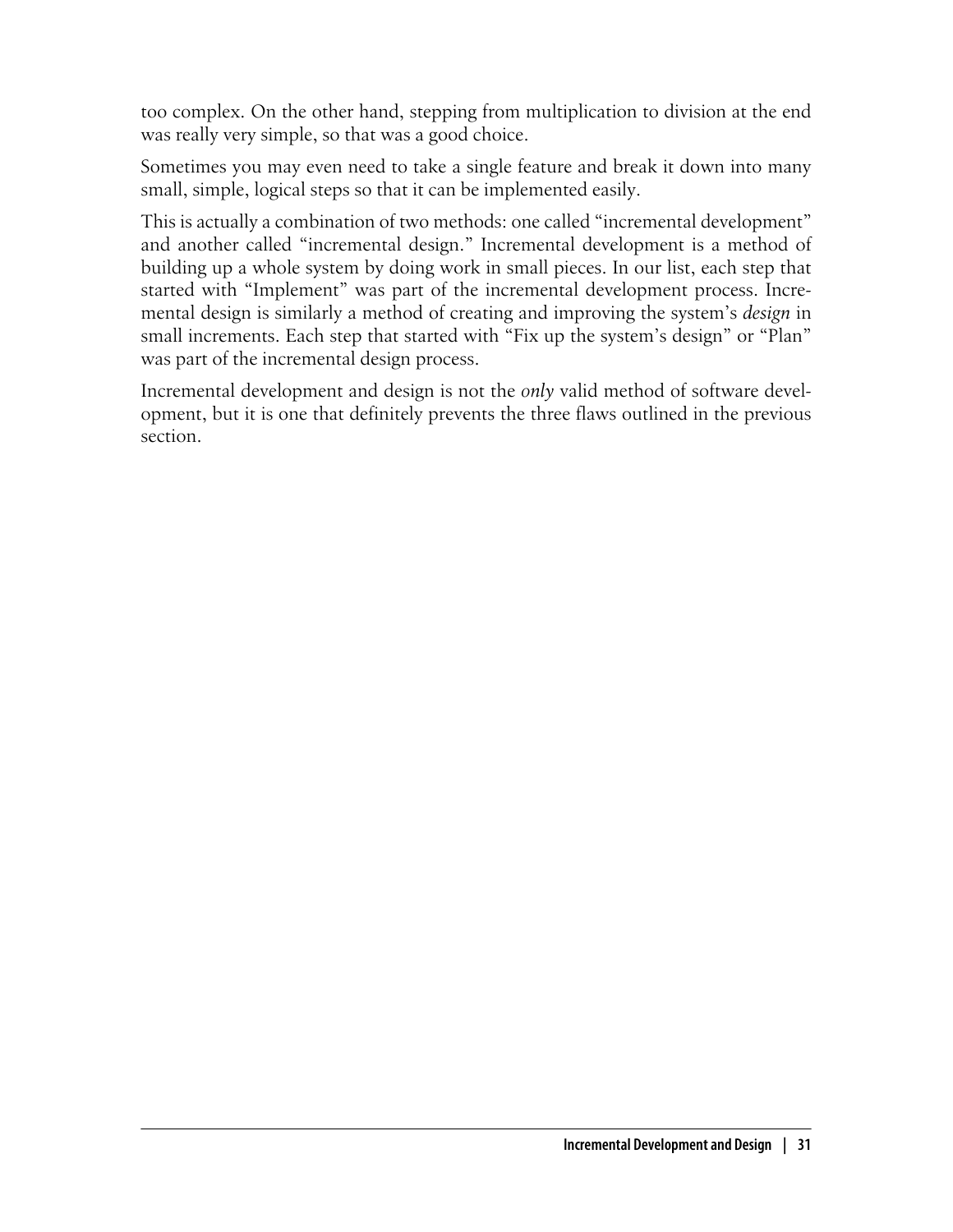too complex. On the other hand, stepping from multiplication to division at the end was really very simple, so that was a good choice.

Sometimes you may even need to take a single feature and break it down into many small, simple, logical steps so that it can be implemented easily.

This is actually a combination of two methods: one called "incremental development" and another called "incremental design." Incremental development is a method of building up a whole system by doing work in small pieces. In our list, each step that started with "Implement" was part of the incremental development process. Incremental design is similarly a method of creating and improving the system's *design* in small increments. Each step that started with "Fix up the system's design" or "Plan" was part of the incremental design process.

Incremental development and design is not the *only* valid method of software development, but it is one that definitely prevents the three flaws outlined in the previous section.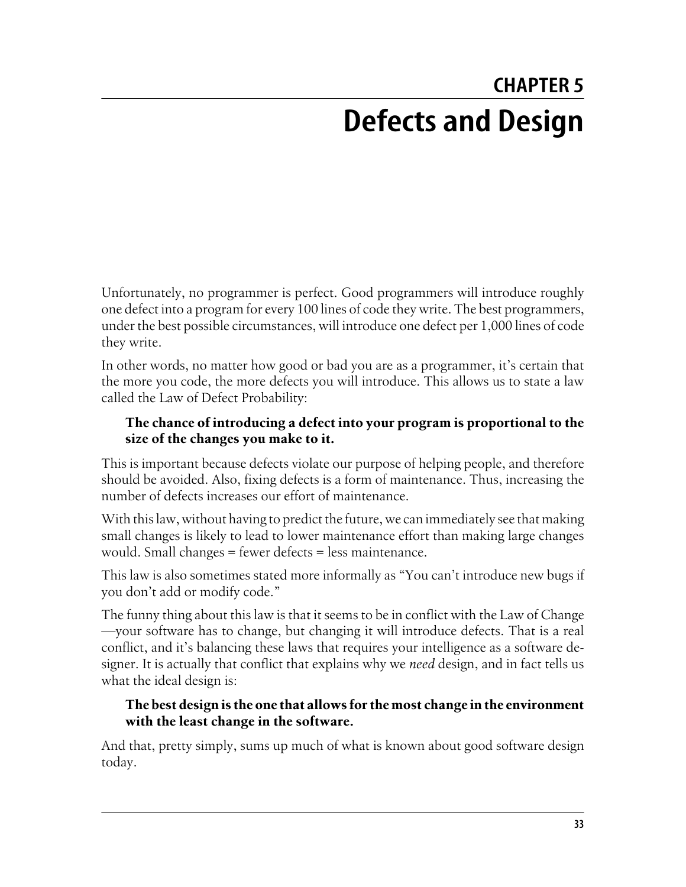# CHAPTER 5

# Defects and Design

Unfortunately, no programmer is perfect. Good programmers will introduce roughly one defect into a program for every 100 lines of code they write. The best programmers, under the best possible circumstances, will introduce one defect per 1,000 lines of code they write.

In other words, no matter how good or bad you are as a programmer, it's certain that the more you code, the more defects you will introduce. This allows us to state a law called the Law of Defect Probability:

> **The chance of introducing a defect into your program is proportional to the size of the changes you make to it.**

This is important because defects violate our purpose of helping people, and therefore should be avoided. Also, fixing defects is a form of maintenance. Thus, increasing the number of defects increases our effort of maintenance.

With this law, without having to predict the future, we can immediately see that making small changes is likely to lead to lower maintenance effort than making large changes would. Small changes = fewer defects = less maintenance.

This law is also sometimes stated more informally as "You can't introduce new bugs if you don't add or modify code."

The funny thing about this law is that it seems to be in conflict with the Law of Change—your software has to change, but changing it will introduce defects. That is a real conflict, and it's balancing these laws that requires your intelligence as a software designer. It is actually that conflict that explains why we *need* design, and in fact tells us what the ideal design is:

> **The best design is the one that allows for the most change in the environment with the least change in the software.**

And that, pretty simply, sums up much of what is known about good software design today.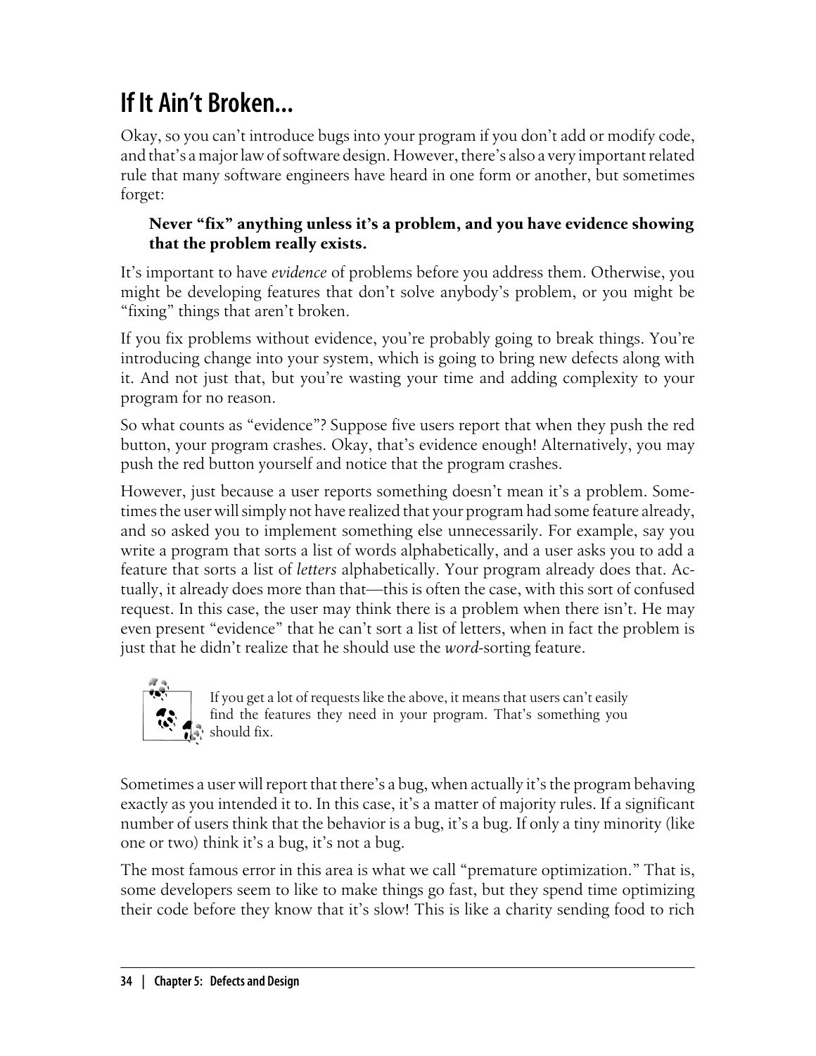## If It Ain't Broken...

Okay, so you can't introduce bugs into your program if you don't add or modify code, and that's a major law of software design. However, there's also a very important related rule that many software engineers have heard in one form or another, but sometimes forget:

> **Never "fix" anything unless it's a problem, and you have evidence showing that the problem really exists.**

It's important to have *evidence* of problems before you address them. Otherwise, you might be developing features that don't solve anybody's problem, or you might be "fixing" things that aren't broken.

If you fix problems without evidence, you're probably going to break things. You're introducing change into your system, which is going to bring new defects along with it. And not just that, but you're wasting your time and adding complexity to your program for no reason.

So what counts as "evidence"? Suppose five users report that when they push the red button, your program crashes. Okay, that's evidence enough! Alternatively, you may push the red button yourself and notice that the program crashes.

However, just because a user reports something doesn't mean it's a problem. Sometimes the user will simply not have realized that your program had some feature already, and so asked you to implement something else unnecessarily. For example, say you write a program that sorts a list of words alphabetically, and a user asks you to add a feature that sorts a list of *letters* alphabetically. Your program already does that. Actually, it already does more than that—this is often the case, with this sort of confused request. In this case, the user may think there is a problem when there isn't. He may even present "evidence" that he can't sort a list of letters, when in fact the problem is just that he didn't realize that he should use the *word*-sorting feature.

> If you get a lot of requests like the above, it means that users can't easily find the features they need in your program. That's something you should fix.

Sometimes a user will report that there's a bug, when actually it's the program behaving exactly as you intended it to. In this case, it's a matter of majority rules. If a significant number of users think that the behavior is a bug, it's a bug. If only a tiny minority (like one or two) think it's a bug, it's not a bug.

The most famous error in this area is what we call "premature optimization." That is, some developers seem to like to make things go fast, but they spend time optimizing their code before they know that it's slow! This is like a charity sending food to rich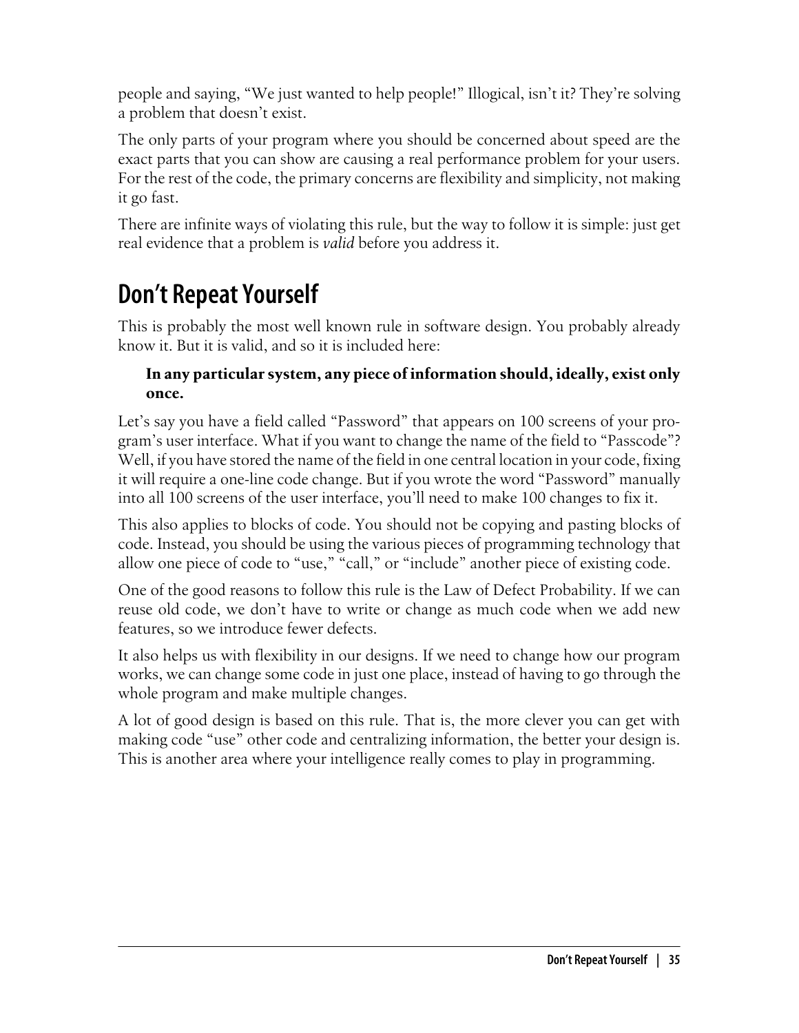people and saying, "We just wanted to help people!" Illogical, isn't it? They're solving a problem that doesn't exist.

The only parts of your program where you should be concerned about speed are the exact parts that you can show are causing a real performance problem for your users. For the rest of the code, the primary concerns are flexibility and simplicity, not making it go fast.

There are infinite ways of violating this rule, but the way to follow it is simple: just get real evidence that a problem is *valid* before you address it.

## Don't Repeat Yourself

This is probably the most well known rule in software design. You probably already know it. But it is valid, and so it is included here:

> **In any particular system, any piece of information should, ideally, exist only once.**

Let's say you have a field called "Password" that appears on 100 screens of your program's user interface. What if you want to change the name of the field to "Passcode"? Well, if you have stored the name of the field in one central location in your code, fixing it will require a one-line code change. But if you wrote the word "Password" manually into all 100 screens of the user interface, you'll need to make 100 changes to fix it.

This also applies to blocks of code. You should not be copying and pasting blocks of code. Instead, you should be using the various pieces of programming technology that allow one piece of code to "use," "call," or "include" another piece of existing code.

One of the good reasons to follow this rule is the Law of Defect Probability. If we can reuse old code, we don't have to write or change as much code when we add new features, so we introduce fewer defects.

It also helps us with flexibility in our designs. If we need to change how our program works, we can change some code in just one place, instead of having to go through the whole program and make multiple changes.

A lot of good design is based on this rule. That is, the more clever you can get with making code "use" other code and centralizing information, the better your design is. This is another area where your intelligence really comes to play in programming.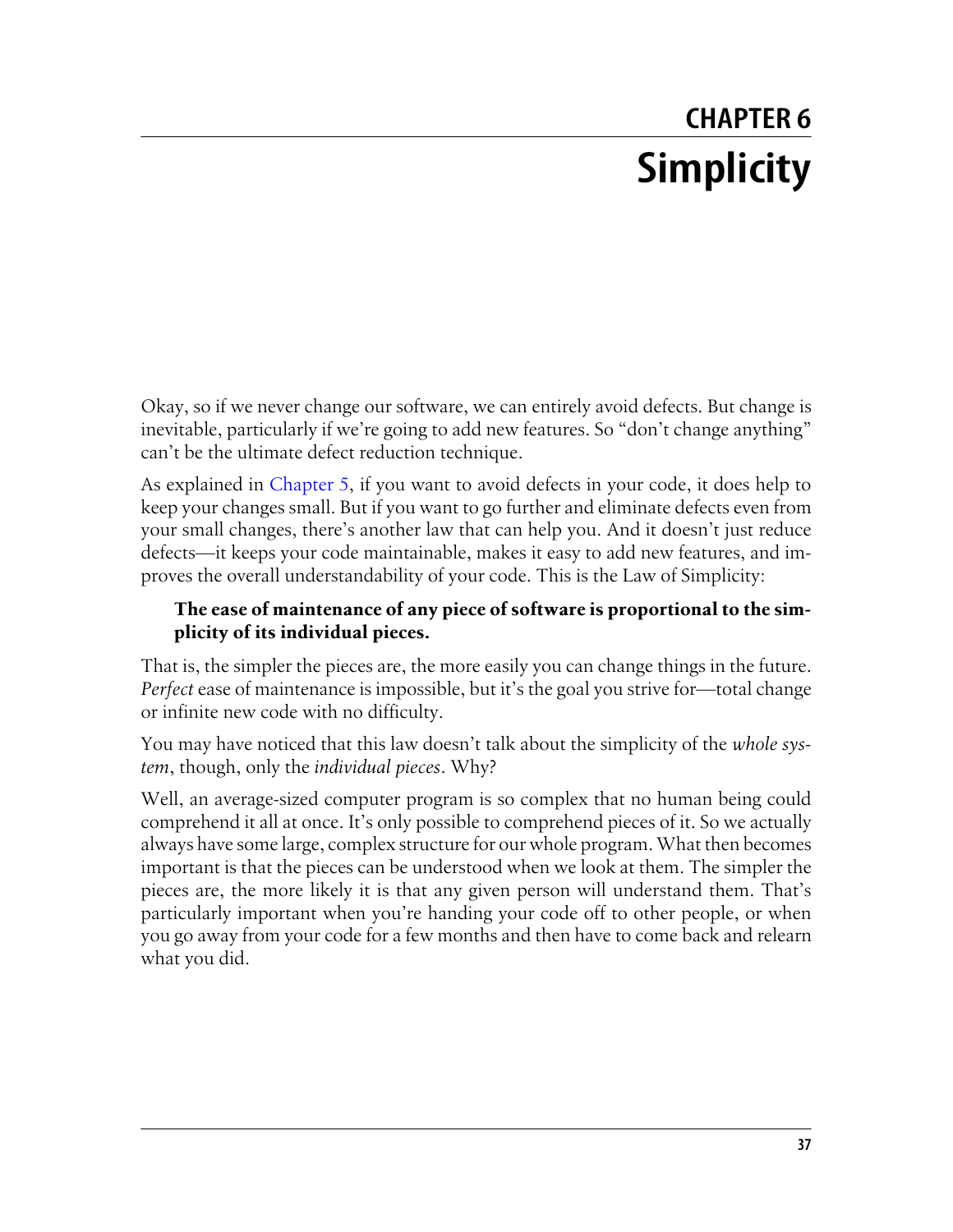# CHAPTER 6
# Simplicity

Okay, so if we never change our software, we can entirely avoid defects. But change is inevitable, particularly if we're going to add new features. So "don't change anything" can't be the ultimate defect reduction technique.

As explained in Chapter 5, if you want to avoid defects in your code, it does help to keep your changes small. But if you want to go further and eliminate defects even from your small changes, there's another law that can help you. And it doesn't just reduce defects—it keeps your code maintainable, makes it easy to add new features, and improves the overall understandability of your code. This is the Law of Simplicity:

> **The ease of maintenance of any piece of software is proportional to the simplicity of its individual pieces.**

That is, the simpler the pieces are, the more easily you can change things in the future. *Perfect* ease of maintenance is impossible, but it's the goal you strive for—total change or infinite new code with no difficulty.

You may have noticed that this law doesn't talk about the simplicity of the *whole system*, though, only the *individual pieces*. Why?

Well, an average-sized computer program is so complex that no human being could comprehend it all at once. It's only possible to comprehend pieces of it. So we actually always have some large, complex structure for our whole program. What then becomes important is that the pieces can be understood when we look at them. The simpler the pieces are, the more likely it is that any given person will understand them. That's particularly important when you're handing your code off to other people, or when you go away from your code for a few months and then have to come back and relearn what you did.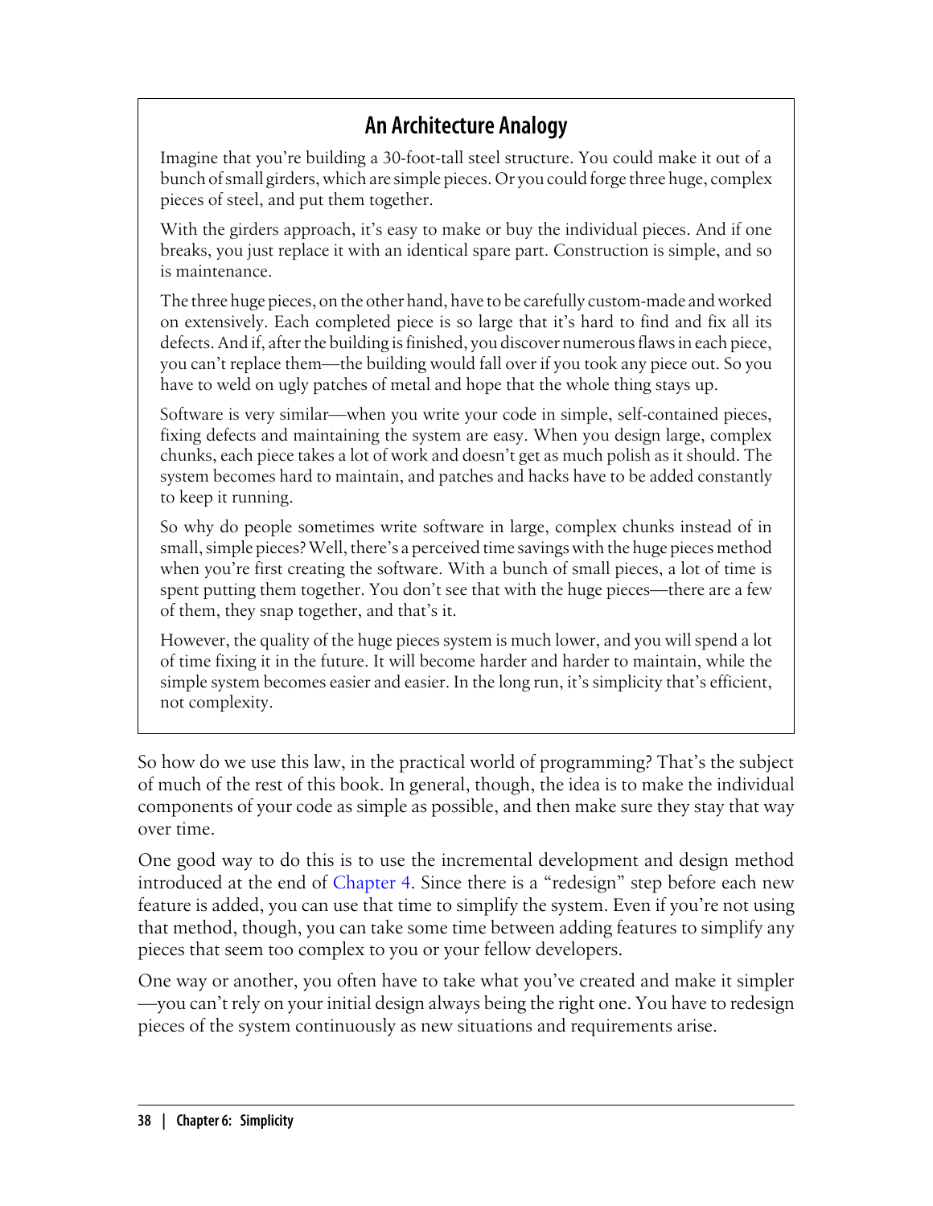## An Architecture Analogy

Imagine that you're building a 30-foot-tall steel structure. You could make it out of a bunch of small girders, which are simple pieces. Or you could forge three huge, complex pieces of steel, and put them together.

With the girders approach, it's easy to make or buy the individual pieces. And if one breaks, you just replace it with an identical spare part. Construction is simple, and so is maintenance.

The three huge pieces, on the other hand, have to be carefully custom-made and worked on extensively. Each completed piece is so large that it's hard to find and fix all its defects. And if, after the building is finished, you discover numerous flaws in each piece, you can't replace them—the building would fall over if you took any piece out. So you have to weld on ugly patches of metal and hope that the whole thing stays up.

Software is very similar—when you write your code in simple, self-contained pieces, fixing defects and maintaining the system are easy. When you design large, complex chunks, each piece takes a lot of work and doesn't get as much polish as it should. The system becomes hard to maintain, and patches and hacks have to be added constantly to keep it running.

So why do people sometimes write software in large, complex chunks instead of in small, simple pieces? Well, there's a perceived time savings with the huge pieces method when you're first creating the software. With a bunch of small pieces, a lot of time is spent putting them together. You don't see that with the huge pieces—there are a few of them, they snap together, and that's it.

However, the quality of the huge pieces system is much lower, and you will spend a lot of time fixing it in the future. It will become harder and harder to maintain, while the simple system becomes easier and easier. In the long run, it's simplicity that's efficient, not complexity.

So how do we use this law, in the practical world of programming? That's the subject of much of the rest of this book. In general, though, the idea is to make the individual components of your code as simple as possible, and then make sure they stay that way over time.

One good way to do this is to use the incremental development and design method introduced at the end of Chapter 4. Since there is a "redesign" step before each new feature is added, you can use that time to simplify the system. Even if you're not using that method, though, you can take some time between adding features to simplify any pieces that seem too complex to you or your fellow developers.

One way or another, you often have to take what you've created and make it simpler—you can't rely on your initial design always being the right one. You have to redesign pieces of the system continuously as new situations and requirements arise.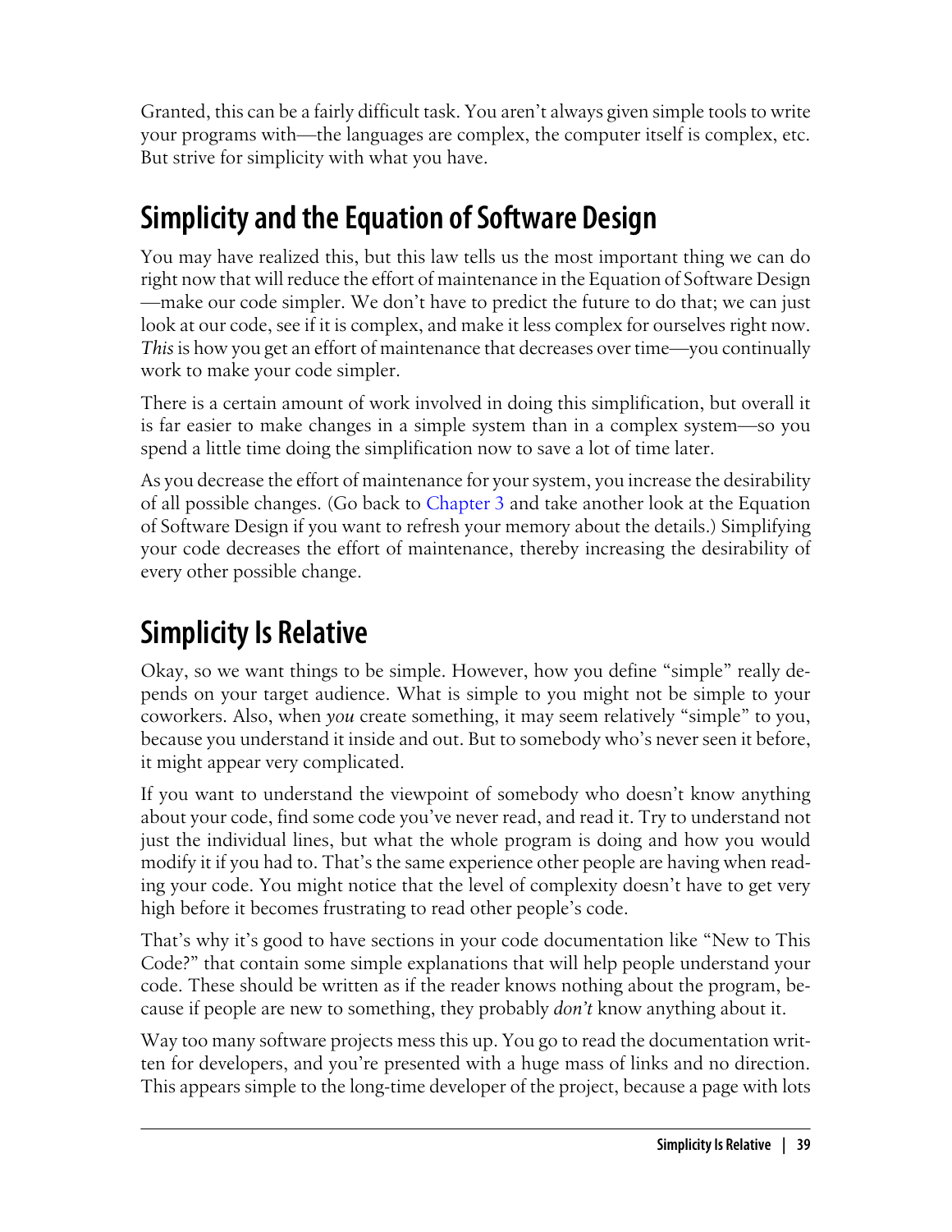Granted, this can be a fairly difficult task. You aren't always given simple tools to write your programs with—the languages are complex, the computer itself is complex, etc. But strive for simplicity with what you have.

## Simplicity and the Equation of Software Design

You may have realized this, but this law tells us the most important thing we can do right now that will reduce the effort of maintenance in the Equation of Software Design—make our code simpler. We don't have to predict the future to do that; we can just look at our code, see if it is complex, and make it less complex for ourselves right now. *This* is how you get an effort of maintenance that decreases over time—you continually work to make your code simpler.

There is a certain amount of work involved in doing this simplification, but overall it is far easier to make changes in a simple system than in a complex system—so you spend a little time doing the simplification now to save a lot of time later.

As you decrease the effort of maintenance for your system, you increase the desirability of all possible changes. (Go back to Chapter 3 and take another look at the Equation of Software Design if you want to refresh your memory about the details.) Simplifying your code decreases the effort of maintenance, thereby increasing the desirability of every other possible change.

## Simplicity Is Relative

Okay, so we want things to be simple. However, how you define "simple" really depends on your target audience. What is simple to you might not be simple to your coworkers. Also, when *you* create something, it may seem relatively "simple" to you, because you understand it inside and out. But to somebody who's never seen it before, it might appear very complicated.

If you want to understand the viewpoint of somebody who doesn't know anything about your code, find some code you've never read, and read it. Try to understand not just the individual lines, but what the whole program is doing and how you would modify it if you had to. That's the same experience other people are having when reading your code. You might notice that the level of complexity doesn't have to get very high before it becomes frustrating to read other people's code.

That's why it's good to have sections in your code documentation like "New to This Code?" that contain some simple explanations that will help people understand your code. These should be written as if the reader knows nothing about the program, because if people are new to something, they probably *don't* know anything about it.

Way too many software projects mess this up. You go to read the documentation written for developers, and you're presented with a huge mass of links and no direction. This appears simple to the long-time developer of the project, because a page with lots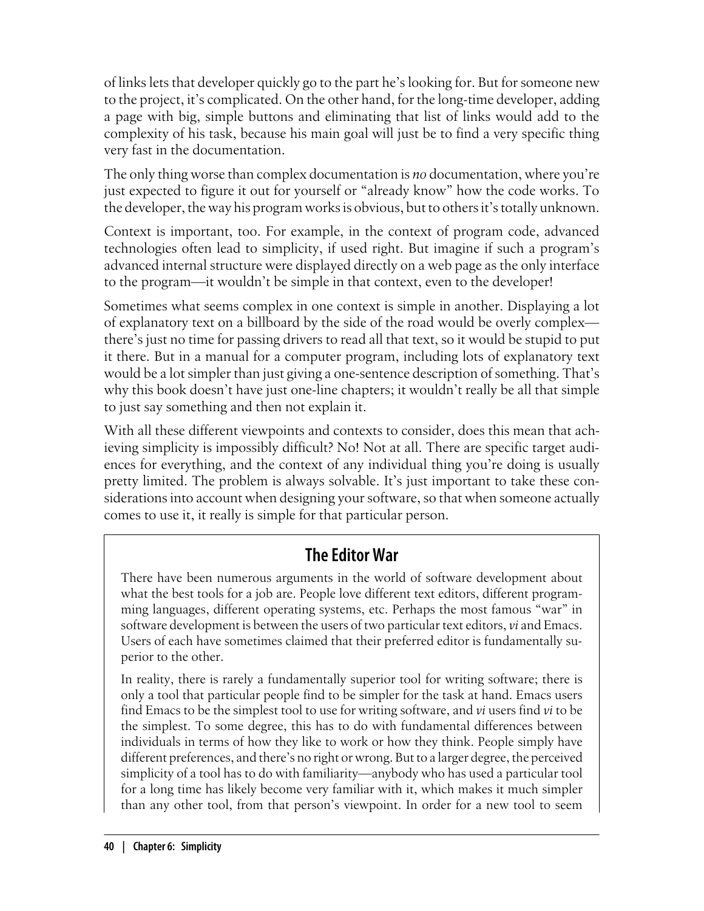of links lets that developer quickly go to the part he's looking for. But for someone new to the project, it's complicated. On the other hand, for the long-time developer, adding a page with big, simple buttons and eliminating that list of links would add to the complexity of his task, because his main goal will just be to find a very specific thing very fast in the documentation.

The only thing worse than complex documentation is *no* documentation, where you're just expected to figure it out for yourself or "already know" how the code works. To the developer, the way his program works is obvious, but to others it's totally unknown.

Context is important, too. For example, in the context of program code, advanced technologies often lead to simplicity, if used right. But imagine if such a program's advanced internal structure were displayed directly on a web page as the only interface to the program—it wouldn't be simple in that context, even to the developer!

Sometimes what seems complex in one context is simple in another. Displaying a lot of explanatory text on a billboard by the side of the road would be overly complex—there's just no time for passing drivers to read all that text, so it would be stupid to put it there. But in a manual for a computer program, including lots of explanatory text would be a lot simpler than just giving a one-sentence description of something. That's why this book doesn't have just one-line chapters; it wouldn't really be all that simple to just say something and then not explain it.

With all these different viewpoints and contexts to consider, does this mean that achieving simplicity is impossibly difficult? No! Not at all. There are specific target audiences for everything, and the context of any individual thing you're doing is usually pretty limited. The problem is always solvable. It's just important to take these considerations into account when designing your software, so that when someone actually comes to use it, it really is simple for that particular person.

## The Editor War

There have been numerous arguments in the world of software development about what the best tools for a job are. People love different text editors, different programming languages, different operating systems, etc. Perhaps the most famous "war" in software development is between the users of two particular text editors, *vi* and Emacs. Users of each have sometimes claimed that their preferred editor is fundamentally superior to the other.

In reality, there is rarely a fundamentally superior tool for writing software; there is only a tool that particular people find to be simpler for the task at hand. Emacs users find Emacs to be the simplest tool to use for writing software, and *vi* users find *vi* to be the simplest. To some degree, this has to do with fundamental differences between individuals in terms of how they like to work or how they think. People simply have different preferences, and there's no right or wrong. But to a larger degree, the perceived simplicity of a tool has to do with familiarity—anybody who has used a particular tool for a long time has likely become very familiar with it, which makes it much simpler than any other tool, from that person's viewpoint. In order for a new tool to seem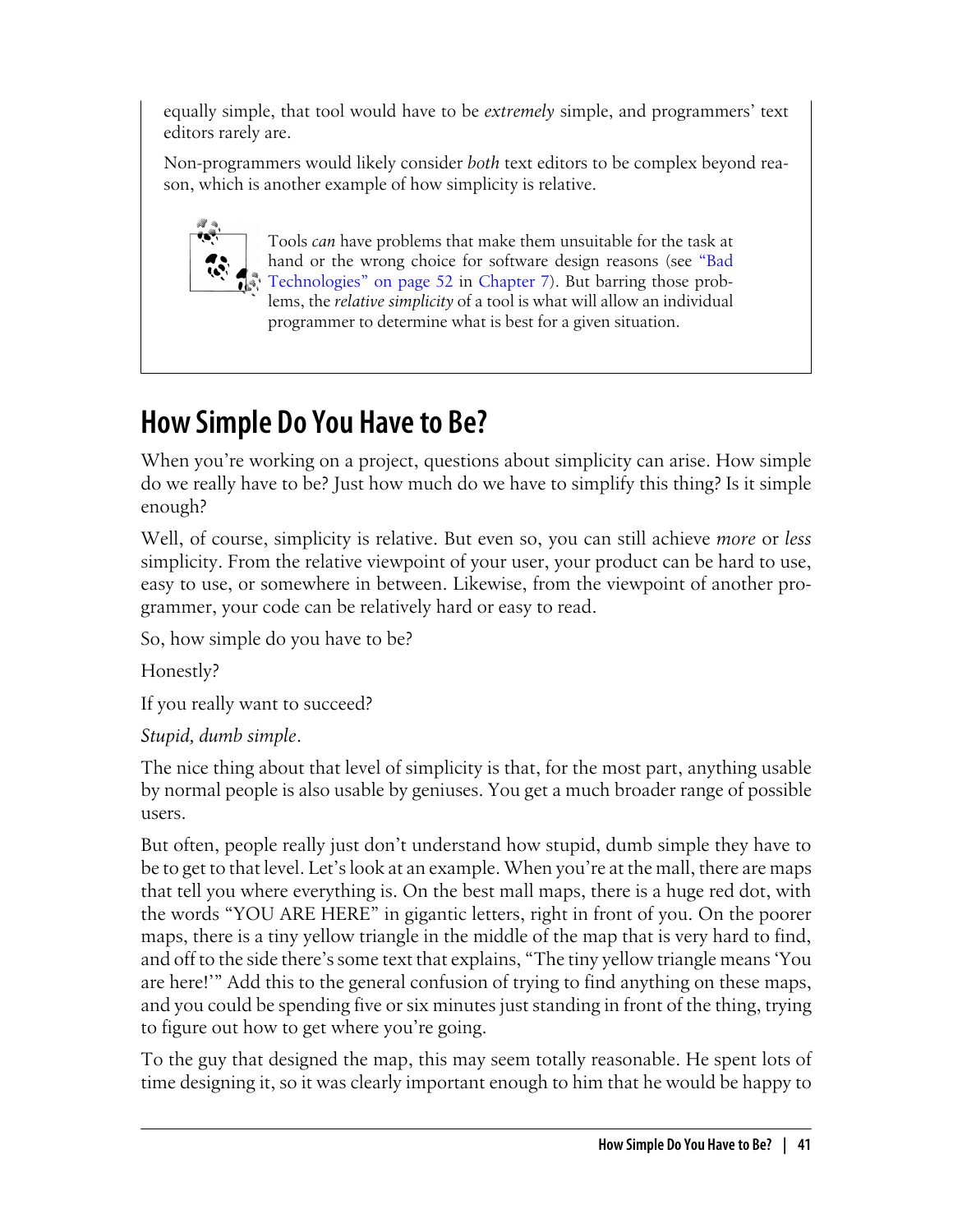equally simple, that tool would have to be *extremely* simple, and programmers' text editors rarely are.

Non-programmers would likely consider *both* text editors to be complex beyond reason, which is another example of how simplicity is relative.

> Tools *can* have problems that make them unsuitable for the task at hand or the wrong choice for software design reasons (see "Bad Technologies" on page 52 in Chapter 7). But barring those problems, the *relative simplicity* of a tool is what will allow an individual programmer to determine what is best for a given situation.

## How Simple Do You Have to Be?

When you're working on a project, questions about simplicity can arise. How simple do we really have to be? Just how much do we have to simplify this thing? Is it simple enough?

Well, of course, simplicity is relative. But even so, you can still achieve *more* or *less* simplicity. From the relative viewpoint of your user, your product can be hard to use, easy to use, or somewhere in between. Likewise, from the viewpoint of another programmer, your code can be relatively hard or easy to read.

So, how simple do you have to be?

Honestly?

If you really want to succeed?

*Stupid, dumb simple*.

The nice thing about that level of simplicity is that, for the most part, anything usable by normal people is also usable by geniuses. You get a much broader range of possible users.

But often, people really just don't understand how stupid, dumb simple they have to be to get to that level. Let's look at an example. When you're at the mall, there are maps that tell you where everything is. On the best mall maps, there is a huge red dot, with the words "YOU ARE HERE" in gigantic letters, right in front of you. On the poorer maps, there is a tiny yellow triangle in the middle of the map that is very hard to find, and off to the side there's some text that explains, "The tiny yellow triangle means 'You are here!'" Add this to the general confusion of trying to find anything on these maps, and you could be spending five or six minutes just standing in front of the thing, trying to figure out how to get where you're going.

To the guy that designed the map, this may seem totally reasonable. He spent lots of time designing it, so it was clearly important enough to him that he would be happy to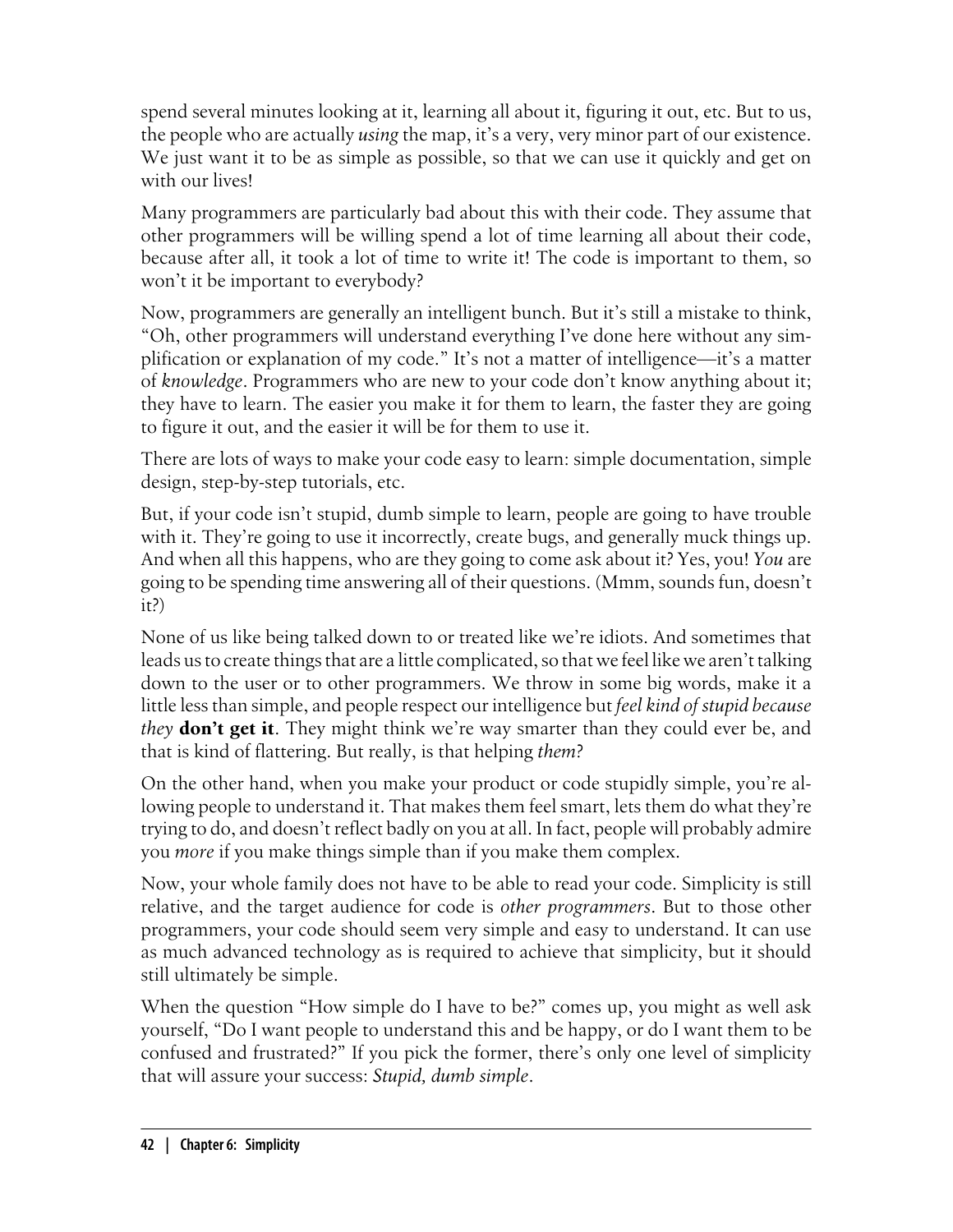spend several minutes looking at it, learning all about it, figuring it out, etc. But to us, the people who are actually *using* the map, it's a very, very minor part of our existence. We just want it to be as simple as possible, so that we can use it quickly and get on with our lives!

Many programmers are particularly bad about this with their code. They assume that other programmers will be willing spend a lot of time learning all about their code, because after all, it took a lot of time to write it! The code is important to them, so won't it be important to everybody?

Now, programmers are generally an intelligent bunch. But it's still a mistake to think, "Oh, other programmers will understand everything I've done here without any simplification or explanation of my code." It's not a matter of intelligence—it's a matter of *knowledge*. Programmers who are new to your code don't know anything about it; they have to learn. The easier you make it for them to learn, the faster they are going to figure it out, and the easier it will be for them to use it.

There are lots of ways to make your code easy to learn: simple documentation, simple design, step-by-step tutorials, etc.

But, if your code isn't stupid, dumb simple to learn, people are going to have trouble with it. They're going to use it incorrectly, create bugs, and generally muck things up. And when all this happens, who are they going to come ask about it? Yes, you! *You* are going to be spending time answering all of their questions. (Mmm, sounds fun, doesn't it?)

None of us like being talked down to or treated like we're idiots. And sometimes that leads us to create things that are a little complicated, so that we feel like we aren't talking down to the user or to other programmers. We throw in some big words, make it a little less than simple, and people respect our intelligence but *feel kind of stupid because they* **don't get it**. They might think we're way smarter than they could ever be, and that is kind of flattering. But really, is that helping *them*?

On the other hand, when you make your product or code stupidly simple, you're allowing people to understand it. That makes them feel smart, lets them do what they're trying to do, and doesn't reflect badly on you at all. In fact, people will probably admire you *more* if you make things simple than if you make them complex.

Now, your whole family does not have to be able to read your code. Simplicity is still relative, and the target audience for code is *other programmers*. But to those other programmers, your code should seem very simple and easy to understand. It can use as much advanced technology as is required to achieve that simplicity, but it should still ultimately be simple.

When the question "How simple do I have to be?" comes up, you might as well ask yourself, "Do I want people to understand this and be happy, or do I want them to be confused and frustrated?" If you pick the former, there's only one level of simplicity that will assure your success: *Stupid, dumb simple*.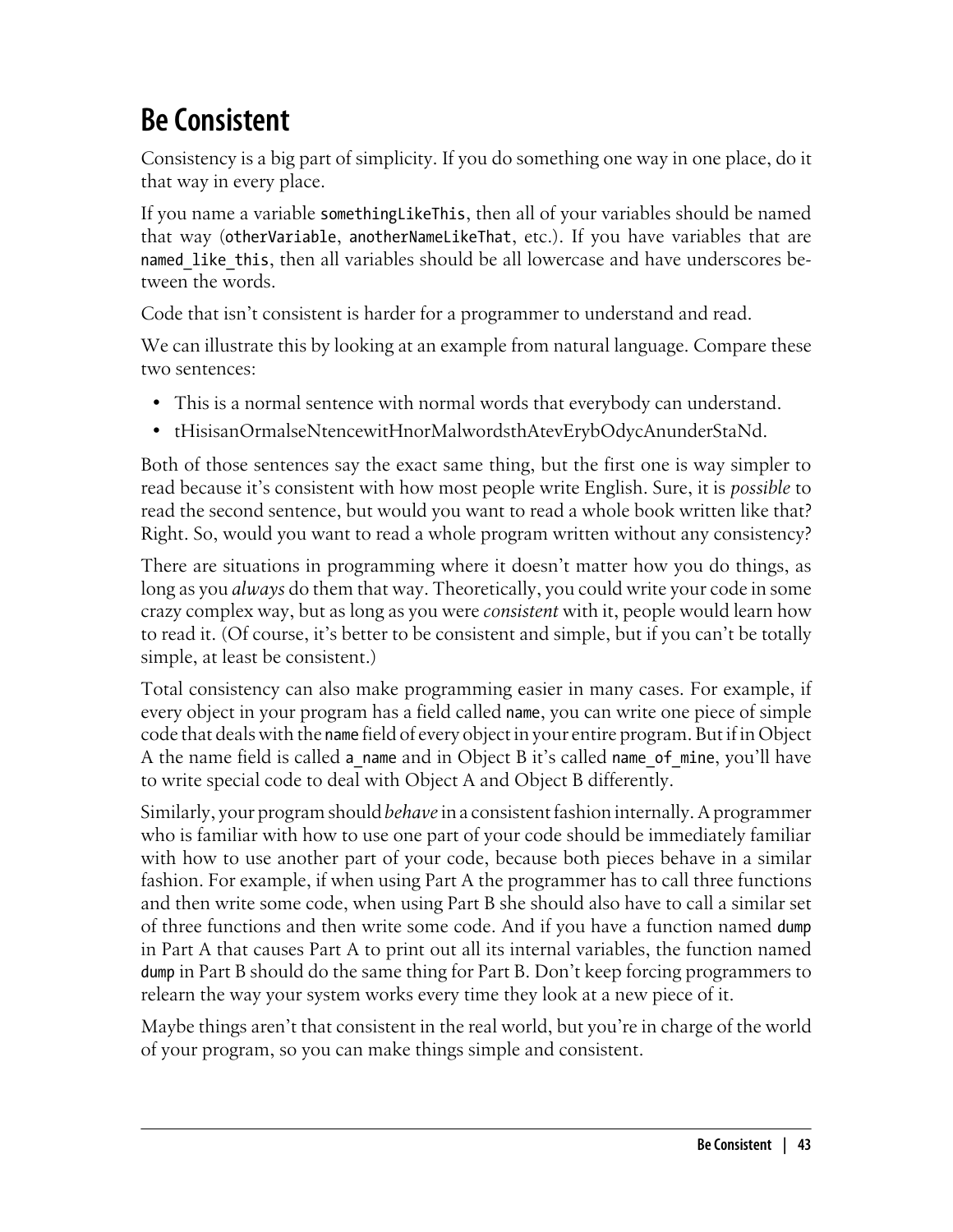## Be Consistent

Consistency is a big part of simplicity. If you do something one way in one place, do it that way in every place.

If you name a variable `somethingLikeThis`, then all of your variables should be named that way (`otherVariable`, `anotherNameLikeThat`, etc.). If you have variables that are `named_like_this`, then all variables should be all lowercase and have underscores between the words.

Code that isn't consistent is harder for a programmer to understand and read.

We can illustrate this by looking at an example from natural language. Compare these two sentences:

- This is a normal sentence with normal words that everybody can understand.
- tHisisanOrmalseNtencewitHnorMalwordsthAtevErybOdycAnunderStaNd.

Both of those sentences say the exact same thing, but the first one is way simpler to read because it's consistent with how most people write English. Sure, it is *possible* to read the second sentence, but would you want to read a whole book written like that? Right. So, would you want to read a whole program written without any consistency?

There are situations in programming where it doesn't matter how you do things, as long as you *always* do them that way. Theoretically, you could write your code in some crazy complex way, but as long as you were *consistent* with it, people would learn how to read it. (Of course, it's better to be consistent and simple, but if you can't be totally simple, at least be consistent.)

Total consistency can also make programming easier in many cases. For example, if every object in your program has a field called `name`, you can write one piece of simple code that deals with the `name` field of every object in your entire program. But if in Object A the name field is called `a_name` and in Object B it's called `name_of_mine`, you'll have to write special code to deal with Object A and Object B differently.

Similarly, your program should *behave* in a consistent fashion internally. A programmer who is familiar with how to use one part of your code should be immediately familiar with how to use another part of your code, because both pieces behave in a similar fashion. For example, if when using Part A the programmer has to call three functions and then write some code, when using Part B she should also have to call a similar set of three functions and then write some code. And if you have a function named `dump` in Part A that causes Part A to print out all its internal variables, the function named `dump` in Part B should do the same thing for Part B. Don't keep forcing programmers to relearn the way your system works every time they look at a new piece of it.

Maybe things aren't that consistent in the real world, but you're in charge of the world of your program, so you can make things simple and consistent.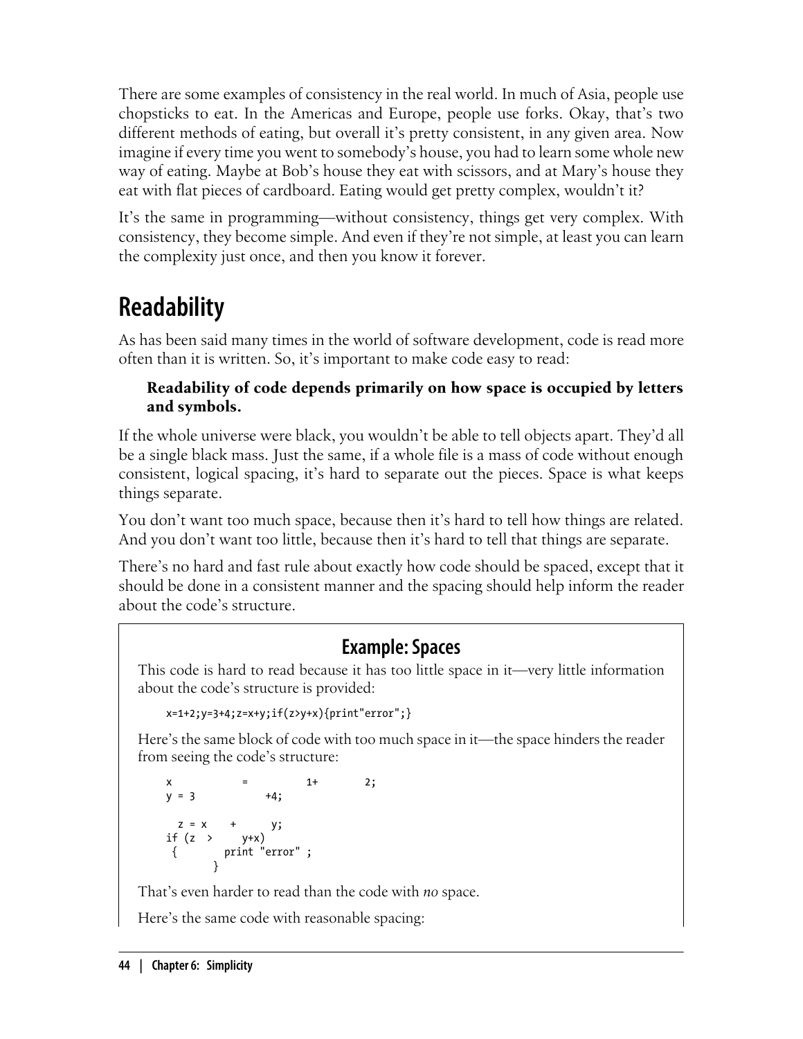There are some examples of consistency in the real world. In much of Asia, people use chopsticks to eat. In the Americas and Europe, people use forks. Okay, that's two different methods of eating, but overall it's pretty consistent, in any given area. Now imagine if every time you went to somebody's house, you had to learn some whole new way of eating. Maybe at Bob's house they eat with scissors, and at Mary's house they eat with flat pieces of cardboard. Eating would get pretty complex, wouldn't it?

It's the same in programming—without consistency, things get very complex. With consistency, they become simple. And even if they're not simple, at least you can learn the complexity just once, and then you know it forever.

## Readability

As has been said many times in the world of software development, code is read more often than it is written. So, it's important to make code easy to read:

> **Readability of code depends primarily on how space is occupied by letters and symbols.**

If the whole universe were black, you wouldn't be able to tell objects apart. They'd all be a single black mass. Just the same, if a whole file is a mass of code without enough consistent, logical spacing, it's hard to separate out the pieces. Space is what keeps things separate.

You don't want too much space, because then it's hard to tell how things are related. And you don't want too little, because then it's hard to tell that things are separate.

There's no hard and fast rule about exactly how code should be spaced, except that it should be done in a consistent manner and the spacing should help inform the reader about the code's structure.

### Example: Spaces

This code is hard to read because it has too little space in it—very little information about the code's structure is provided:

```
x=1+2;y=3+4;z=x+y;if(z>y+x){print"error";}
```

Here's the same block of code with too much space in it—the space hinders the reader from seeing the code's structure:

```
x           =          1+        2;
y = 3           +4;

  z = x    +      y;
if (z  >     y+x)
 {       print "error" ;
       }
```

That's even harder to read than the code with *no* space.

Here's the same code with reasonable spacing: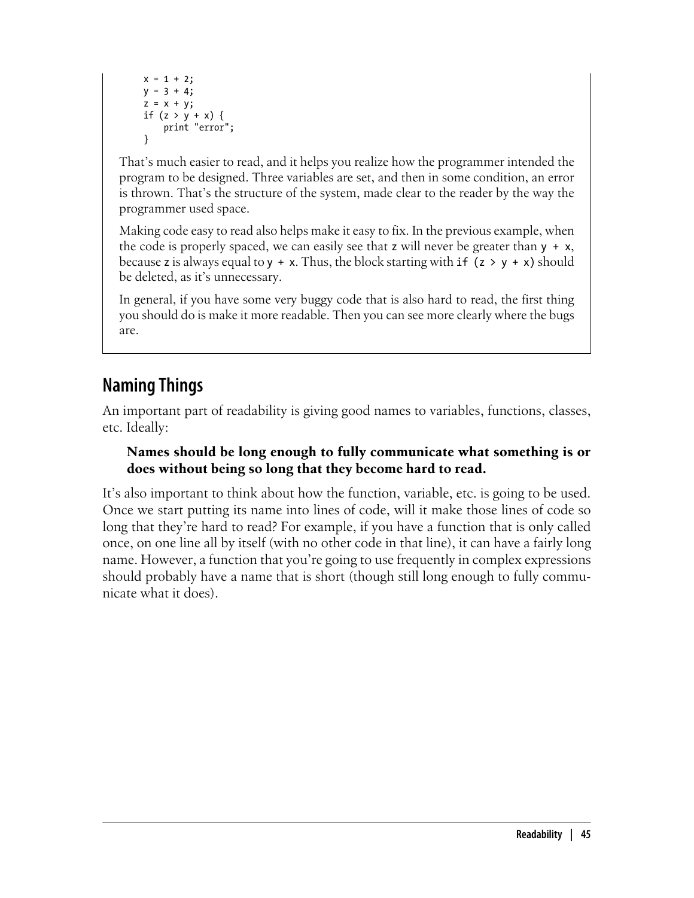```
x = 1 + 2;
y = 3 + 4;
z = x + y;
if (z > y + x) {
    print "error";
}
```

That's much easier to read, and it helps you realize how the programmer intended the program to be designed. Three variables are set, and then in some condition, an error is thrown. That's the structure of the system, made clear to the reader by the way the programmer used space.

Making code easy to read also helps make it easy to fix. In the previous example, when the code is properly spaced, we can easily see that `z` will never be greater than `y + x`, because `z` is always equal to `y + x`. Thus, the block starting with `if (z > y + x)` should be deleted, as it's unnecessary.

In general, if you have some very buggy code that is also hard to read, the first thing you should do is make it more readable. Then you can see more clearly where the bugs are.

## Naming Things

An important part of readability is giving good names to variables, functions, classes, etc. Ideally:

> **Names should be long enough to fully communicate what something is or does without being so long that they become hard to read.**

It's also important to think about how the function, variable, etc. is going to be used. Once we start putting its name into lines of code, will it make those lines of code so long that they're hard to read? For example, if you have a function that is only called once, on one line all by itself (with no other code in that line), it can have a fairly long name. However, a function that you're going to use frequently in complex expressions should probably have a name that is short (though still long enough to fully communicate what it does).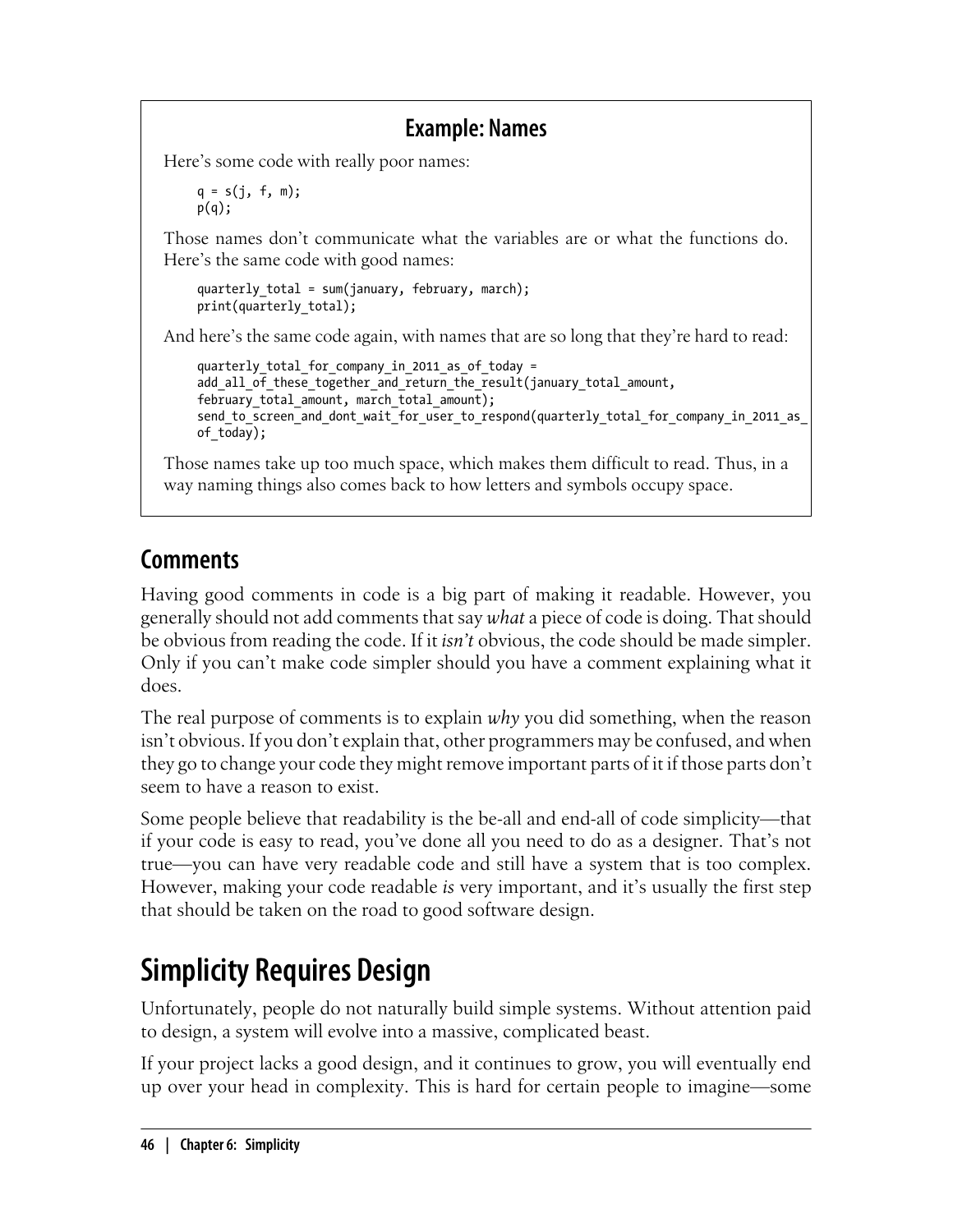### Example: Names

Here's some code with really poor names:

```
q = s(j, f, m);
p(q);
```

Those names don't communicate what the variables are or what the functions do. Here's the same code with good names:

```
quarterly_total = sum(january, february, march);
print(quarterly_total);
```

And here's the same code again, with names that are so long that they're hard to read:

```
quarterly_total_for_company_in_2011_as_of_today =
add_all_of_these_together_and_return_the_result(january_total_amount,
february_total_amount, march_total_amount);
send_to_screen_and_dont_wait_for_user_to_respond(quarterly_total_for_company_in_2011_as_
of_today);
```

Those names take up too much space, which makes them difficult to read. Thus, in a way naming things also comes back to how letters and symbols occupy space.

## Comments

Having good comments in code is a big part of making it readable. However, you generally should not add comments that say *what* a piece of code is doing. That should be obvious from reading the code. If it *isn't* obvious, the code should be made simpler. Only if you can't make code simpler should you have a comment explaining what it does.

The real purpose of comments is to explain *why* you did something, when the reason isn't obvious. If you don't explain that, other programmers may be confused, and when they go to change your code they might remove important parts of it if those parts don't seem to have a reason to exist.

Some people believe that readability is the be-all and end-all of code simplicity—that if your code is easy to read, you've done all you need to do as a designer. That's not true—you can have very readable code and still have a system that is too complex. However, making your code readable *is* very important, and it's usually the first step that should be taken on the road to good software design.

# Simplicity Requires Design

Unfortunately, people do not naturally build simple systems. Without attention paid to design, a system will evolve into a massive, complicated beast.

If your project lacks a good design, and it continues to grow, you will eventually end up over your head in complexity. This is hard for certain people to imagine—some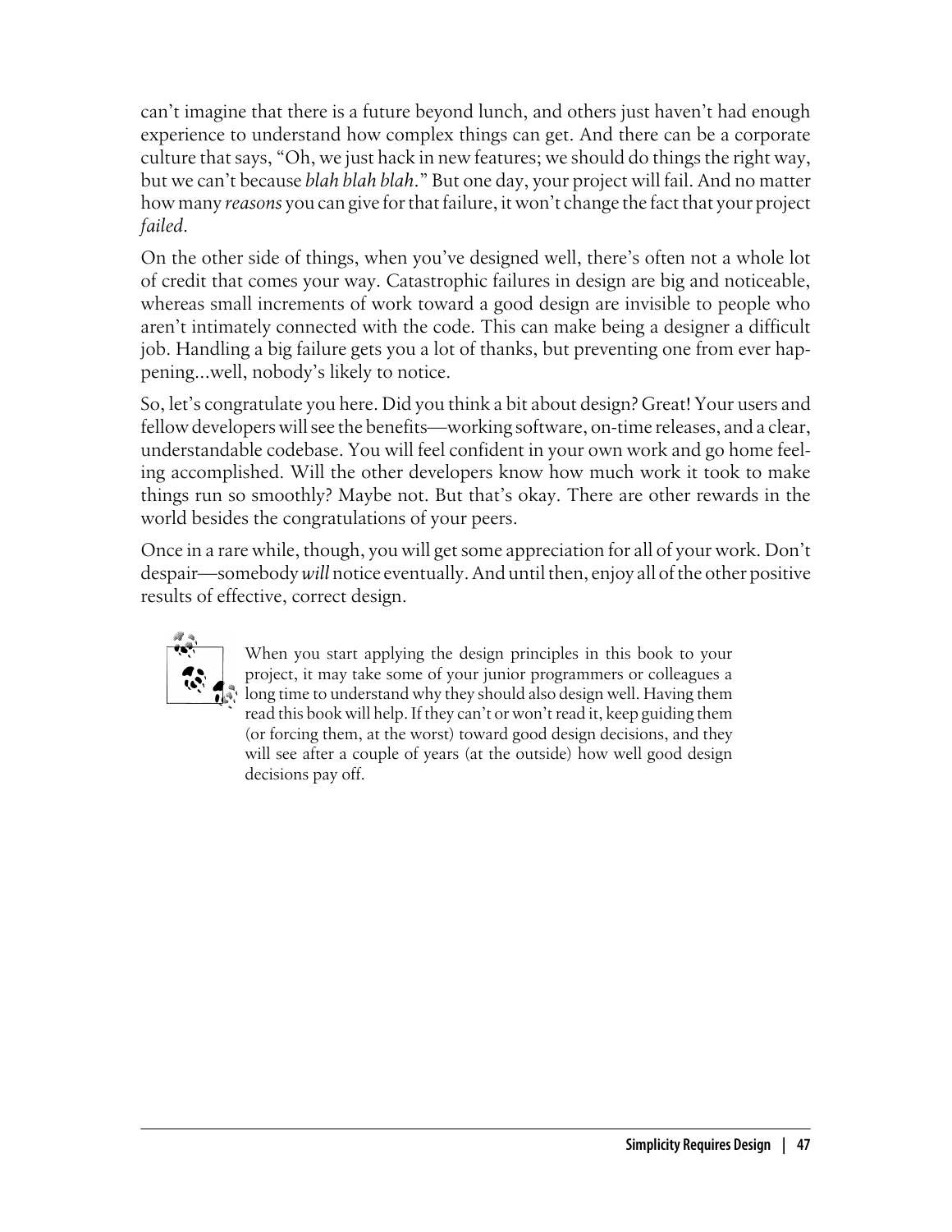can't imagine that there is a future beyond lunch, and others just haven't had enough experience to understand how complex things can get. And there can be a corporate culture that says, "Oh, we just hack in new features; we should do things the right way, but we can't because *blah blah blah*." But one day, your project will fail. And no matter how many *reasons* you can give for that failure, it won't change the fact that your project *failed*.

On the other side of things, when you've designed well, there's often not a whole lot of credit that comes your way. Catastrophic failures in design are big and noticeable, whereas small increments of work toward a good design are invisible to people who aren't intimately connected with the code. This can make being a designer a difficult job. Handling a big failure gets you a lot of thanks, but preventing one from ever happening...well, nobody's likely to notice.

So, let's congratulate you here. Did you think a bit about design? Great! Your users and fellow developers will see the benefits—working software, on-time releases, and a clear, understandable codebase. You will feel confident in your own work and go home feeling accomplished. Will the other developers know how much work it took to make things run so smoothly? Maybe not. But that's okay. There are other rewards in the world besides the congratulations of your peers.

Once in a rare while, though, you will get some appreciation for all of your work. Don't despair—somebody *will* notice eventually. And until then, enjoy all of the other positive results of effective, correct design.

> When you start applying the design principles in this book to your project, it may take some of your junior programmers or colleagues a long time to understand why they should also design well. Having them read this book will help. If they can't or won't read it, keep guiding them (or forcing them, at the worst) toward good design decisions, and they will see after a couple of years (at the outside) how well good design decisions pay off.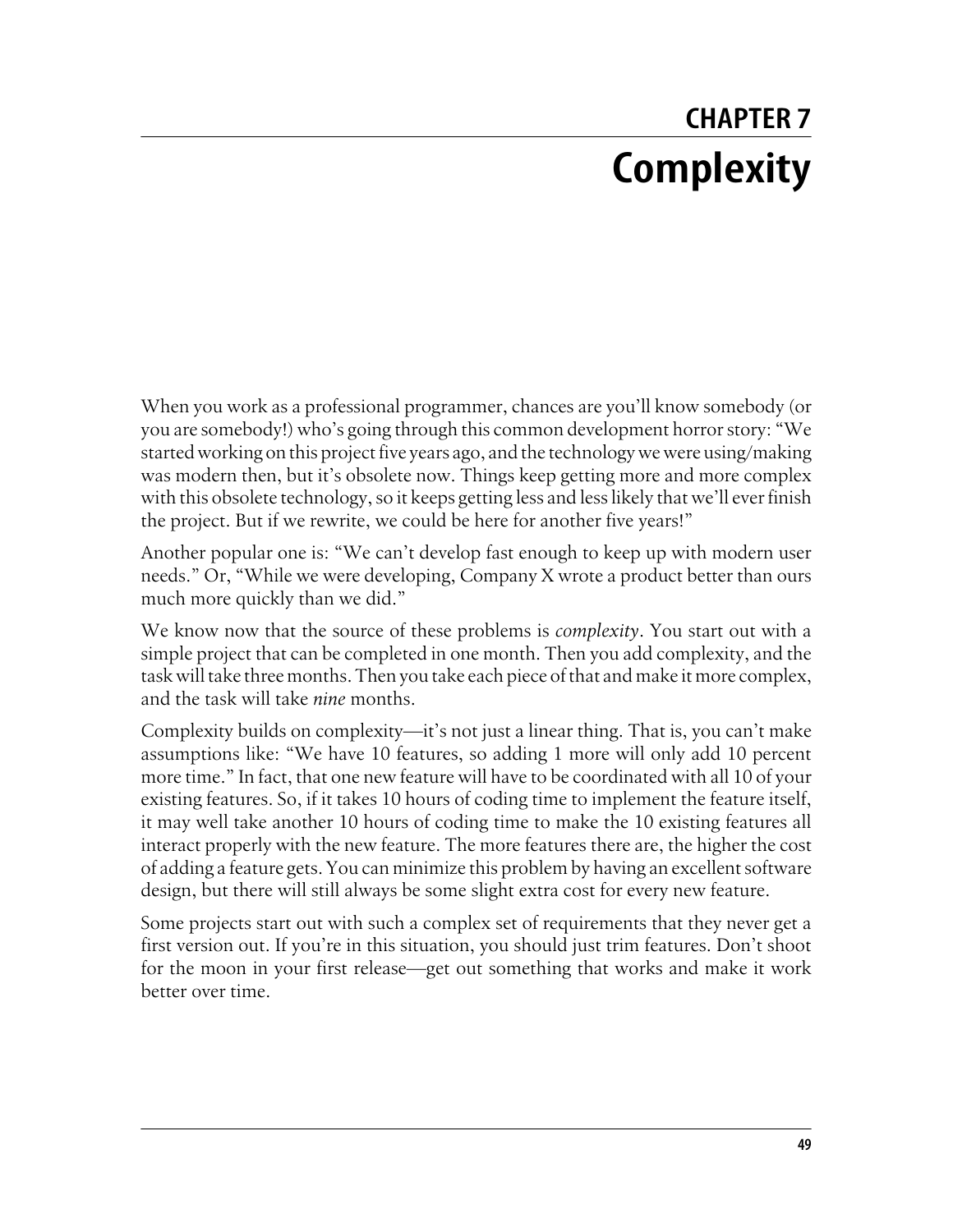# CHAPTER 7
# Complexity

When you work as a professional programmer, chances are you'll know somebody (or you are somebody!) who's going through this common development horror story: "We started working on this project five years ago, and the technology we were using/making was modern then, but it's obsolete now. Things keep getting more and more complex with this obsolete technology, so it keeps getting less and less likely that we'll ever finish the project. But if we rewrite, we could be here for another five years!"

Another popular one is: "We can't develop fast enough to keep up with modern user needs." Or, "While we were developing, Company X wrote a product better than ours much more quickly than we did."

We know now that the source of these problems is *complexity*. You start out with a simple project that can be completed in one month. Then you add complexity, and the task will take three months. Then you take each piece of that and make it more complex, and the task will take *nine* months.

Complexity builds on complexity—it's not just a linear thing. That is, you can't make assumptions like: "We have 10 features, so adding 1 more will only add 10 percent more time." In fact, that one new feature will have to be coordinated with all 10 of your existing features. So, if it takes 10 hours of coding time to implement the feature itself, it may well take another 10 hours of coding time to make the 10 existing features all interact properly with the new feature. The more features there are, the higher the cost of adding a feature gets. You can minimize this problem by having an excellent software design, but there will still always be some slight extra cost for every new feature.

Some projects start out with such a complex set of requirements that they never get a first version out. If you're in this situation, you should just trim features. Don't shoot for the moon in your first release—get out something that works and make it work better over time.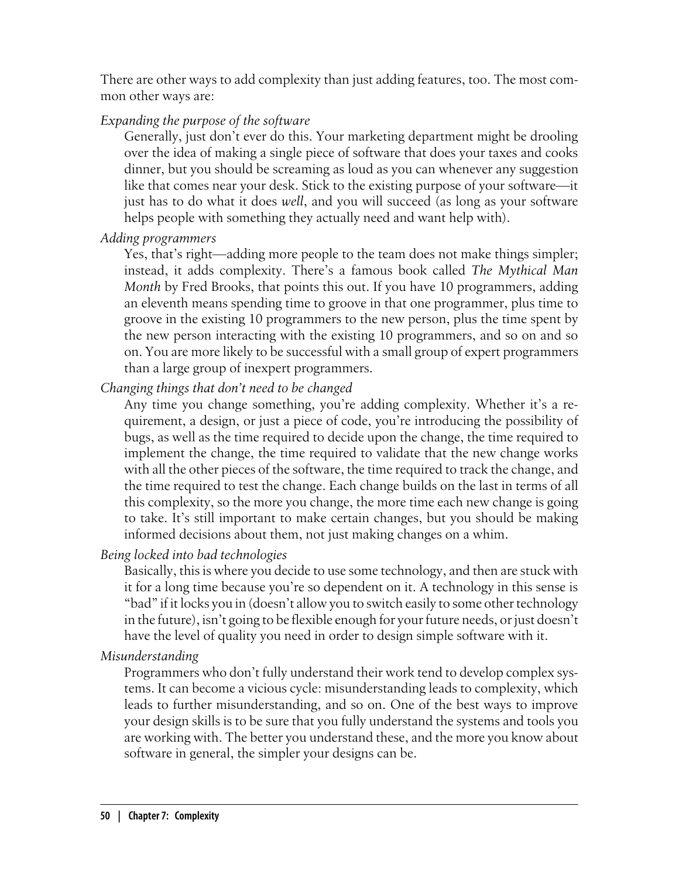There are other ways to add complexity than just adding features, too. The most common other ways are:

*Expanding the purpose of the software*

Generally, just don't ever do this. Your marketing department might be drooling over the idea of making a single piece of software that does your taxes and cooks dinner, but you should be screaming as loud as you can whenever any suggestion like that comes near your desk. Stick to the existing purpose of your software—it just has to do what it does *well*, and you will succeed (as long as your software helps people with something they actually need and want help with).

*Adding programmers*

Yes, that's right—adding more people to the team does not make things simpler; instead, it adds complexity. There's a famous book called *The Mythical Man Month* by Fred Brooks, that points this out. If you have 10 programmers, adding an eleventh means spending time to groove in that one programmer, plus time to groove in the existing 10 programmers to the new person, plus the time spent by the new person interacting with the existing 10 programmers, and so on and so on. You are more likely to be successful with a small group of expert programmers than a large group of inexpert programmers.

*Changing things that don't need to be changed*

Any time you change something, you're adding complexity. Whether it's a requirement, a design, or just a piece of code, you're introducing the possibility of bugs, as well as the time required to decide upon the change, the time required to implement the change, the time required to validate that the new change works with all the other pieces of the software, the time required to track the change, and the time required to test the change. Each change builds on the last in terms of all this complexity, so the more you change, the more time each new change is going to take. It's still important to make certain changes, but you should be making informed decisions about them, not just making changes on a whim.

*Being locked into bad technologies*

Basically, this is where you decide to use some technology, and then are stuck with it for a long time because you're so dependent on it. A technology in this sense is "bad" if it locks you in (doesn't allow you to switch easily to some other technology in the future), isn't going to be flexible enough for your future needs, or just doesn't have the level of quality you need in order to design simple software with it.

*Misunderstanding*

Programmers who don't fully understand their work tend to develop complex systems. It can become a vicious cycle: misunderstanding leads to complexity, which leads to further misunderstanding, and so on. One of the best ways to improve your design skills is to be sure that you fully understand the systems and tools you are working with. The better you understand these, and the more you know about software in general, the simpler your designs can be.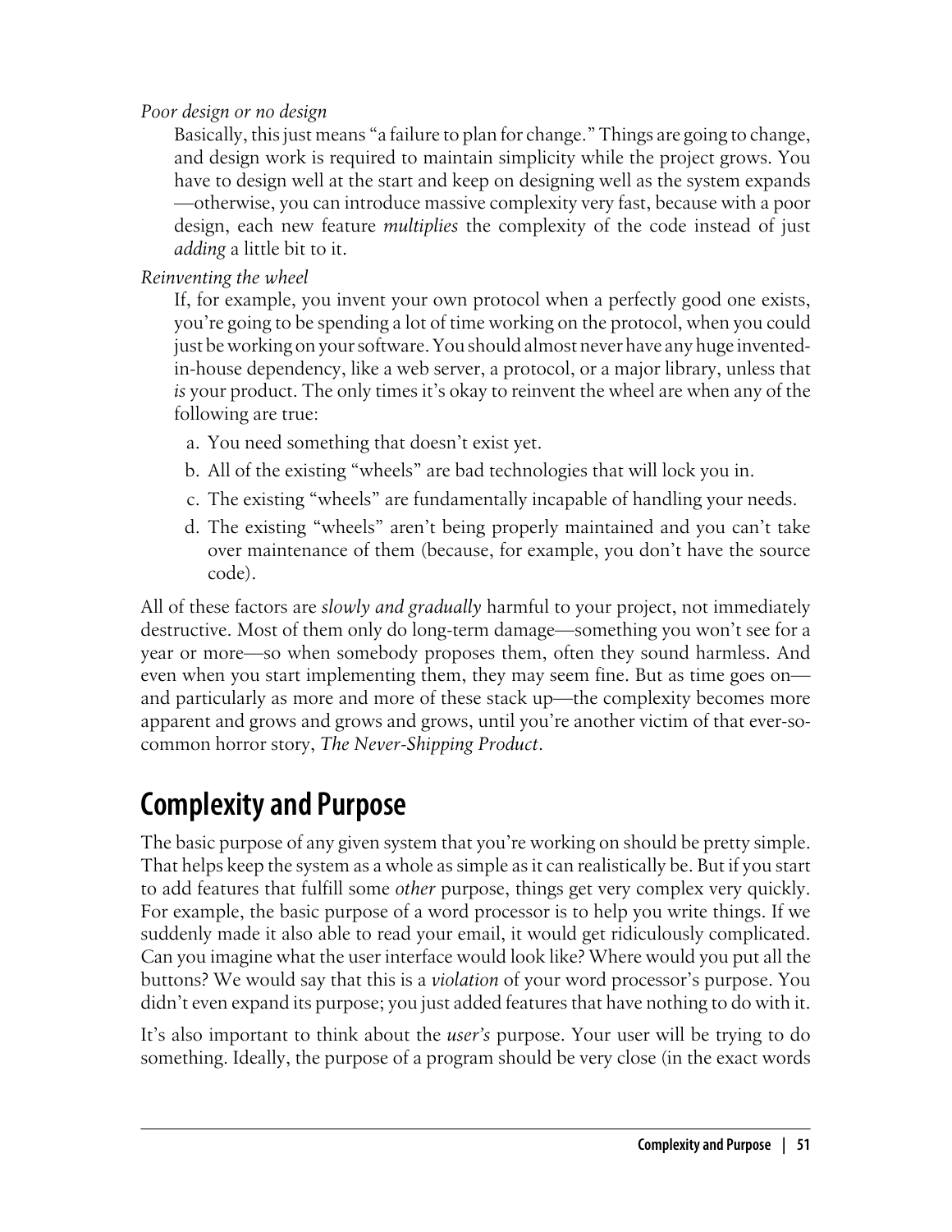*Poor design or no design*

Basically, this just means "a failure to plan for change." Things are going to change, and design work is required to maintain simplicity while the project grows. You have to design well at the start and keep on designing well as the system expands—otherwise, you can introduce massive complexity very fast, because with a poor design, each new feature *multiplies* the complexity of the code instead of just *adding* a little bit to it.

*Reinventing the wheel*

If, for example, you invent your own protocol when a perfectly good one exists, you're going to be spending a lot of time working on the protocol, when you could just be working on your software. You should almost never have any huge invented-in-house dependency, like a web server, a protocol, or a major library, unless that *is* your product. The only times it's okay to reinvent the wheel are when any of the following are true:

a. You need something that doesn't exist yet.
b. All of the existing "wheels" are bad technologies that will lock you in.
c. The existing "wheels" are fundamentally incapable of handling your needs.
d. The existing "wheels" aren't being properly maintained and you can't take over maintenance of them (because, for example, you don't have the source code).

All of these factors are *slowly and gradually* harmful to your project, not immediately destructive. Most of them only do long-term damage—something you won't see for a year or more—so when somebody proposes them, often they sound harmless. And even when you start implementing them, they may seem fine. But as time goes on—and particularly as more and more of these stack up—the complexity becomes more apparent and grows and grows and grows, until you're another victim of that ever-so-common horror story, *The Never-Shipping Product*.

## Complexity and Purpose

The basic purpose of any given system that you're working on should be pretty simple. That helps keep the system as a whole as simple as it can realistically be. But if you start to add features that fulfill some *other* purpose, things get very complex very quickly. For example, the basic purpose of a word processor is to help you write things. If we suddenly made it also able to read your email, it would get ridiculously complicated. Can you imagine what the user interface would look like? Where would you put all the buttons? We would say that this is a *violation* of your word processor's purpose. You didn't even expand its purpose; you just added features that have nothing to do with it.

It's also important to think about the *user's* purpose. Your user will be trying to do something. Ideally, the purpose of a program should be very close (in the exact words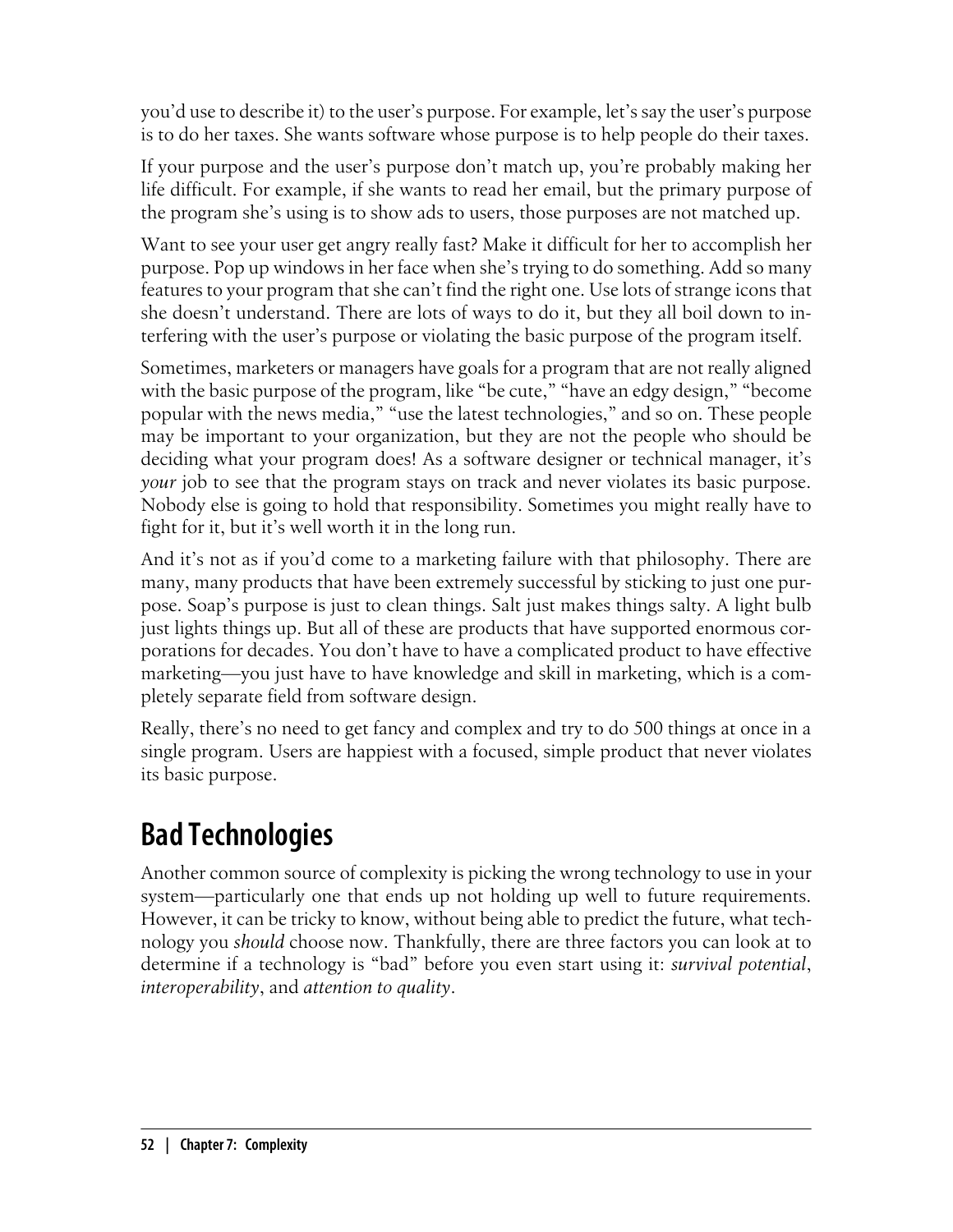you'd use to describe it) to the user's purpose. For example, let's say the user's purpose is to do her taxes. She wants software whose purpose is to help people do their taxes.

If your purpose and the user's purpose don't match up, you're probably making her life difficult. For example, if she wants to read her email, but the primary purpose of the program she's using is to show ads to users, those purposes are not matched up.

Want to see your user get angry really fast? Make it difficult for her to accomplish her purpose. Pop up windows in her face when she's trying to do something. Add so many features to your program that she can't find the right one. Use lots of strange icons that she doesn't understand. There are lots of ways to do it, but they all boil down to interfering with the user's purpose or violating the basic purpose of the program itself.

Sometimes, marketers or managers have goals for a program that are not really aligned with the basic purpose of the program, like "be cute," "have an edgy design," "become popular with the news media," "use the latest technologies," and so on. These people may be important to your organization, but they are not the people who should be deciding what your program does! As a software designer or technical manager, it's *your* job to see that the program stays on track and never violates its basic purpose. Nobody else is going to hold that responsibility. Sometimes you might really have to fight for it, but it's well worth it in the long run.

And it's not as if you'd come to a marketing failure with that philosophy. There are many, many products that have been extremely successful by sticking to just one purpose. Soap's purpose is just to clean things. Salt just makes things salty. A light bulb just lights things up. But all of these are products that have supported enormous corporations for decades. You don't have to have a complicated product to have effective marketing—you just have to have knowledge and skill in marketing, which is a completely separate field from software design.

Really, there's no need to get fancy and complex and try to do 500 things at once in a single program. Users are happiest with a focused, simple product that never violates its basic purpose.

## Bad Technologies

Another common source of complexity is picking the wrong technology to use in your system—particularly one that ends up not holding up well to future requirements. However, it can be tricky to know, without being able to predict the future, what technology you *should* choose now. Thankfully, there are three factors you can look at to determine if a technology is "bad" before you even start using it: *survival potential*, *interoperability*, and *attention to quality*.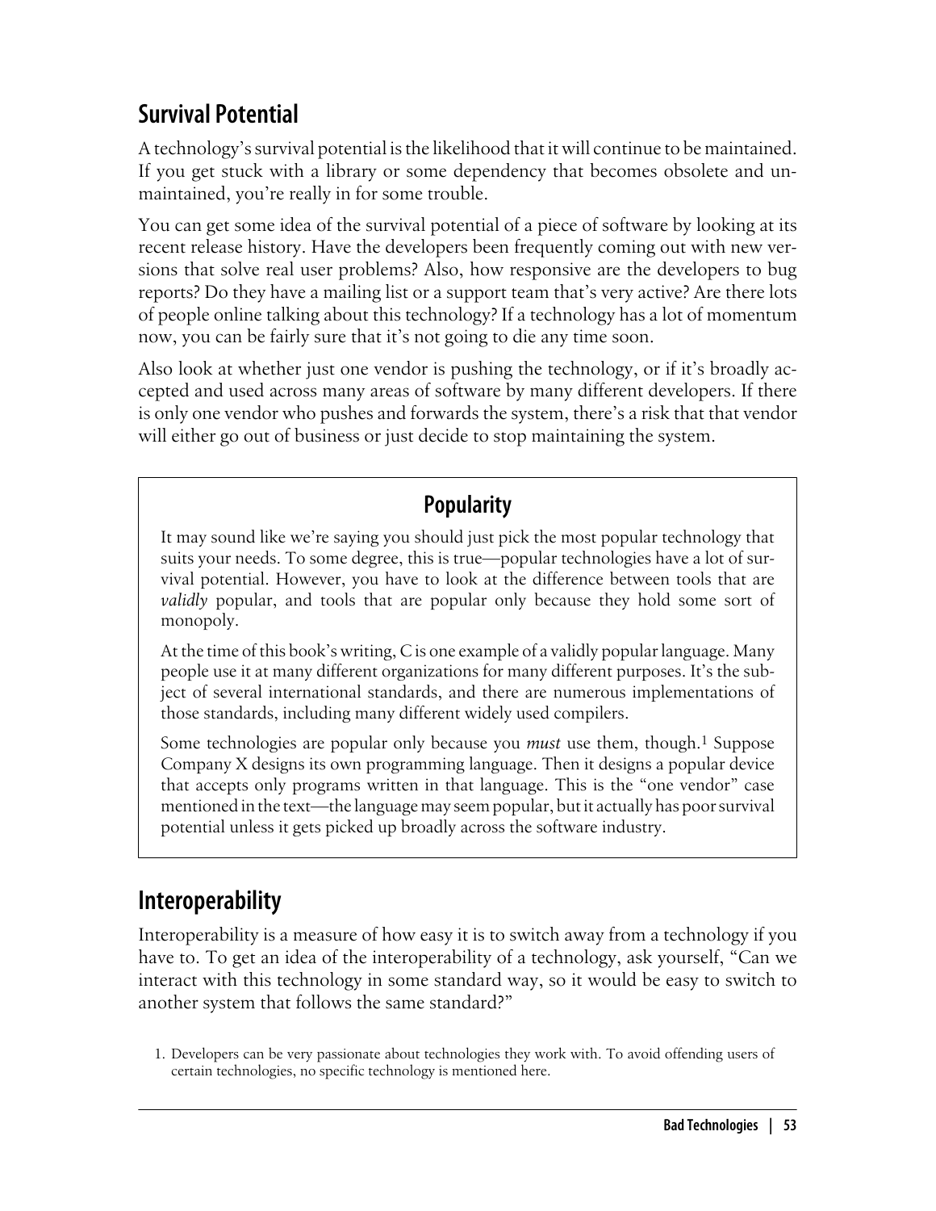## Survival Potential

A technology's survival potential is the likelihood that it will continue to be maintained. If you get stuck with a library or some dependency that becomes obsolete and unmaintained, you're really in for some trouble.

You can get some idea of the survival potential of a piece of software by looking at its recent release history. Have the developers been frequently coming out with new versions that solve real user problems? Also, how responsive are the developers to bug reports? Do they have a mailing list or a support team that's very active? Are there lots of people online talking about this technology? If a technology has a lot of momentum now, you can be fairly sure that it's not going to die any time soon.

Also look at whether just one vendor is pushing the technology, or if it's broadly accepted and used across many areas of software by many different developers. If there is only one vendor who pushes and forwards the system, there's a risk that that vendor will either go out of business or just decide to stop maintaining the system.

> ### Popularity
>
> It may sound like we're saying you should just pick the most popular technology that suits your needs. To some degree, this is true—popular technologies have a lot of survival potential. However, you have to look at the difference between tools that are *validly* popular, and tools that are popular only because they hold some sort of monopoly.
>
> At the time of this book's writing, C is one example of a validly popular language. Many people use it at many different organizations for many different purposes. It's the subject of several international standards, and there are numerous implementations of those standards, including many different widely used compilers.
>
> Some technologies are popular only because you *must* use them, though.[1] Suppose Company X designs its own programming language. Then it designs a popular device that accepts only programs written in that language. This is the "one vendor" case mentioned in the text—the language may seem popular, but it actually has poor survival potential unless it gets picked up broadly across the software industry.

## Interoperability

Interoperability is a measure of how easy it is to switch away from a technology if you have to. To get an idea of the interoperability of a technology, ask yourself, "Can we interact with this technology in some standard way, so it would be easy to switch to another system that follows the same standard?"

1. Developers can be very passionate about technologies they work with. To avoid offending users of certain technologies, no specific technology is mentioned here.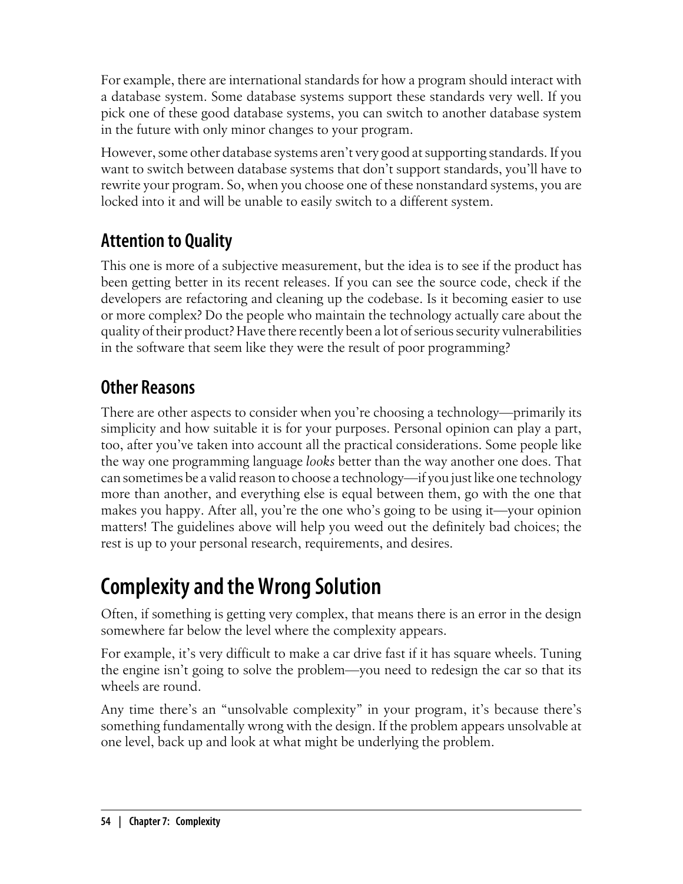For example, there are international standards for how a program should interact with a database system. Some database systems support these standards very well. If you pick one of these good database systems, you can switch to another database system in the future with only minor changes to your program.

However, some other database systems aren't very good at supporting standards. If you want to switch between database systems that don't support standards, you'll have to rewrite your program. So, when you choose one of these nonstandard systems, you are locked into it and will be unable to easily switch to a different system.

### Attention to Quality

This one is more of a subjective measurement, but the idea is to see if the product has been getting better in its recent releases. If you can see the source code, check if the developers are refactoring and cleaning up the codebase. Is it becoming easier to use or more complex? Do the people who maintain the technology actually care about the quality of their product? Have there recently been a lot of serious security vulnerabilities in the software that seem like they were the result of poor programming?

### Other Reasons

There are other aspects to consider when you're choosing a technology—primarily its simplicity and how suitable it is for your purposes. Personal opinion can play a part, too, after you've taken into account all the practical considerations. Some people like the way one programming language *looks* better than the way another one does. That can sometimes be a valid reason to choose a technology—if you just like one technology more than another, and everything else is equal between them, go with the one that makes you happy. After all, you're the one who's going to be using it—your opinion matters! The guidelines above will help you weed out the definitely bad choices; the rest is up to your personal research, requirements, and desires.

## Complexity and the Wrong Solution

Often, if something is getting very complex, that means there is an error in the design somewhere far below the level where the complexity appears.

For example, it's very difficult to make a car drive fast if it has square wheels. Tuning the engine isn't going to solve the problem—you need to redesign the car so that its wheels are round.

Any time there's an "unsolvable complexity" in your program, it's because there's something fundamentally wrong with the design. If the problem appears unsolvable at one level, back up and look at what might be underlying the problem.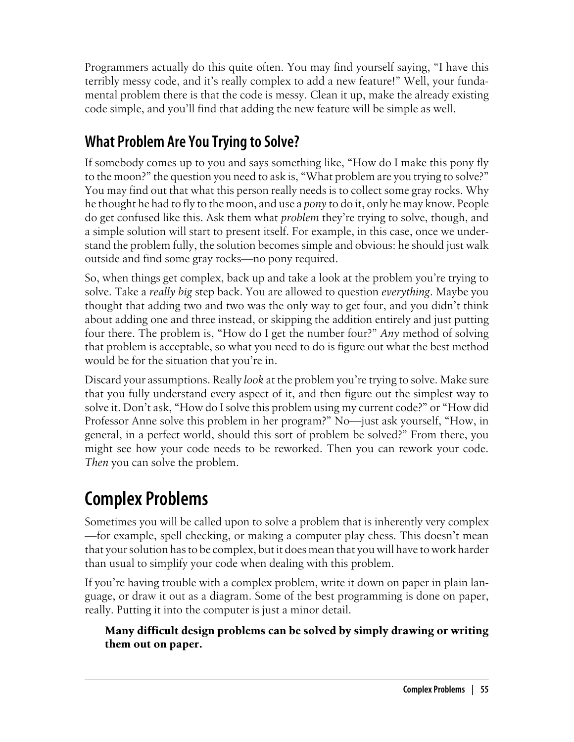Programmers actually do this quite often. You may find yourself saying, "I have this terribly messy code, and it's really complex to add a new feature!" Well, your fundamental problem there is that the code is messy. Clean it up, make the already existing code simple, and you'll find that adding the new feature will be simple as well.

### What Problem Are You Trying to Solve?

If somebody comes up to you and says something like, "How do I make this pony fly to the moon?" the question you need to ask is, "What problem are you trying to solve?" You may find out that what this person really needs is to collect some gray rocks. Why he thought he had to fly to the moon, and use a *pony* to do it, only he may know. People do get confused like this. Ask them what *problem* they're trying to solve, though, and a simple solution will start to present itself. For example, in this case, once we understand the problem fully, the solution becomes simple and obvious: he should just walk outside and find some gray rocks—no pony required.

So, when things get complex, back up and take a look at the problem you're trying to solve. Take a *really big* step back. You are allowed to question *everything*. Maybe you thought that adding two and two was the only way to get four, and you didn't think about adding one and three instead, or skipping the addition entirely and just putting four there. The problem is, "How do I get the number four?" *Any* method of solving that problem is acceptable, so what you need to do is figure out what the best method would be for the situation that you're in.

Discard your assumptions. Really *look* at the problem you're trying to solve. Make sure that you fully understand every aspect of it, and then figure out the simplest way to solve it. Don't ask, "How do I solve this problem using my current code?" or "How did Professor Anne solve this problem in her program?" No—just ask yourself, "How, in general, in a perfect world, should this sort of problem be solved?" From there, you might see how your code needs to be reworked. Then you can rework your code. *Then* you can solve the problem.

## Complex Problems

Sometimes you will be called upon to solve a problem that is inherently very complex—for example, spell checking, or making a computer play chess. This doesn't mean that your solution has to be complex, but it does mean that you will have to work harder than usual to simplify your code when dealing with this problem.

If you're having trouble with a complex problem, write it down on paper in plain language, or draw it out as a diagram. Some of the best programming is done on paper, really. Putting it into the computer is just a minor detail.

**Many difficult design problems can be solved by simply drawing or writing them out on paper.**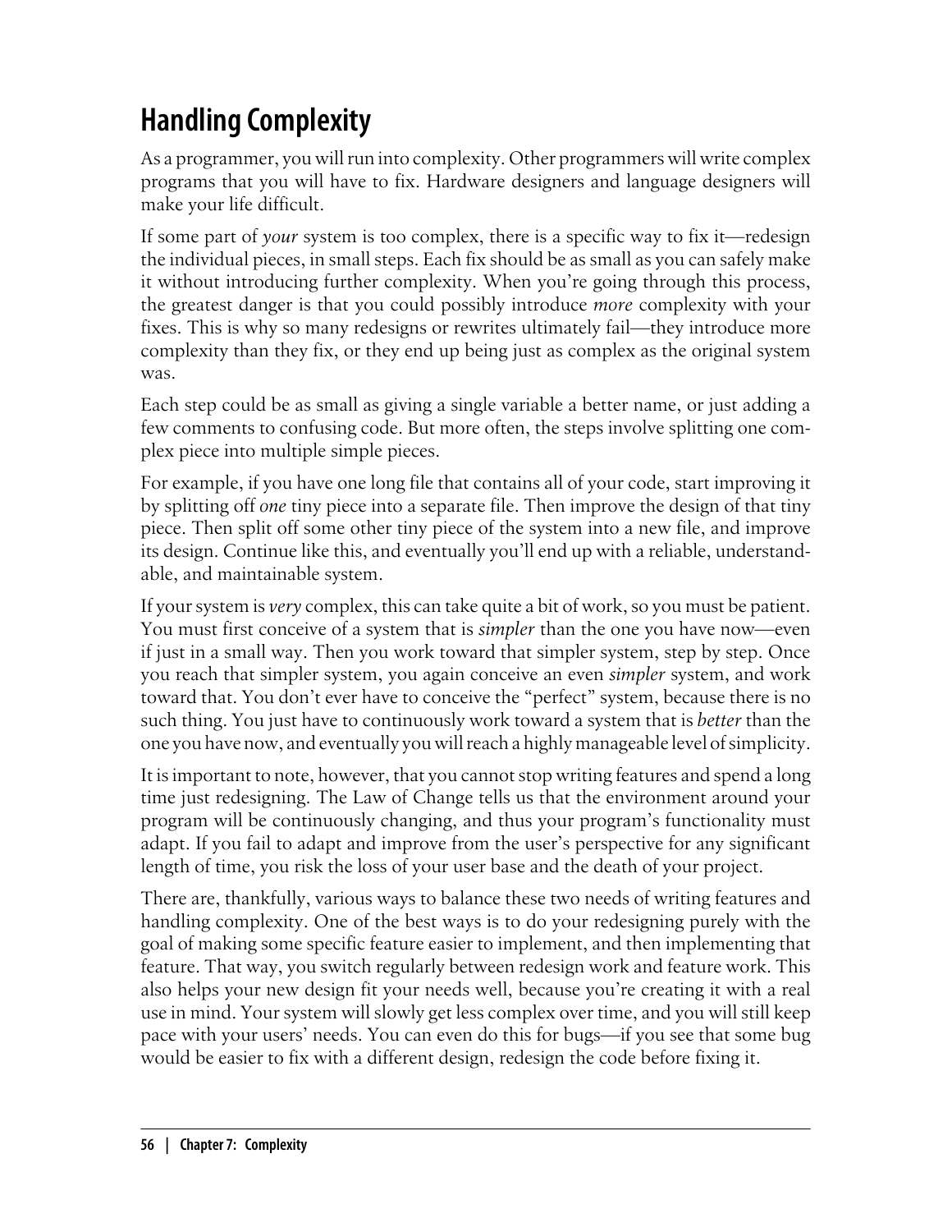## Handling Complexity

As a programmer, you will run into complexity. Other programmers will write complex programs that you will have to fix. Hardware designers and language designers will make your life difficult.

If some part of *your* system is too complex, there is a specific way to fix it—redesign the individual pieces, in small steps. Each fix should be as small as you can safely make it without introducing further complexity. When you're going through this process, the greatest danger is that you could possibly introduce *more* complexity with your fixes. This is why so many redesigns or rewrites ultimately fail—they introduce more complexity than they fix, or they end up being just as complex as the original system was.

Each step could be as small as giving a single variable a better name, or just adding a few comments to confusing code. But more often, the steps involve splitting one complex piece into multiple simple pieces.

For example, if you have one long file that contains all of your code, start improving it by splitting off *one* tiny piece into a separate file. Then improve the design of that tiny piece. Then split off some other tiny piece of the system into a new file, and improve its design. Continue like this, and eventually you'll end up with a reliable, understandable, and maintainable system.

If your system is *very* complex, this can take quite a bit of work, so you must be patient. You must first conceive of a system that is *simpler* than the one you have now—even if just in a small way. Then you work toward that simpler system, step by step. Once you reach that simpler system, you again conceive an even *simpler* system, and work toward that. You don't ever have to conceive the "perfect" system, because there is no such thing. You just have to continuously work toward a system that is *better* than the one you have now, and eventually you will reach a highly manageable level of simplicity.

It is important to note, however, that you cannot stop writing features and spend a long time just redesigning. The Law of Change tells us that the environment around your program will be continuously changing, and thus your program's functionality must adapt. If you fail to adapt and improve from the user's perspective for any significant length of time, you risk the loss of your user base and the death of your project.

There are, thankfully, various ways to balance these two needs of writing features and handling complexity. One of the best ways is to do your redesigning purely with the goal of making some specific feature easier to implement, and then implementing that feature. That way, you switch regularly between redesign work and feature work. This also helps your new design fit your needs well, because you're creating it with a real use in mind. Your system will slowly get less complex over time, and you will still keep pace with your users' needs. You can even do this for bugs—if you see that some bug would be easier to fix with a different design, redesign the code before fixing it.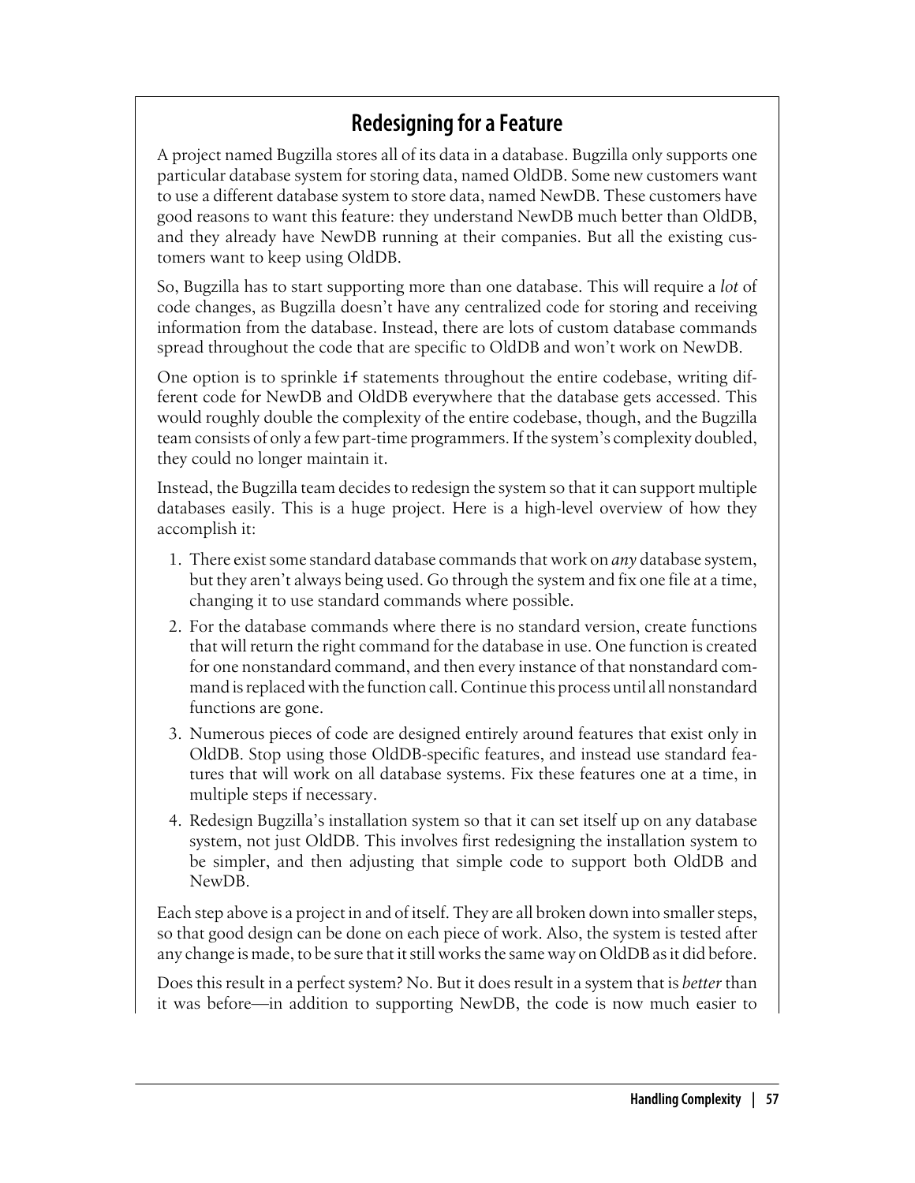## Redesigning for a Feature

A project named Bugzilla stores all of its data in a database. Bugzilla only supports one particular database system for storing data, named OldDB. Some new customers want to use a different database system to store data, named NewDB. These customers have good reasons to want this feature: they understand NewDB much better than OldDB, and they already have NewDB running at their companies. But all the existing customers want to keep using OldDB.

So, Bugzilla has to start supporting more than one database. This will require a *lot* of code changes, as Bugzilla doesn't have any centralized code for storing and receiving information from the database. Instead, there are lots of custom database commands spread throughout the code that are specific to OldDB and won't work on NewDB.

One option is to sprinkle `if` statements throughout the entire codebase, writing different code for NewDB and OldDB everywhere that the database gets accessed. This would roughly double the complexity of the entire codebase, though, and the Bugzilla team consists of only a few part-time programmers. If the system's complexity doubled, they could no longer maintain it.

Instead, the Bugzilla team decides to redesign the system so that it can support multiple databases easily. This is a huge project. Here is a high-level overview of how they accomplish it:

1. There exist some standard database commands that work on *any* database system, but they aren't always being used. Go through the system and fix one file at a time, changing it to use standard commands where possible.
2. For the database commands where there is no standard version, create functions that will return the right command for the database in use. One function is created for one nonstandard command, and then every instance of that nonstandard command is replaced with the function call. Continue this process until all nonstandard functions are gone.
3. Numerous pieces of code are designed entirely around features that exist only in OldDB. Stop using those OldDB-specific features, and instead use standard features that will work on all database systems. Fix these features one at a time, in multiple steps if necessary.
4. Redesign Bugzilla's installation system so that it can set itself up on any database system, not just OldDB. This involves first redesigning the installation system to be simpler, and then adjusting that simple code to support both OldDB and NewDB.

Each step above is a project in and of itself. They are all broken down into smaller steps, so that good design can be done on each piece of work. Also, the system is tested after any change is made, to be sure that it still works the same way on OldDB as it did before.

Does this result in a perfect system? No. But it does result in a system that is *better* than it was before—in addition to supporting NewDB, the code is now much easier to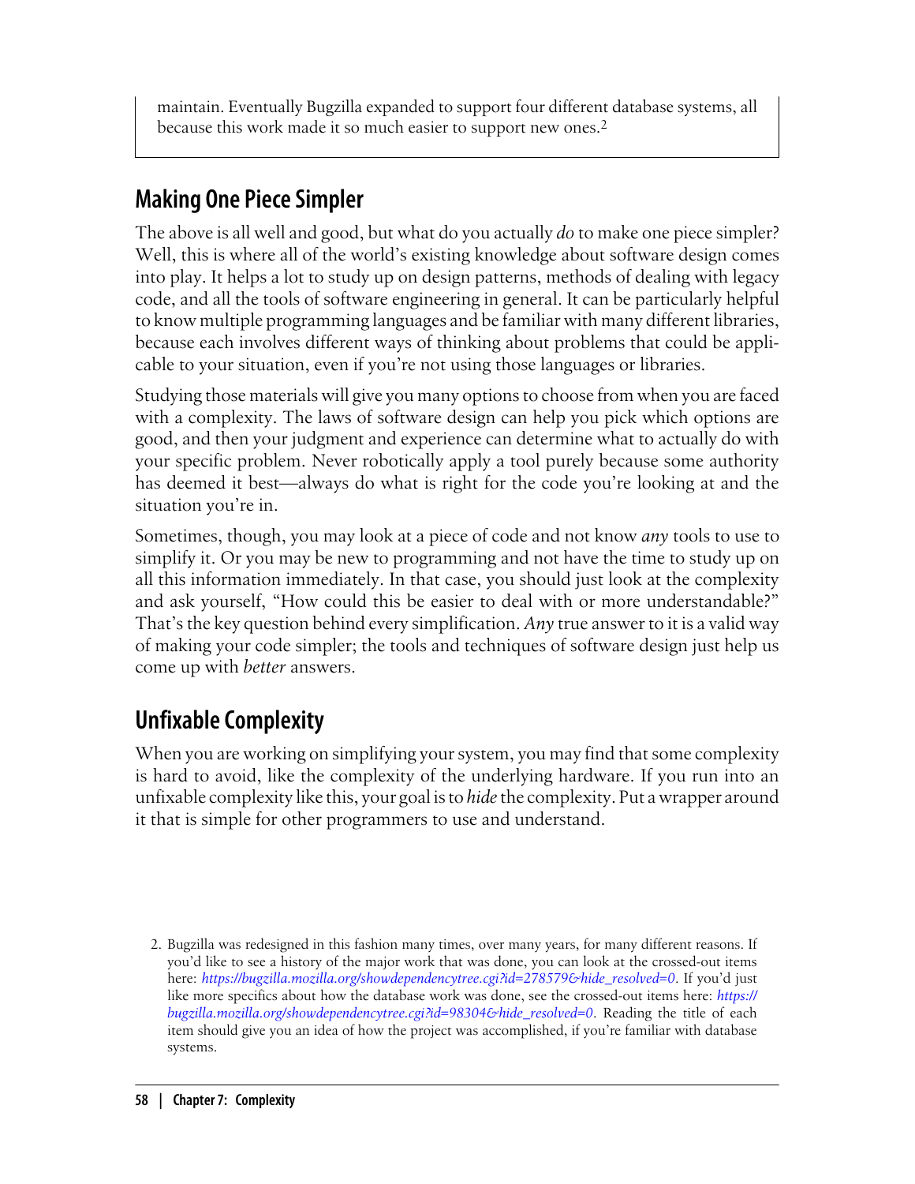maintain. Eventually Bugzilla expanded to support four different database systems, all because this work made it so much easier to support new ones.[2]

## Making One Piece Simpler

The above is all well and good, but what do you actually *do* to make one piece simpler? Well, this is where all of the world's existing knowledge about software design comes into play. It helps a lot to study up on design patterns, methods of dealing with legacy code, and all the tools of software engineering in general. It can be particularly helpful to know multiple programming languages and be familiar with many different libraries, because each involves different ways of thinking about problems that could be applicable to your situation, even if you're not using those languages or libraries.

Studying those materials will give you many options to choose from when you are faced with a complexity. The laws of software design can help you pick which options are good, and then your judgment and experience can determine what to actually do with your specific problem. Never robotically apply a tool purely because some authority has deemed it best—always do what is right for the code you're looking at and the situation you're in.

Sometimes, though, you may look at a piece of code and not know *any* tools to use to simplify it. Or you may be new to programming and not have the time to study up on all this information immediately. In that case, you should just look at the complexity and ask yourself, "How could this be easier to deal with or more understandable?" That's the key question behind every simplification. *Any* true answer to it is a valid way of making your code simpler; the tools and techniques of software design just help us come up with *better* answers.

## Unfixable Complexity

When you are working on simplifying your system, you may find that some complexity is hard to avoid, like the complexity of the underlying hardware. If you run into an unfixable complexity like this, your goal is to *hide* the complexity. Put a wrapper around it that is simple for other programmers to use and understand.

2. Bugzilla was redesigned in this fashion many times, over many years, for many different reasons. If you'd like to see a history of the major work that was done, you can look at the crossed-out items here: *https://bugzilla.mozilla.org/showdependencytree.cgi?id=278579&hide_resolved=0*. If you'd just like more specifics about how the database work was done, see the crossed-out items here: *https://bugzilla.mozilla.org/showdependencytree.cgi?id=98304&hide_resolved=0*. Reading the title of each item should give you an idea of how the project was accomplished, if you're familiar with database systems.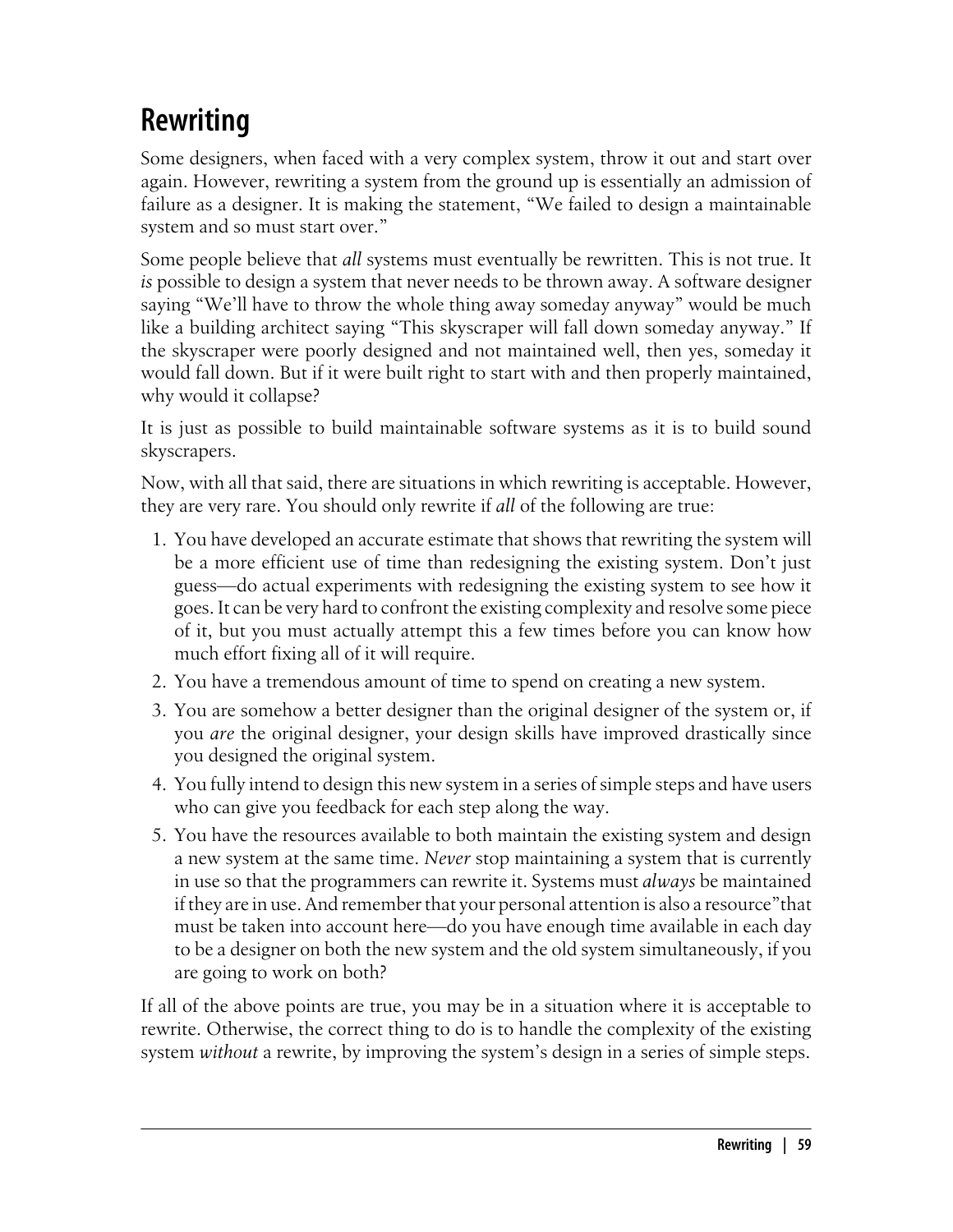## Rewriting

Some designers, when faced with a very complex system, throw it out and start over again. However, rewriting a system from the ground up is essentially an admission of failure as a designer. It is making the statement, "We failed to design a maintainable system and so must start over."

Some people believe that *all* systems must eventually be rewritten. This is not true. It *is* possible to design a system that never needs to be thrown away. A software designer saying "We'll have to throw the whole thing away someday anyway" would be much like a building architect saying "This skyscraper will fall down someday anyway." If the skyscraper were poorly designed and not maintained well, then yes, someday it would fall down. But if it were built right to start with and then properly maintained, why would it collapse?

It is just as possible to build maintainable software systems as it is to build sound skyscrapers.

Now, with all that said, there are situations in which rewriting is acceptable. However, they are very rare. You should only rewrite if *all* of the following are true:

1. You have developed an accurate estimate that shows that rewriting the system will be a more efficient use of time than redesigning the existing system. Don't just guess—do actual experiments with redesigning the existing system to see how it goes. It can be very hard to confront the existing complexity and resolve some piece of it, but you must actually attempt this a few times before you can know how much effort fixing all of it will require.
2. You have a tremendous amount of time to spend on creating a new system.
3. You are somehow a better designer than the original designer of the system or, if you *are* the original designer, your design skills have improved drastically since you designed the original system.
4. You fully intend to design this new system in a series of simple steps and have users who can give you feedback for each step along the way.
5. You have the resources available to both maintain the existing system and design a new system at the same time. *Never* stop maintaining a system that is currently in use so that the programmers can rewrite it. Systems must *always* be maintained if they are in use. And remember that your personal attention is also a resource"that must be taken into account here—do you have enough time available in each day to be a designer on both the new system and the old system simultaneously, if you are going to work on both?

If all of the above points are true, you may be in a situation where it is acceptable to rewrite. Otherwise, the correct thing to do is to handle the complexity of the existing system *without* a rewrite, by improving the system's design in a series of simple steps.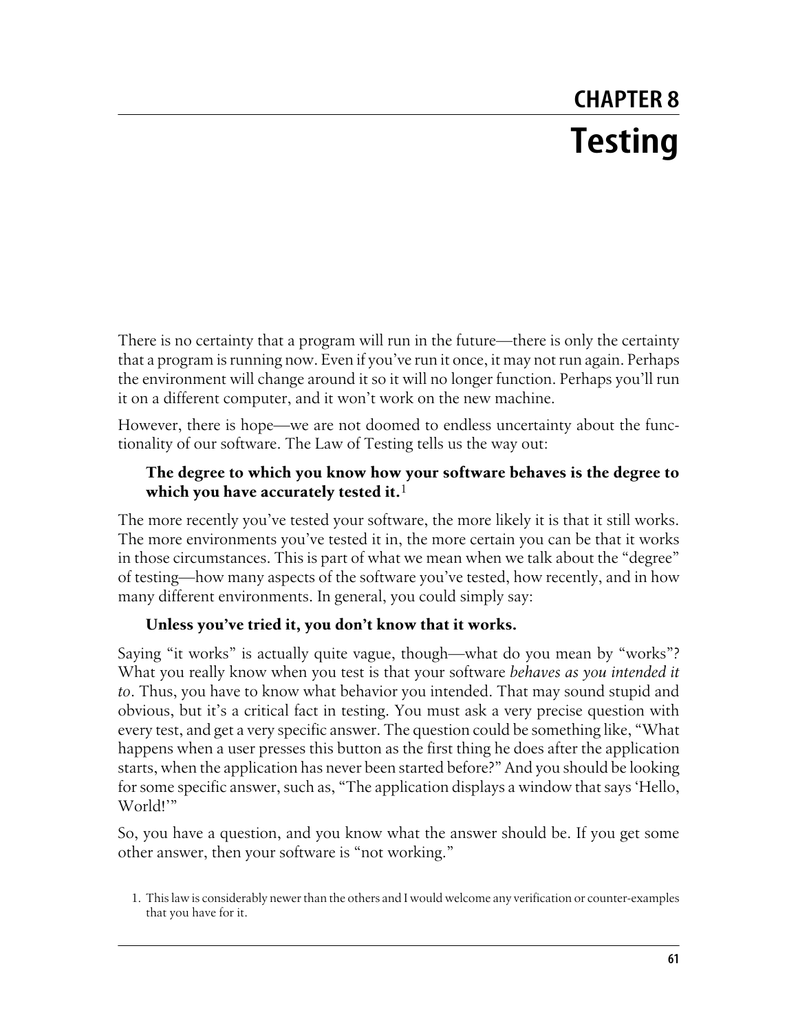# CHAPTER 8
# Testing

There is no certainty that a program will run in the future—there is only the certainty that a program is running now. Even if you've run it once, it may not run again. Perhaps the environment will change around it so it will no longer function. Perhaps you'll run it on a different computer, and it won't work on the new machine.

However, there is hope—we are not doomed to endless uncertainty about the functionality of our software. The Law of Testing tells us the way out:

> **The degree to which you know how your software behaves is the degree to which you have accurately tested it.**[1]

The more recently you've tested your software, the more likely it is that it still works. The more environments you've tested it in, the more certain you can be that it works in those circumstances. This is part of what we mean when we talk about the "degree" of testing—how many aspects of the software you've tested, how recently, and in how many different environments. In general, you could simply say:

> **Unless you've tried it, you don't know that it works.**

Saying "it works" is actually quite vague, though—what do you mean by "works"? What you really know when you test is that your software *behaves as you intended it to*. Thus, you have to know what behavior you intended. That may sound stupid and obvious, but it's a critical fact in testing. You must ask a very precise question with every test, and get a very specific answer. The question could be something like, "What happens when a user presses this button as the first thing he does after the application starts, when the application has never been started before?" And you should be looking for some specific answer, such as, "The application displays a window that says 'Hello, World!'"

So, you have a question, and you know what the answer should be. If you get some other answer, then your software is "not working."

1. This law is considerably newer than the others and I would welcome any verification or counter-examples that you have for it.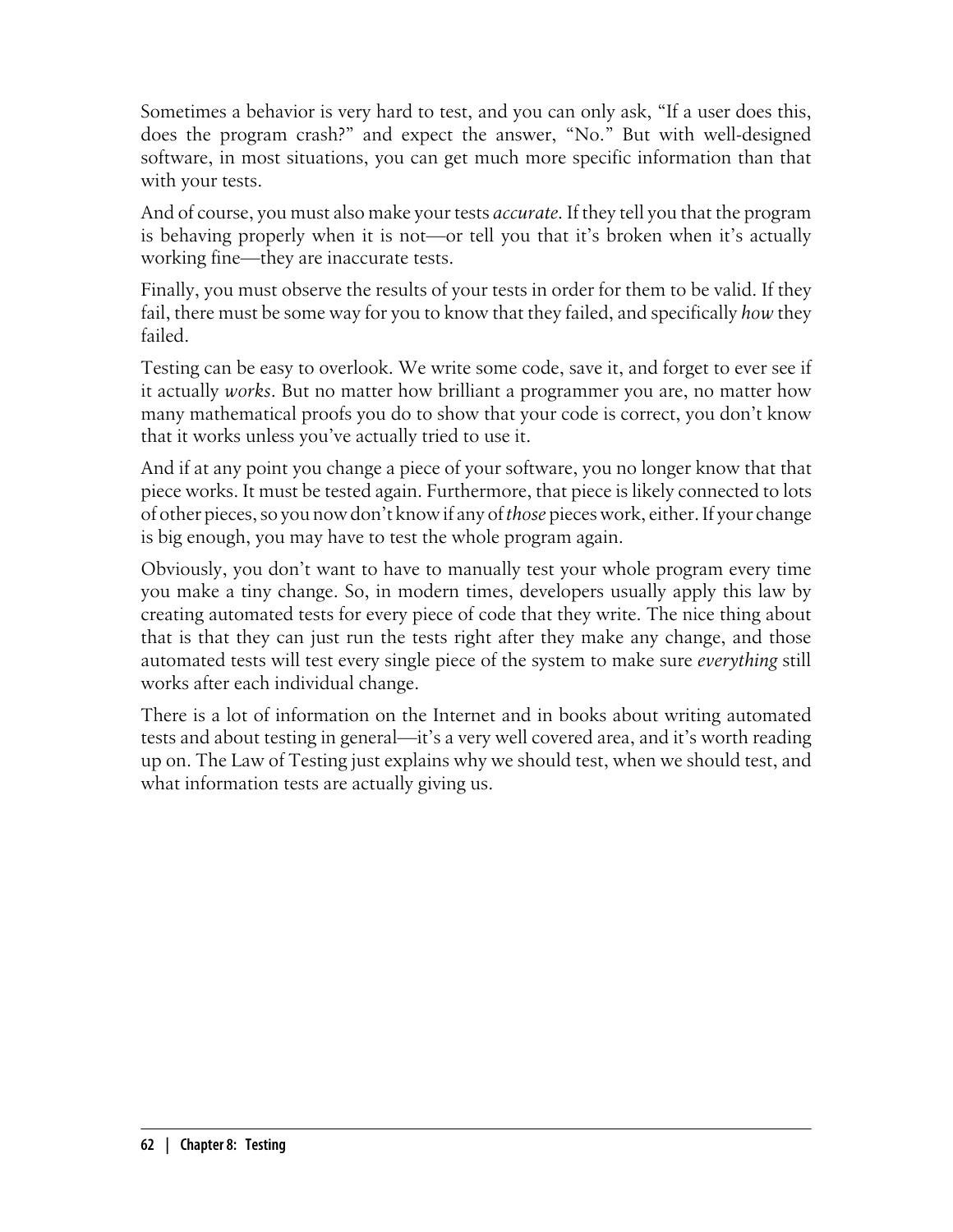Sometimes a behavior is very hard to test, and you can only ask, "If a user does this, does the program crash?" and expect the answer, "No." But with well-designed software, in most situations, you can get much more specific information than that with your tests.

And of course, you must also make your tests *accurate*. If they tell you that the program is behaving properly when it is not—or tell you that it's broken when it's actually working fine—they are inaccurate tests.

Finally, you must observe the results of your tests in order for them to be valid. If they fail, there must be some way for you to know that they failed, and specifically *how* they failed.

Testing can be easy to overlook. We write some code, save it, and forget to ever see if it actually *works*. But no matter how brilliant a programmer you are, no matter how many mathematical proofs you do to show that your code is correct, you don't know that it works unless you've actually tried to use it.

And if at any point you change a piece of your software, you no longer know that that piece works. It must be tested again. Furthermore, that piece is likely connected to lots of other pieces, so you now don't know if any of *those* pieces work, either. If your change is big enough, you may have to test the whole program again.

Obviously, you don't want to have to manually test your whole program every time you make a tiny change. So, in modern times, developers usually apply this law by creating automated tests for every piece of code that they write. The nice thing about that is that they can just run the tests right after they make any change, and those automated tests will test every single piece of the system to make sure *everything* still works after each individual change.

There is a lot of information on the Internet and in books about writing automated tests and about testing in general—it's a very well covered area, and it's worth reading up on. The Law of Testing just explains why we should test, when we should test, and what information tests are actually giving us.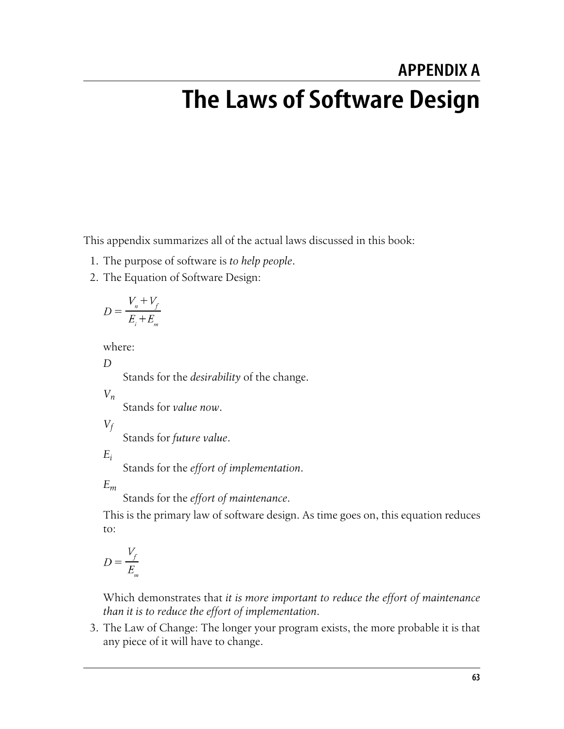# APPENDIX A

# The Laws of Software Design

This appendix summarizes all of the actual laws discussed in this book:

1. The purpose of software is *to help people*.
2. The Equation of Software Design:

   $$D = \frac{V_n + V_f}{E_i + E_m}$$

   where:

   $D$
   : Stands for the *desirability* of the change.

   $V_n$
   : Stands for *value now*.

   $V_f$
   : Stands for *future value*.

   $E_i$
   : Stands for the *effort of implementation*.

   $E_m$
   : Stands for the *effort of maintenance*.

   This is the primary law of software design. As time goes on, this equation reduces to:

   $$D = \frac{V_f}{E_m}$$

   Which demonstrates that *it is more important to reduce the effort of maintenance than it is to reduce the effort of implementation*.

3. The Law of Change: The longer your program exists, the more probable it is that any piece of it will have to change.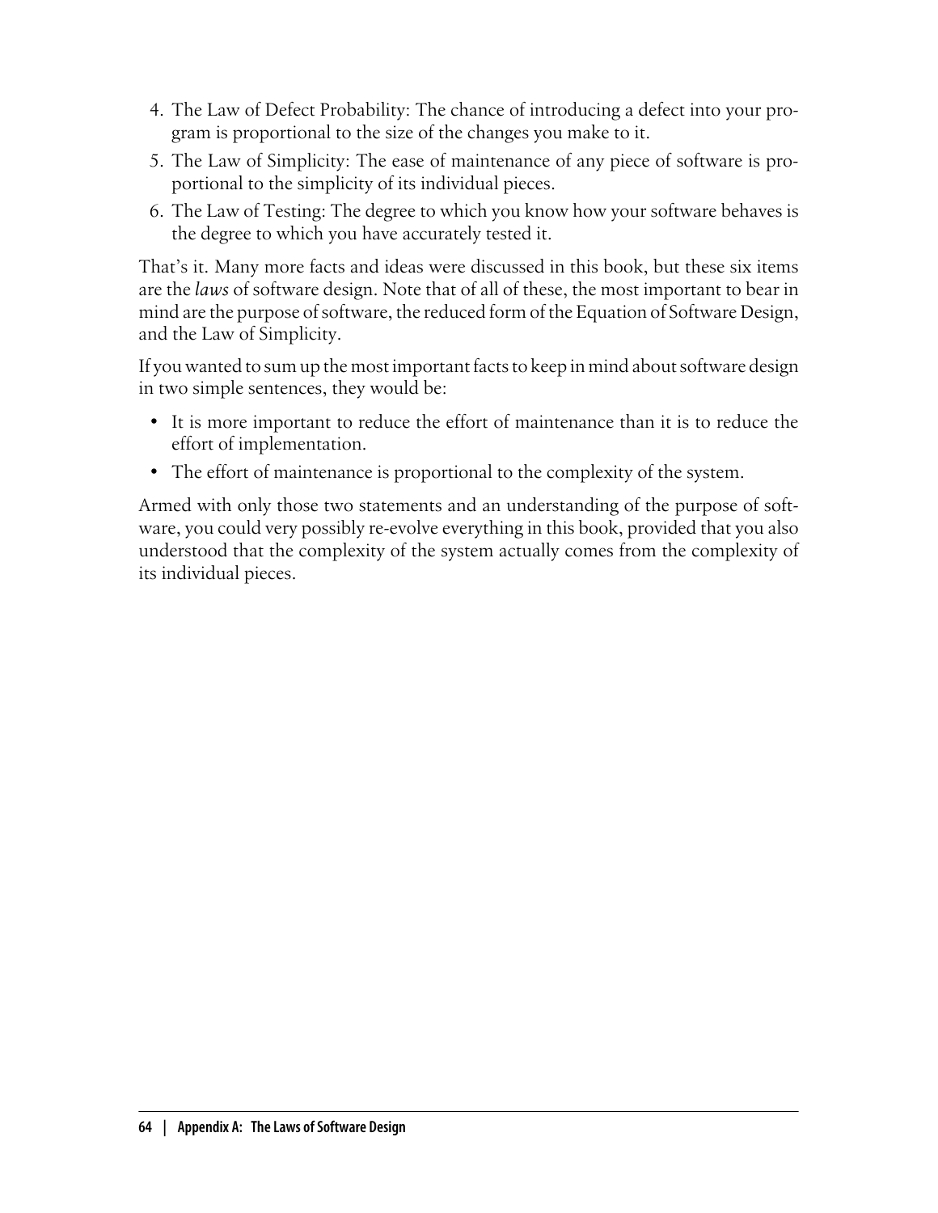4. The Law of Defect Probability: The chance of introducing a defect into your program is proportional to the size of the changes you make to it.
5. The Law of Simplicity: The ease of maintenance of any piece of software is proportional to the simplicity of its individual pieces.
6. The Law of Testing: The degree to which you know how your software behaves is the degree to which you have accurately tested it.

That's it. Many more facts and ideas were discussed in this book, but these six items are the *laws* of software design. Note that of all of these, the most important to bear in mind are the purpose of software, the reduced form of the Equation of Software Design, and the Law of Simplicity.

If you wanted to sum up the most important facts to keep in mind about software design in two simple sentences, they would be:

- It is more important to reduce the effort of maintenance than it is to reduce the effort of implementation.
- The effort of maintenance is proportional to the complexity of the system.

Armed with only those two statements and an understanding of the purpose of software, you could very possibly re-evolve everything in this book, provided that you also understood that the complexity of the system actually comes from the complexity of its individual pieces.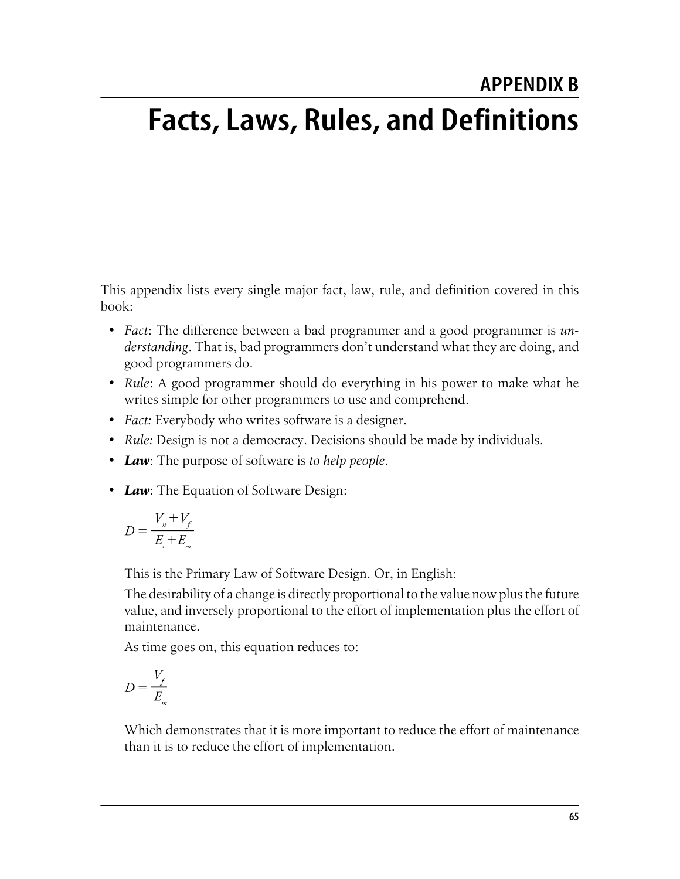# APPENDIX B

# Facts, Laws, Rules, and Definitions

This appendix lists every single major fact, law, rule, and definition covered in this book:

- *Fact*: The difference between a bad programmer and a good programmer is *understanding*. That is, bad programmers don't understand what they are doing, and good programmers do.
- *Rule*: A good programmer should do everything in his power to make what he writes simple for other programmers to use and comprehend.
- *Fact:* Everybody who writes software is a designer.
- *Rule:* Design is not a democracy. Decisions should be made by individuals.
- ***Law***: The purpose of software is *to help people*.
- ***Law***: The Equation of Software Design:

  $$D = \frac{V_n + V_f}{E_i + E_m}$$

  This is the Primary Law of Software Design. Or, in English:

  The desirability of a change is directly proportional to the value now plus the future value, and inversely proportional to the effort of implementation plus the effort of maintenance.

  As time goes on, this equation reduces to:

  $$D = \frac{V_f}{E_m}$$

  Which demonstrates that it is more important to reduce the effort of maintenance than it is to reduce the effort of implementation.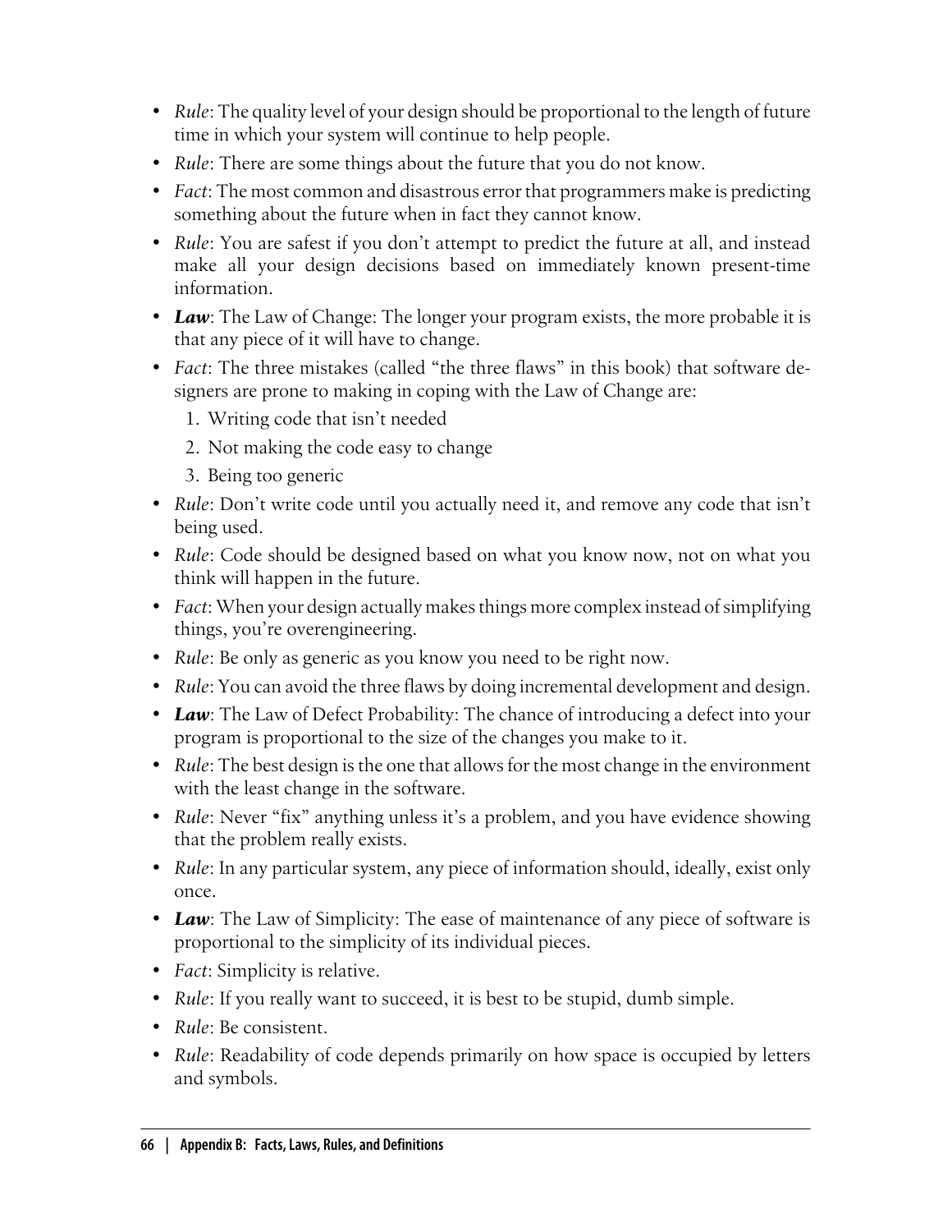- *Rule*: The quality level of your design should be proportional to the length of future time in which your system will continue to help people.
- *Rule*: There are some things about the future that you do not know.
- *Fact*: The most common and disastrous error that programmers make is predicting something about the future when in fact they cannot know.
- *Rule*: You are safest if you don't attempt to predict the future at all, and instead make all your design decisions based on immediately known present-time information.
- ***Law***: The Law of Change: The longer your program exists, the more probable it is that any piece of it will have to change.
- *Fact*: The three mistakes (called "the three flaws" in this book) that software designers are prone to making in coping with the Law of Change are:
  1. Writing code that isn't needed
  2. Not making the code easy to change
  3. Being too generic
- *Rule*: Don't write code until you actually need it, and remove any code that isn't being used.
- *Rule*: Code should be designed based on what you know now, not on what you think will happen in the future.
- *Fact*: When your design actually makes things more complex instead of simplifying things, you're overengineering.
- *Rule*: Be only as generic as you know you need to be right now.
- *Rule*: You can avoid the three flaws by doing incremental development and design.
- ***Law***: The Law of Defect Probability: The chance of introducing a defect into your program is proportional to the size of the changes you make to it.
- *Rule*: The best design is the one that allows for the most change in the environment with the least change in the software.
- *Rule*: Never "fix" anything unless it's a problem, and you have evidence showing that the problem really exists.
- *Rule*: In any particular system, any piece of information should, ideally, exist only once.
- ***Law***: The Law of Simplicity: The ease of maintenance of any piece of software is proportional to the simplicity of its individual pieces.
- *Fact*: Simplicity is relative.
- *Rule*: If you really want to succeed, it is best to be stupid, dumb simple.
- *Rule*: Be consistent.
- *Rule*: Readability of code depends primarily on how space is occupied by letters and symbols.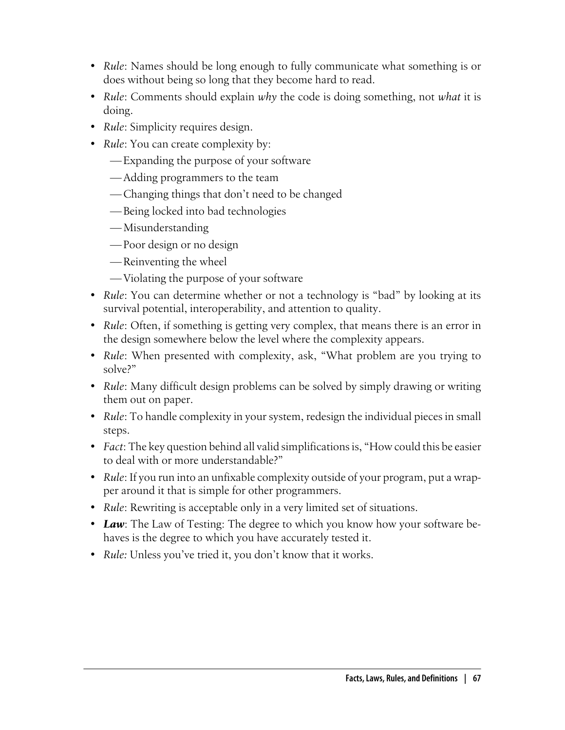- *Rule*: Names should be long enough to fully communicate what something is or does without being so long that they become hard to read.
- *Rule*: Comments should explain *why* the code is doing something, not *what* it is doing.
- *Rule*: Simplicity requires design.
- *Rule*: You can create complexity by:
    - —Expanding the purpose of your software
    - —Adding programmers to the team
    - —Changing things that don't need to be changed
    - —Being locked into bad technologies
    - —Misunderstanding
    - —Poor design or no design
    - —Reinventing the wheel
    - —Violating the purpose of your software
- *Rule*: You can determine whether or not a technology is "bad" by looking at its survival potential, interoperability, and attention to quality.
- *Rule*: Often, if something is getting very complex, that means there is an error in the design somewhere below the level where the complexity appears.
- *Rule*: When presented with complexity, ask, "What problem are you trying to solve?"
- *Rule*: Many difficult design problems can be solved by simply drawing or writing them out on paper.
- *Rule*: To handle complexity in your system, redesign the individual pieces in small steps.
- *Fact*: The key question behind all valid simplifications is, "How could this be easier to deal with or more understandable?"
- *Rule*: If you run into an unfixable complexity outside of your program, put a wrapper around it that is simple for other programmers.
- *Rule*: Rewriting is acceptable only in a very limited set of situations.
- ***Law***: The Law of Testing: The degree to which you know how your software behaves is the degree to which you have accurately tested it.
- *Rule:* Unless you've tried it, you don't know that it works.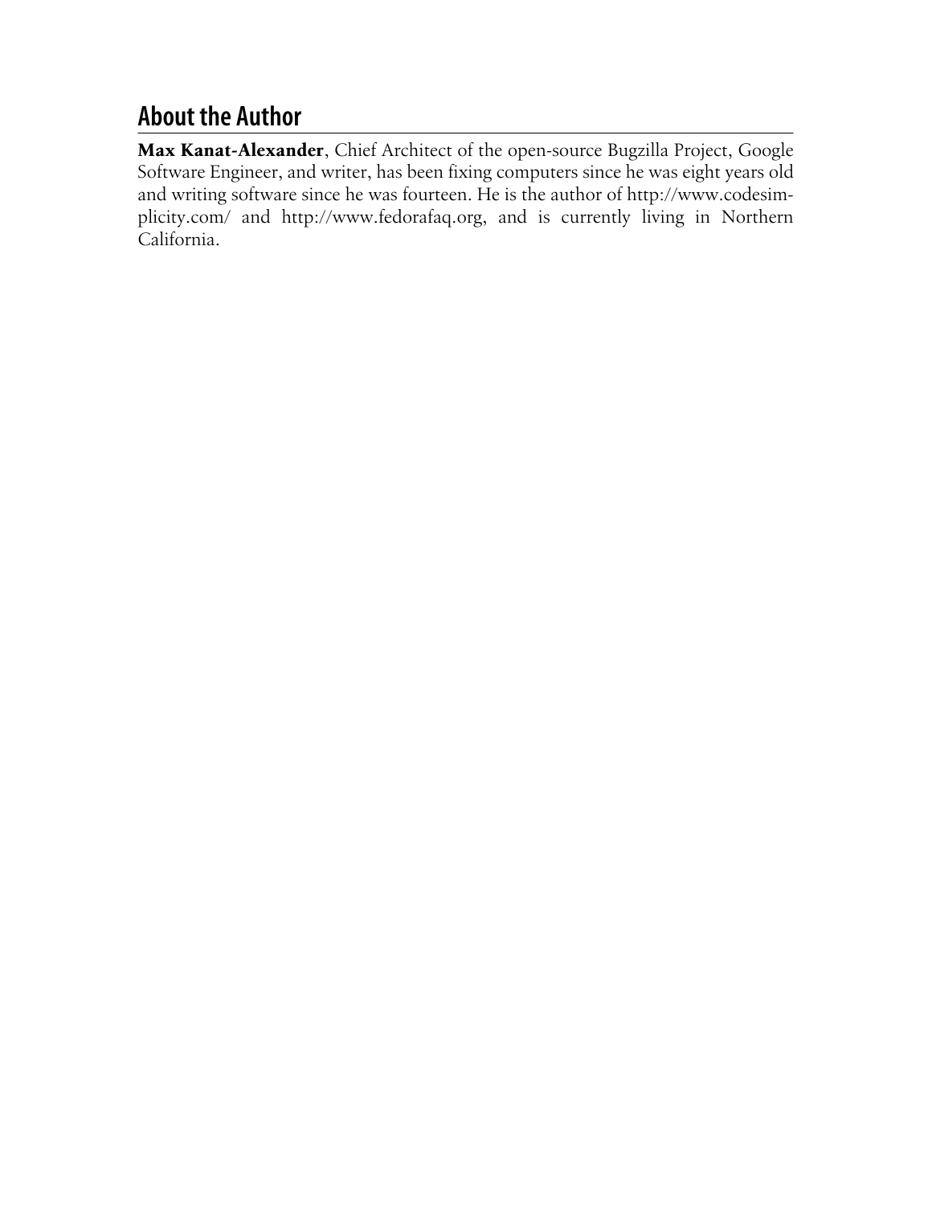## About the Author

**Max Kanat-Alexander**, Chief Architect of the open-source Bugzilla Project, Google Software Engineer, and writer, has been fixing computers since he was eight years old and writing software since he was fourteen. He is the author of http://www.codesimplicity.com/ and http://www.fedorafaq.org, and is currently living in Northern California.